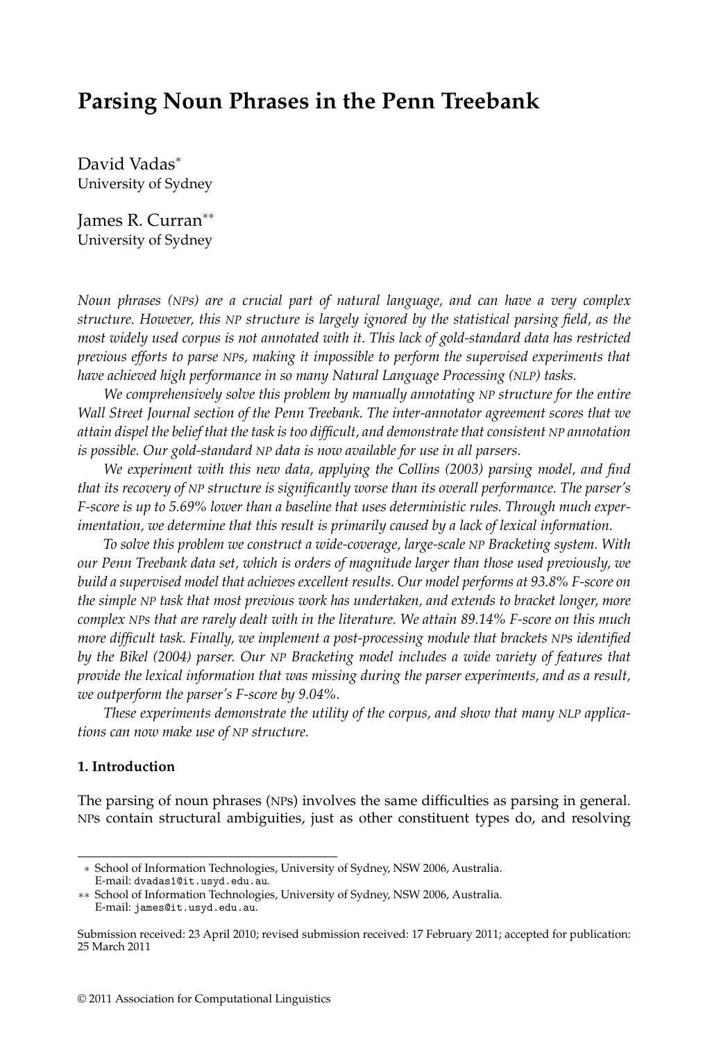# Parsing Noun Phrases in the Penn Treebank

David Vadas*
University of Sydney

James R. Curran**
University of Sydney

*Noun phrases (NPs) are a crucial part of natural language, and can have a very complex structure. However, this NP structure is largely ignored by the statistical parsing field, as the most widely used corpus is not annotated with it. This lack of gold-standard data has restricted previous efforts to parse NPs, making it impossible to perform the supervised experiments that have achieved high performance in so many Natural Language Processing (NLP) tasks.*

*We comprehensively solve this problem by manually annotating NP structure for the entire Wall Street Journal section of the Penn Treebank. The inter-annotator agreement scores that we attain dispel the belief that the task is too difficult, and demonstrate that consistent NP annotation is possible. Our gold-standard NP data is now available for use in all parsers.*

*We experiment with this new data, applying the Collins (2003) parsing model, and find that its recovery of NP structure is significantly worse than its overall performance. The parser's F-score is up to 5.69% lower than a baseline that uses deterministic rules. Through much experimentation, we determine that this result is primarily caused by a lack of lexical information.*

*To solve this problem we construct a wide-coverage, large-scale NP Bracketing system. With our Penn Treebank data set, which is orders of magnitude larger than those used previously, we build a supervised model that achieves excellent results. Our model performs at 93.8% F-score on the simple NP task that most previous work has undertaken, and extends to bracket longer, more complex NPs that are rarely dealt with in the literature. We attain 89.14% F-score on this much more difficult task. Finally, we implement a post-processing module that brackets NPs identified by the Bikel (2004) parser. Our NP Bracketing model includes a wide variety of features that provide the lexical information that was missing during the parser experiments, and as a result, we outperform the parser's F-score by 9.04%.*

*These experiments demonstrate the utility of the corpus, and show that many NLP applications can now make use of NP structure.*

## 1. Introduction

The parsing of noun phrases (NPs) involves the same difficulties as parsing in general. NPs contain structural ambiguities, just as other constituent types do, and resolving

\* School of Information Technologies, University of Sydney, NSW 2006, Australia.
E-mail: dvadas1@it.usyd.edu.au.

\*\* School of Information Technologies, University of Sydney, NSW 2006, Australia.
E-mail: james@it.usyd.edu.au.

Submission received: 23 April 2010; revised submission received: 17 February 2011; accepted for publication: 25 March 2011

© 2011 Association for Computational Linguistics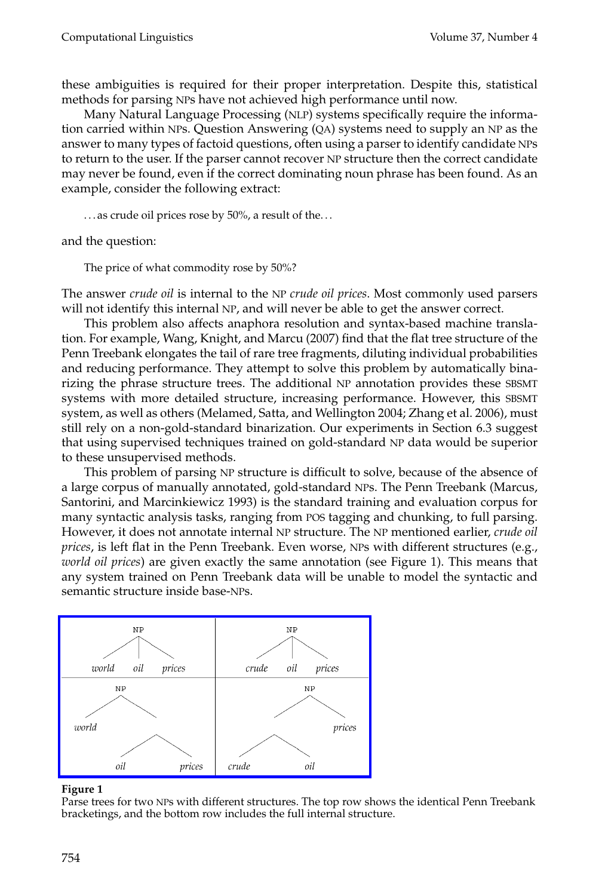these ambiguities is required for their proper interpretation. Despite this, statistical methods for parsing NPs have not achieved high performance until now.

Many Natural Language Processing (NLP) systems specifically require the information carried within NPs. Question Answering (QA) systems need to supply an NP as the answer to many types of factoid questions, often using a parser to identify candidate NPs to return to the user. If the parser cannot recover NP structure then the correct candidate may never be found, even if the correct dominating noun phrase has been found. As an example, consider the following extract:

> ...as crude oil prices rose by 50%, a result of the...

and the question:

> The price of what commodity rose by 50%?

The answer *crude oil* is internal to the NP *crude oil prices*. Most commonly used parsers will not identify this internal NP, and will never be able to get the answer correct.

This problem also affects anaphora resolution and syntax-based machine translation. For example, Wang, Knight, and Marcu (2007) find that the flat tree structure of the Penn Treebank elongates the tail of rare tree fragments, diluting individual probabilities and reducing performance. They attempt to solve this problem by automatically binarizing the phrase structure trees. The additional NP annotation provides these SBSMT systems with more detailed structure, increasing performance. However, this SBSMT system, as well as others (Melamed, Satta, and Wellington 2004; Zhang et al. 2006), must still rely on a non-gold-standard binarization. Our experiments in Section 6.3 suggest that using supervised techniques trained on gold-standard NP data would be superior to these unsupervised methods.

This problem of parsing NP structure is difficult to solve, because of the absence of a large corpus of manually annotated, gold-standard NPs. The Penn Treebank (Marcus, Santorini, and Marcinkiewicz 1993) is the standard training and evaluation corpus for many syntactic analysis tasks, ranging from POS tagging and chunking, to full parsing. However, it does not annotate internal NP structure. The NP mentioned earlier, *crude oil prices*, is left flat in the Penn Treebank. Even worse, NPs with different structures (e.g., *world oil prices*) are given exactly the same annotation (see Figure 1). This means that any system trained on Penn Treebank data will be unable to model the syntactic and semantic structure inside base-NPs.

```
        NP                      NP
      / | \                   / | \
 world oil prices        crude oil prices

     NP                          NP
    /  \                        /  \
 world  .                      .   prices
       / \                    / \
     oil  prices          crude  oil
```

**Figure 1**
Parse trees for two NPs with different structures. The top row shows the identical Penn Treebank bracketings, and the bottom row includes the full internal structure.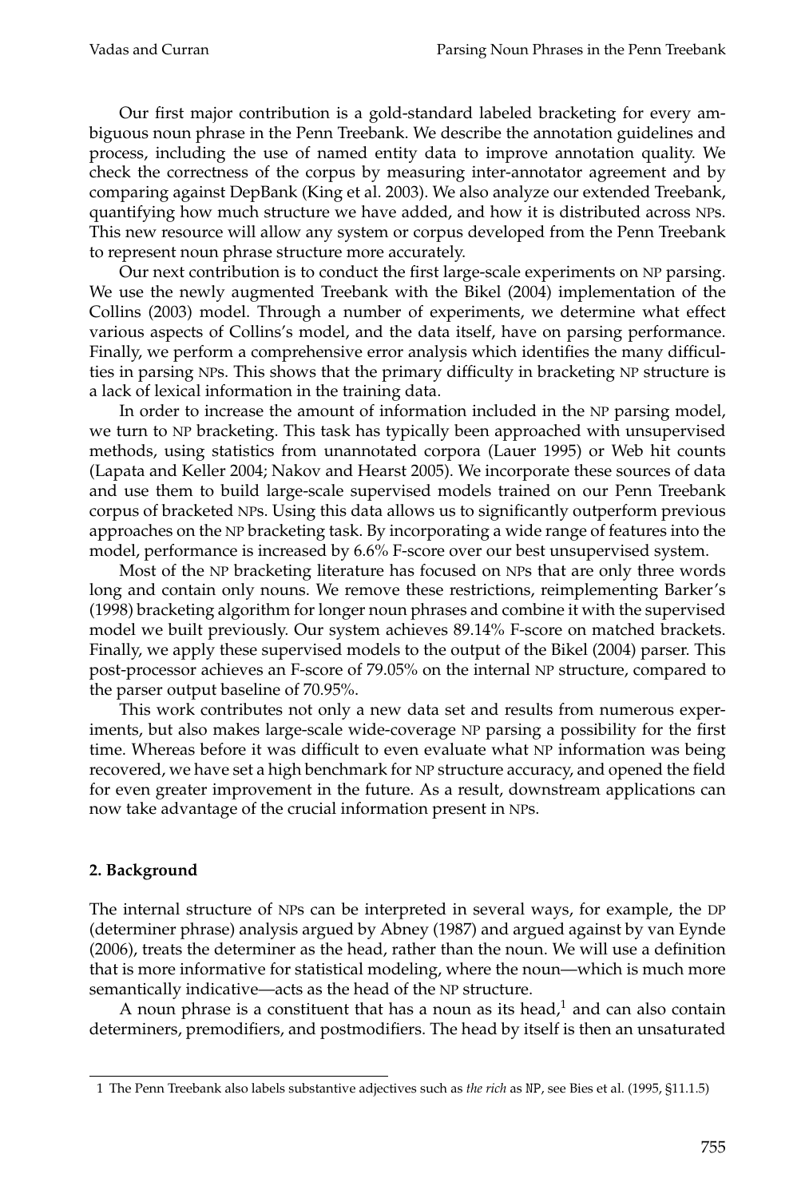Our first major contribution is a gold-standard labeled bracketing for every ambiguous noun phrase in the Penn Treebank. We describe the annotation guidelines and process, including the use of named entity data to improve annotation quality. We check the correctness of the corpus by measuring inter-annotator agreement and by comparing against DepBank (King et al. 2003). We also analyze our extended Treebank, quantifying how much structure we have added, and how it is distributed across NPs. This new resource will allow any system or corpus developed from the Penn Treebank to represent noun phrase structure more accurately.

Our next contribution is to conduct the first large-scale experiments on NP parsing. We use the newly augmented Treebank with the Bikel (2004) implementation of the Collins (2003) model. Through a number of experiments, we determine what effect various aspects of Collins's model, and the data itself, have on parsing performance. Finally, we perform a comprehensive error analysis which identifies the many difficulties in parsing NPs. This shows that the primary difficulty in bracketing NP structure is a lack of lexical information in the training data.

In order to increase the amount of information included in the NP parsing model, we turn to NP bracketing. This task has typically been approached with unsupervised methods, using statistics from unannotated corpora (Lauer 1995) or Web hit counts (Lapata and Keller 2004; Nakov and Hearst 2005). We incorporate these sources of data and use them to build large-scale supervised models trained on our Penn Treebank corpus of bracketed NPs. Using this data allows us to significantly outperform previous approaches on the NP bracketing task. By incorporating a wide range of features into the model, performance is increased by 6.6% F-score over our best unsupervised system.

Most of the NP bracketing literature has focused on NPs that are only three words long and contain only nouns. We remove these restrictions, reimplementing Barker's (1998) bracketing algorithm for longer noun phrases and combine it with the supervised model we built previously. Our system achieves 89.14% F-score on matched brackets. Finally, we apply these supervised models to the output of the Bikel (2004) parser. This post-processor achieves an F-score of 79.05% on the internal NP structure, compared to the parser output baseline of 70.95%.

This work contributes not only a new data set and results from numerous experiments, but also makes large-scale wide-coverage NP parsing a possibility for the first time. Whereas before it was difficult to even evaluate what NP information was being recovered, we have set a high benchmark for NP structure accuracy, and opened the field for even greater improvement in the future. As a result, downstream applications can now take advantage of the crucial information present in NPs.

## 2. Background

The internal structure of NPs can be interpreted in several ways, for example, the DP (determiner phrase) analysis argued by Abney (1987) and argued against by van Eynde (2006), treats the determiner as the head, rather than the noun. We will use a definition that is more informative for statistical modeling, where the noun—which is much more semantically indicative—acts as the head of the NP structure.

A noun phrase is a constituent that has a noun as its head,[1] and can also contain determiners, premodifiers, and postmodifiers. The head by itself is then an unsaturated

[1] The Penn Treebank also labels substantive adjectives such as *the rich* as NP, see Bies et al. (1995, §11.1.5)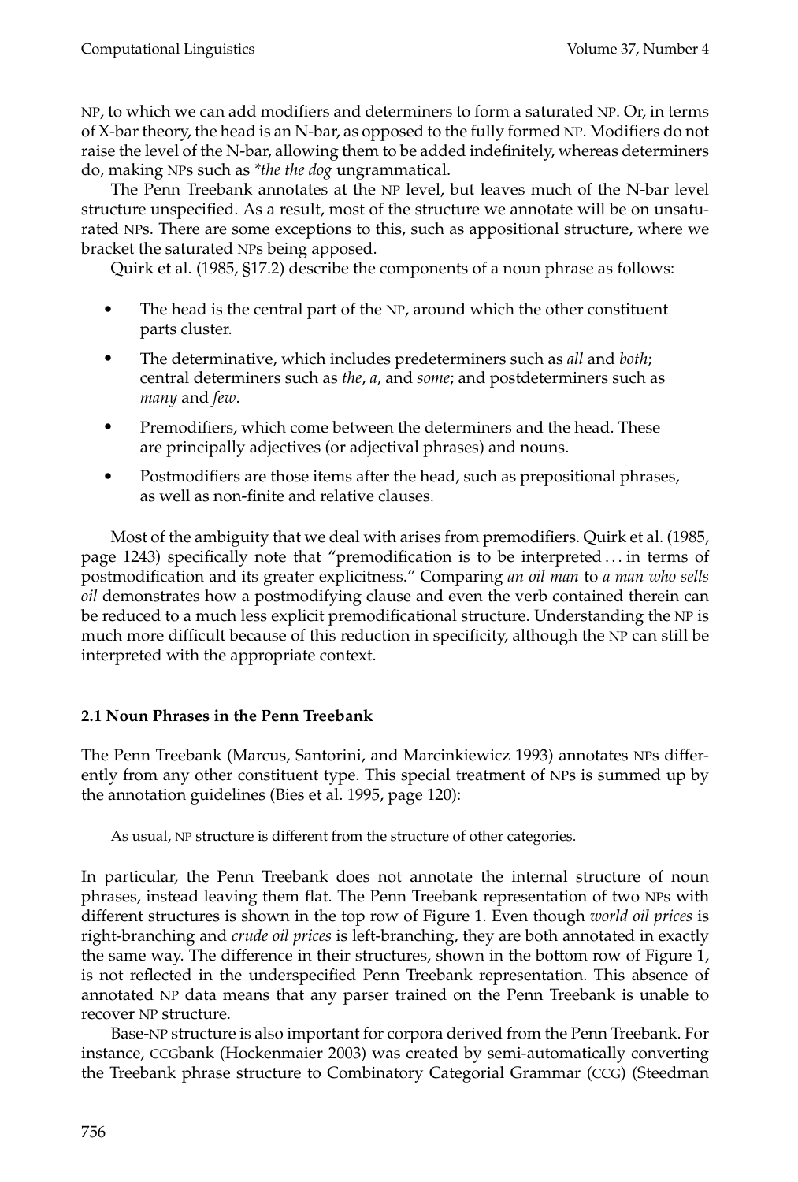NP, to which we can add modifiers and determiners to form a saturated NP. Or, in terms of X-bar theory, the head is an N-bar, as opposed to the fully formed NP. Modifiers do not raise the level of the N-bar, allowing them to be added indefinitely, whereas determiners do, making NPs such as *\*the the dog* ungrammatical.

The Penn Treebank annotates at the NP level, but leaves much of the N-bar level structure unspecified. As a result, most of the structure we annotate will be on unsaturated NPs. There are some exceptions to this, such as appositional structure, where we bracket the saturated NPs being apposed.

Quirk et al. (1985, §17.2) describe the components of a noun phrase as follows:

- The head is the central part of the NP, around which the other constituent parts cluster.
- The determinative, which includes predeterminers such as *all* and *both*; central determiners such as *the*, *a*, and *some*; and postdeterminers such as *many* and *few*.
- Premodifiers, which come between the determiners and the head. These are principally adjectives (or adjectival phrases) and nouns.
- Postmodifiers are those items after the head, such as prepositional phrases, as well as non-finite and relative clauses.

Most of the ambiguity that we deal with arises from premodifiers. Quirk et al. (1985, page 1243) specifically note that "premodification is to be interpreted ... in terms of postmodification and its greater explicitness." Comparing *an oil man* to *a man who sells oil* demonstrates how a postmodifying clause and even the verb contained therein can be reduced to a much less explicit premodificational structure. Understanding the NP is much more difficult because of this reduction in specificity, although the NP can still be interpreted with the appropriate context.

### 2.1 Noun Phrases in the Penn Treebank

The Penn Treebank (Marcus, Santorini, and Marcinkiewicz 1993) annotates NPs differently from any other constituent type. This special treatment of NPs is summed up by the annotation guidelines (Bies et al. 1995, page 120):

> As usual, NP structure is different from the structure of other categories.

In particular, the Penn Treebank does not annotate the internal structure of noun phrases, instead leaving them flat. The Penn Treebank representation of two NPs with different structures is shown in the top row of Figure 1. Even though *world oil prices* is right-branching and *crude oil prices* is left-branching, they are both annotated in exactly the same way. The difference in their structures, shown in the bottom row of Figure 1, is not reflected in the underspecified Penn Treebank representation. This absence of annotated NP data means that any parser trained on the Penn Treebank is unable to recover NP structure.

Base-NP structure is also important for corpora derived from the Penn Treebank. For instance, CCGbank (Hockenmaier 2003) was created by semi-automatically converting the Treebank phrase structure to Combinatory Categorial Grammar (CCG) (Steedman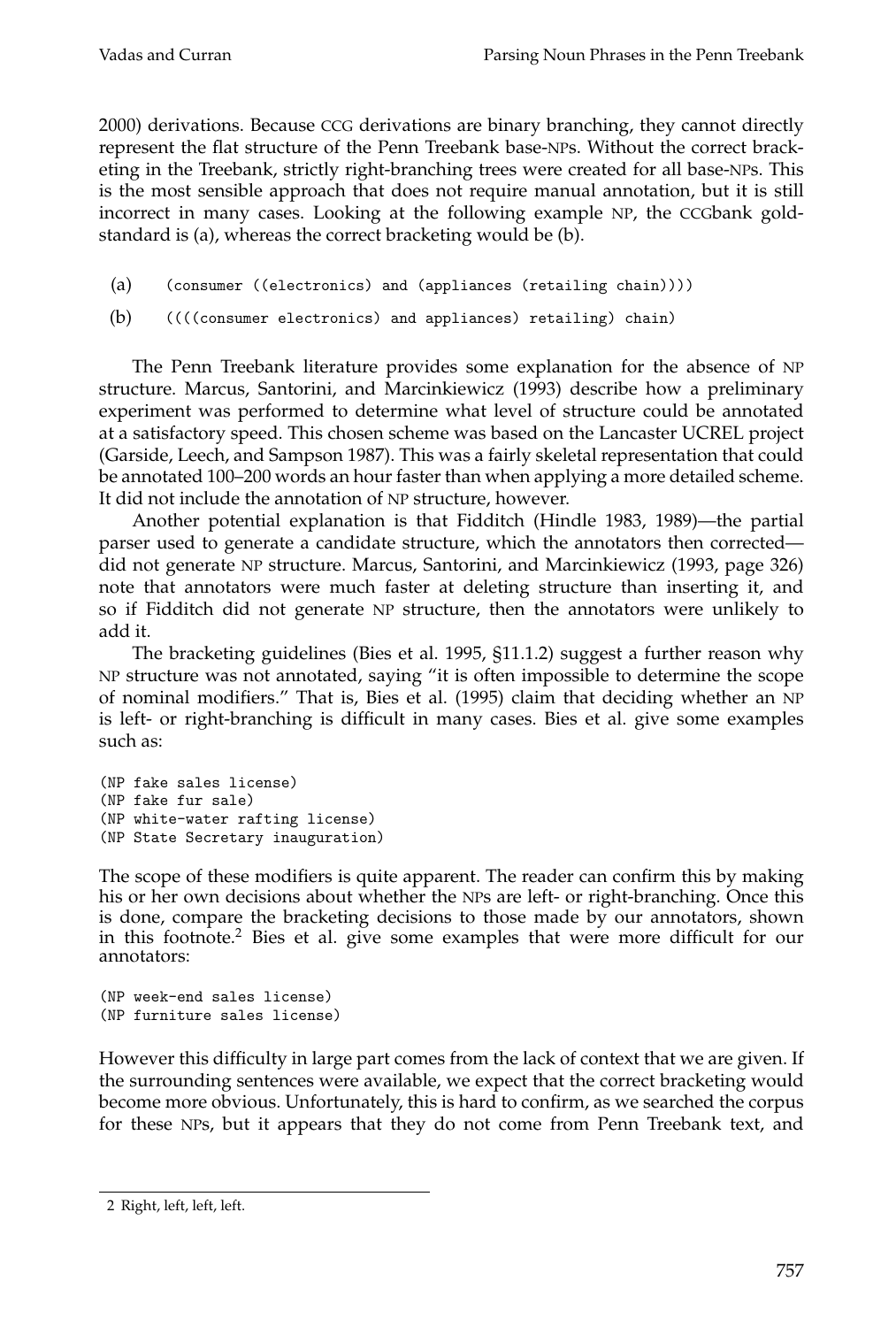2000) derivations. Because CCG derivations are binary branching, they cannot directly represent the flat structure of the Penn Treebank base-NPs. Without the correct bracketing in the Treebank, strictly right-branching trees were created for all base-NPs. This is the most sensible approach that does not require manual annotation, but it is still incorrect in many cases. Looking at the following example NP, the CCGbank gold-standard is (a), whereas the correct bracketing would be (b).

(a) `(consumer ((electronics) and (appliances (retailing chain))))`

(b) `((((consumer electronics) and appliances) retailing) chain)`

The Penn Treebank literature provides some explanation for the absence of NP structure. Marcus, Santorini, and Marcinkiewicz (1993) describe how a preliminary experiment was performed to determine what level of structure could be annotated at a satisfactory speed. This chosen scheme was based on the Lancaster UCREL project (Garside, Leech, and Sampson 1987). This was a fairly skeletal representation that could be annotated 100–200 words an hour faster than when applying a more detailed scheme. It did not include the annotation of NP structure, however.

Another potential explanation is that Fidditch (Hindle 1983, 1989)—the partial parser used to generate a candidate structure, which the annotators then corrected—did not generate NP structure. Marcus, Santorini, and Marcinkiewicz (1993, page 326) note that annotators were much faster at deleting structure than inserting it, and so if Fidditch did not generate NP structure, then the annotators were unlikely to add it.

The bracketing guidelines (Bies et al. 1995, §11.1.2) suggest a further reason why NP structure was not annotated, saying "it is often impossible to determine the scope of nominal modifiers." That is, Bies et al. (1995) claim that deciding whether an NP is left- or right-branching is difficult in many cases. Bies et al. give some examples such as:

```
(NP fake sales license)
(NP fake fur sale)
(NP white-water rafting license)
(NP State Secretary inauguration)
```

The scope of these modifiers is quite apparent. The reader can confirm this by making his or her own decisions about whether the NPs are left- or right-branching. Once this is done, compare the bracketing decisions to those made by our annotators, shown in this footnote.[2] Bies et al. give some examples that were more difficult for our annotators:

```
(NP week-end sales license)
(NP furniture sales license)
```

However this difficulty in large part comes from the lack of context that we are given. If the surrounding sentences were available, we expect that the correct bracketing would become more obvious. Unfortunately, this is hard to confirm, as we searched the corpus for these NPs, but it appears that they do not come from Penn Treebank text, and

2 Right, left, left, left.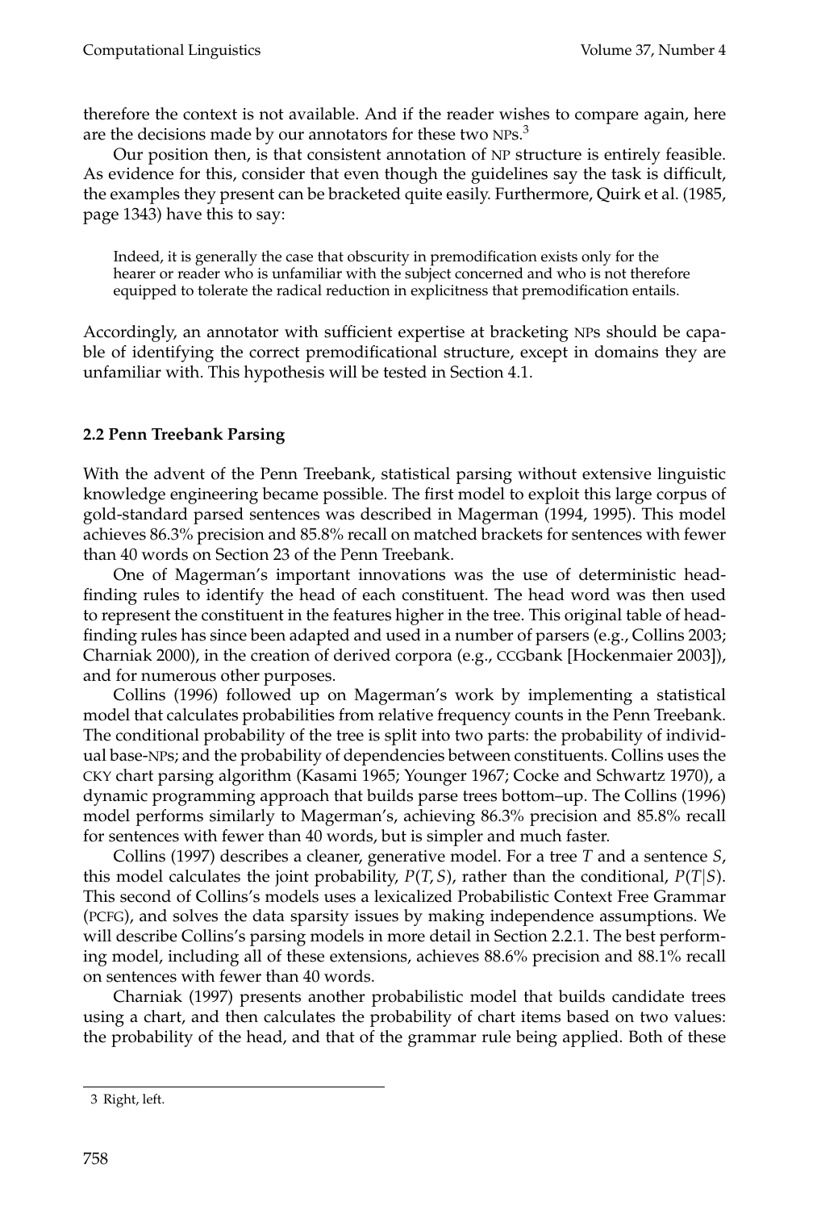therefore the context is not available. And if the reader wishes to compare again, here are the decisions made by our annotators for these two NPs.[3]

Our position then, is that consistent annotation of NP structure is entirely feasible. As evidence for this, consider that even though the guidelines say the task is difficult, the examples they present can be bracketed quite easily. Furthermore, Quirk et al. (1985, page 1343) have this to say:

> Indeed, it is generally the case that obscurity in premodification exists only for the hearer or reader who is unfamiliar with the subject concerned and who is not therefore equipped to tolerate the radical reduction in explicitness that premodification entails.

Accordingly, an annotator with sufficient expertise at bracketing NPs should be capable of identifying the correct premodificational structure, except in domains they are unfamiliar with. This hypothesis will be tested in Section 4.1.

### 2.2 Penn Treebank Parsing

With the advent of the Penn Treebank, statistical parsing without extensive linguistic knowledge engineering became possible. The first model to exploit this large corpus of gold-standard parsed sentences was described in Magerman (1994, 1995). This model achieves 86.3% precision and 85.8% recall on matched brackets for sentences with fewer than 40 words on Section 23 of the Penn Treebank.

One of Magerman's important innovations was the use of deterministic head-finding rules to identify the head of each constituent. The head word was then used to represent the constituent in the features higher in the tree. This original table of head-finding rules has since been adapted and used in a number of parsers (e.g., Collins 2003; Charniak 2000), in the creation of derived corpora (e.g., CCGbank [Hockenmaier 2003]), and for numerous other purposes.

Collins (1996) followed up on Magerman's work by implementing a statistical model that calculates probabilities from relative frequency counts in the Penn Treebank. The conditional probability of the tree is split into two parts: the probability of individual base-NPs; and the probability of dependencies between constituents. Collins uses the CKY chart parsing algorithm (Kasami 1965; Younger 1967; Cocke and Schwartz 1970), a dynamic programming approach that builds parse trees bottom–up. The Collins (1996) model performs similarly to Magerman's, achieving 86.3% precision and 85.8% recall for sentences with fewer than 40 words, but is simpler and much faster.

Collins (1997) describes a cleaner, generative model. For a tree $T$ and a sentence $S$, this model calculates the joint probability, $P(T, S)$, rather than the conditional, $P(T|S)$. This second of Collins's models uses a lexicalized Probabilistic Context Free Grammar (PCFG), and solves the data sparsity issues by making independence assumptions. We will describe Collins's parsing models in more detail in Section 2.2.1. The best performing model, including all of these extensions, achieves 88.6% precision and 88.1% recall on sentences with fewer than 40 words.

Charniak (1997) presents another probabilistic model that builds candidate trees using a chart, and then calculates the probability of chart items based on two values: the probability of the head, and that of the grammar rule being applied. Both of these

[3] Right, left.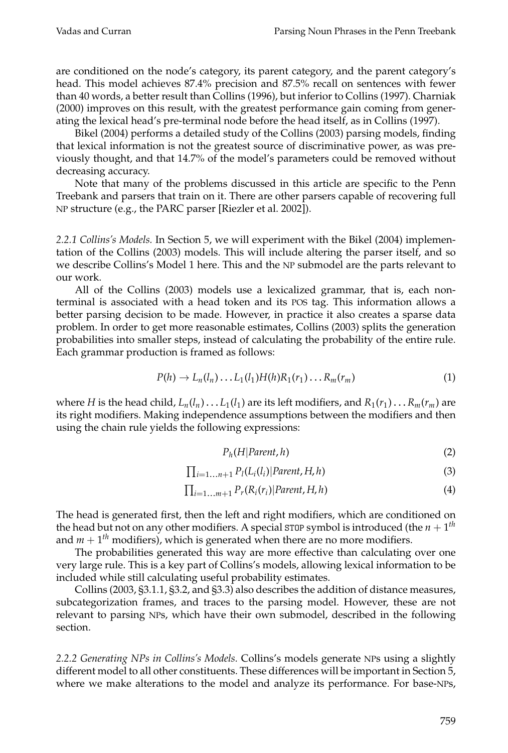are conditioned on the node's category, its parent category, and the parent category's head. This model achieves 87.4% precision and 87.5% recall on sentences with fewer than 40 words, a better result than Collins (1996), but inferior to Collins (1997). Charniak (2000) improves on this result, with the greatest performance gain coming from generating the lexical head's pre-terminal node before the head itself, as in Collins (1997).

Bikel (2004) performs a detailed study of the Collins (2003) parsing models, finding that lexical information is not the greatest source of discriminative power, as was previously thought, and that 14.7% of the model's parameters could be removed without decreasing accuracy.

Note that many of the problems discussed in this article are specific to the Penn Treebank and parsers that train on it. There are other parsers capable of recovering full NP structure (e.g., the PARC parser [Riezler et al. 2002]).

*2.2.1 Collins's Models.* In Section 5, we will experiment with the Bikel (2004) implementation of the Collins (2003) models. This will include altering the parser itself, and so we describe Collins's Model 1 here. This and the NP submodel are the parts relevant to our work.

All of the Collins (2003) models use a lexicalized grammar, that is, each nonterminal is associated with a head token and its POS tag. This information allows a better parsing decision to be made. However, in practice it also creates a sparse data problem. In order to get more reasonable estimates, Collins (2003) splits the generation probabilities into smaller steps, instead of calculating the probability of the entire rule. Each grammar production is framed as follows:

$$P(h) \rightarrow L_n(l_n) \ldots L_1(l_1) H(h) R_1(r_1) \ldots R_m(r_m) \tag{1}$$

where $H$ is the head child, $L_n(l_n) \ldots L_1(l_1)$ are its left modifiers, and $R_1(r_1) \ldots R_m(r_m)$ are its right modifiers. Making independence assumptions between the modifiers and then using the chain rule yields the following expressions:

$$P_h(H|Parent, h) \tag{2}$$

$$\textstyle\prod_{i=1 \ldots n+1} P_l(L_i(l_i)|Parent, H, h) \tag{3}$$

$$\textstyle\prod_{i=1 \ldots m+1} P_r(R_i(r_i)|Parent, H, h) \tag{4}$$

The head is generated first, then the left and right modifiers, which are conditioned on the head but not on any other modifiers. A special STOP symbol is introduced (the $n+1^{th}$ and $m+1^{th}$ modifiers), which is generated when there are no more modifiers.

The probabilities generated this way are more effective than calculating over one very large rule. This is a key part of Collins's models, allowing lexical information to be included while still calculating useful probability estimates.

Collins (2003, §3.1.1, §3.2, and §3.3) also describes the addition of distance measures, subcategorization frames, and traces to the parsing model. However, these are not relevant to parsing NPs, which have their own submodel, described in the following section.

*2.2.2 Generating NPs in Collins's Models.* Collins's models generate NPs using a slightly different model to all other constituents. These differences will be important in Section 5, where we make alterations to the model and analyze its performance. For base-NPs,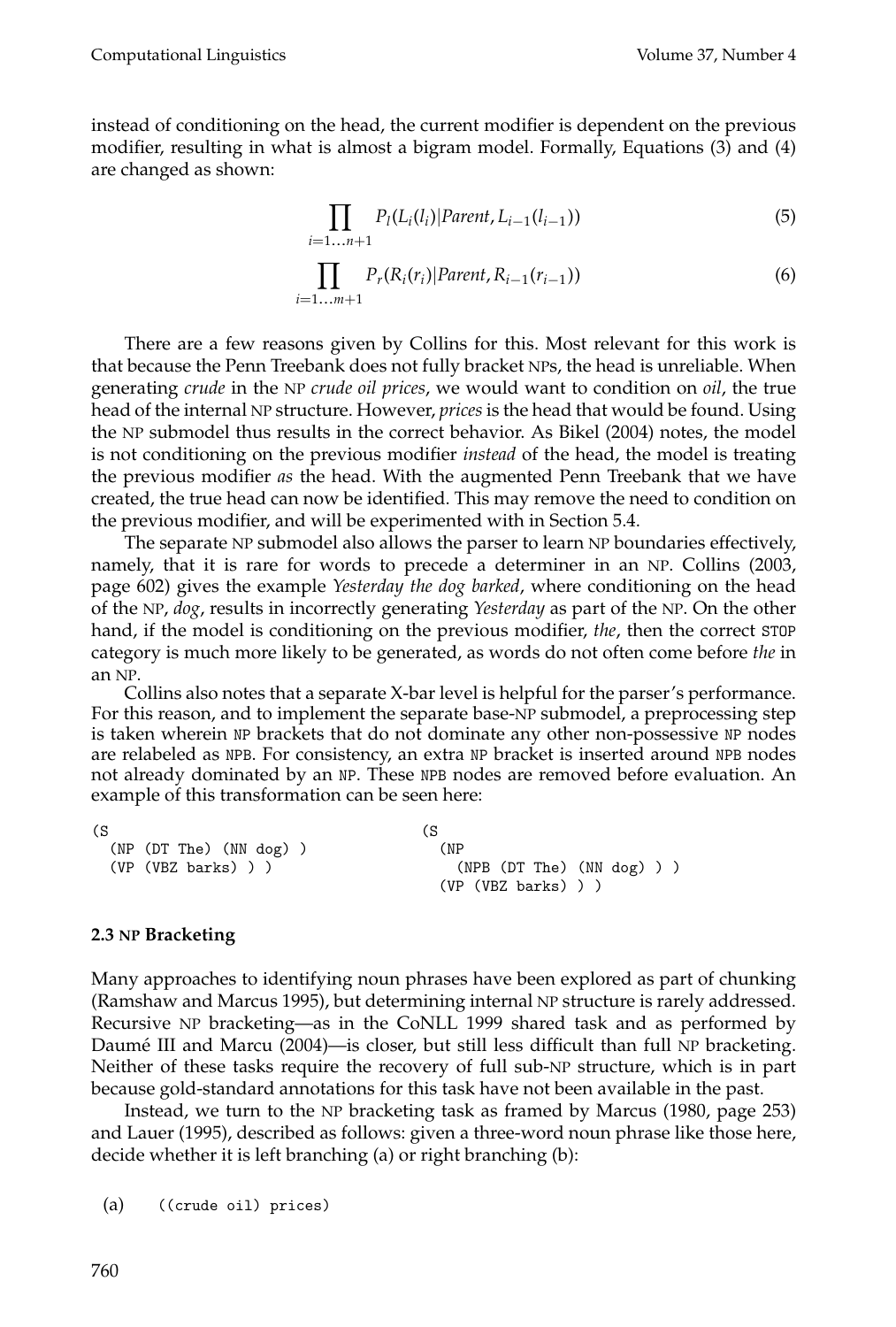instead of conditioning on the head, the current modifier is dependent on the previous modifier, resulting in what is almost a bigram model. Formally, Equations (3) and (4) are changed as shown:

$$\prod_{i=1\ldots n+1} P_l(L_i(l_i)|Parent, L_{i-1}(l_{i-1})) \tag{5}$$

$$\prod_{i=1\ldots m+1} P_r(R_i(r_i)|Parent, R_{i-1}(r_{i-1})) \tag{6}$$

There are a few reasons given by Collins for this. Most relevant for this work is that because the Penn Treebank does not fully bracket NPs, the head is unreliable. When generating *crude* in the NP *crude oil prices*, we would want to condition on *oil*, the true head of the internal NP structure. However, *prices* is the head that would be found. Using the NP submodel thus results in the correct behavior. As Bikel (2004) notes, the model is not conditioning on the previous modifier *instead* of the head, the model is treating the previous modifier *as* the head. With the augmented Penn Treebank that we have created, the true head can now be identified. This may remove the need to condition on the previous modifier, and will be experimented with in Section 5.4.

The separate NP submodel also allows the parser to learn NP boundaries effectively, namely, that it is rare for words to precede a determiner in an NP. Collins (2003, page 602) gives the example *Yesterday the dog barked*, where conditioning on the head of the NP, *dog*, results in incorrectly generating *Yesterday* as part of the NP. On the other hand, if the model is conditioning on the previous modifier, *the*, then the correct STOP category is much more likely to be generated, as words do not often come before *the* in an NP.

Collins also notes that a separate X-bar level is helpful for the parser's performance. For this reason, and to implement the separate base-NP submodel, a preprocessing step is taken wherein NP brackets that do not dominate any other non-possessive NP nodes are relabeled as NPB. For consistency, an extra NP bracket is inserted around NPB nodes not already dominated by an NP. These NPB nodes are removed before evaluation. An example of this transformation can be seen here:

```
(S                              (S
  (NP (DT The) (NN dog) )         (NP
  (VP (VBZ barks) ) )               (NPB (DT The) (NN dog) ) )
                                  (VP (VBZ barks) ) )
```

### 2.3 NP Bracketing

Many approaches to identifying noun phrases have been explored as part of chunking (Ramshaw and Marcus 1995), but determining internal NP structure is rarely addressed. Recursive NP bracketing—as in the CoNLL 1999 shared task and as performed by Daumé III and Marcu (2004)—is closer, but still less difficult than full NP bracketing. Neither of these tasks require the recovery of full sub-NP structure, which is in part because gold-standard annotations for this task have not been available in the past.

Instead, we turn to the NP bracketing task as framed by Marcus (1980, page 253) and Lauer (1995), described as follows: given a three-word noun phrase like those here, decide whether it is left branching (a) or right branching (b):

(a) `((crude oil) prices)`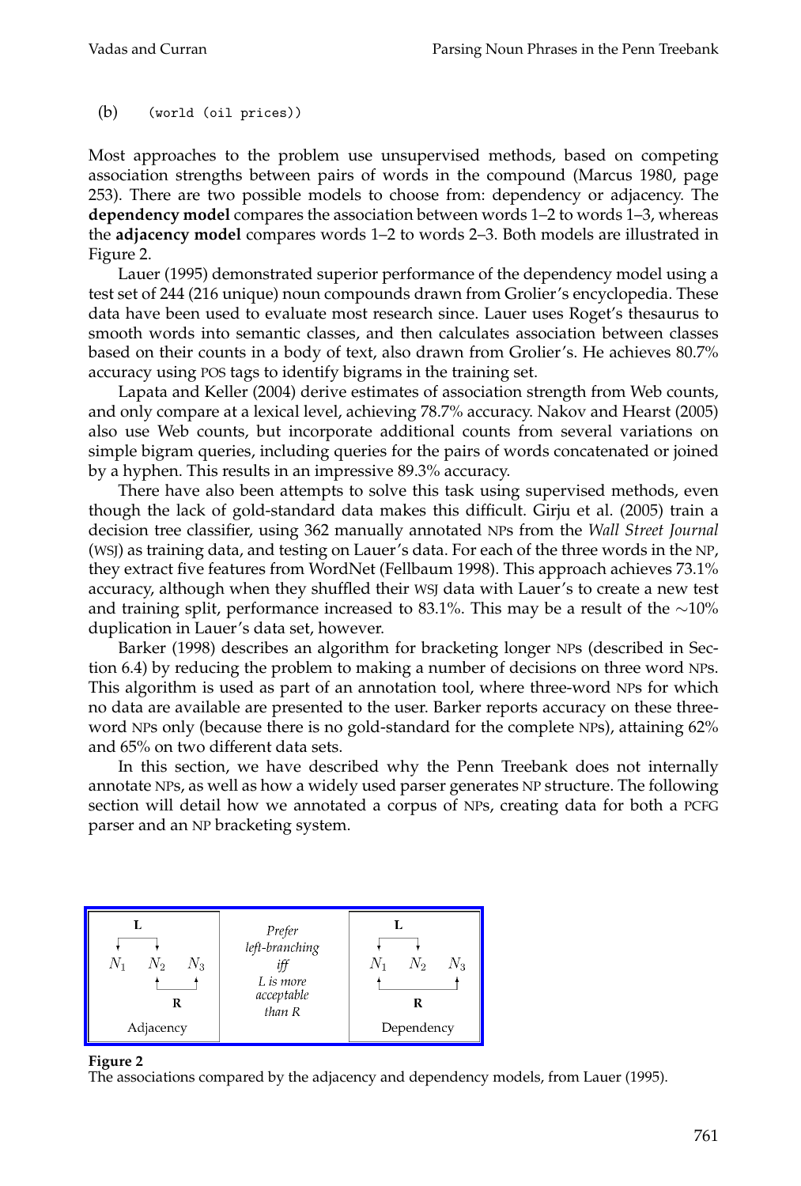(b) `(world (oil prices))`

Most approaches to the problem use unsupervised methods, based on competing association strengths between pairs of words in the compound (Marcus 1980, page 253). There are two possible models to choose from: dependency or adjacency. The **dependency model** compares the association between words 1–2 to words 1–3, whereas the **adjacency model** compares words 1–2 to words 2–3. Both models are illustrated in Figure 2.

Lauer (1995) demonstrated superior performance of the dependency model using a test set of 244 (216 unique) noun compounds drawn from Grolier's encyclopedia. These data have been used to evaluate most research since. Lauer uses Roget's thesaurus to smooth words into semantic classes, and then calculates association between classes based on their counts in a body of text, also drawn from Grolier's. He achieves 80.7% accuracy using POS tags to identify bigrams in the training set.

Lapata and Keller (2004) derive estimates of association strength from Web counts, and only compare at a lexical level, achieving 78.7% accuracy. Nakov and Hearst (2005) also use Web counts, but incorporate additional counts from several variations on simple bigram queries, including queries for the pairs of words concatenated or joined by a hyphen. This results in an impressive 89.3% accuracy.

There have also been attempts to solve this task using supervised methods, even though the lack of gold-standard data makes this difficult. Girju et al. (2005) train a decision tree classifier, using 362 manually annotated NPs from the *Wall Street Journal* (WSJ) as training data, and testing on Lauer's data. For each of the three words in the NP, they extract five features from WordNet (Fellbaum 1998). This approach achieves 73.1% accuracy, although when they shuffled their WSJ data with Lauer's to create a new test and training split, performance increased to 83.1%. This may be a result of the ∼10% duplication in Lauer's data set, however.

Barker (1998) describes an algorithm for bracketing longer NPs (described in Section 6.4) by reducing the problem to making a number of decisions on three word NPs. This algorithm is used as part of an annotation tool, where three-word NPs for which no data are available are presented to the user. Barker reports accuracy on these three-word NPs only (because there is no gold-standard for the complete NPs), attaining 62% and 65% on two different data sets.

In this section, we have described why the Penn Treebank does not internally annotate NPs, as well as how a widely used parser generates NP structure. The following section will detail how we annotated a corpus of NPs, creating data for both a PCFG parser and an NP bracketing system.

| L: $N_1$–$N_2$; R: $N_2$–$N_3$ | *Prefer left-branching iff L is more acceptable than R* | L: $N_1$–$N_2$; R: $N_1$–$N_3$ |
|---|---|---|
| Adjacency | | Dependency |

**Figure 2**
The associations compared by the adjacency and dependency models, from Lauer (1995).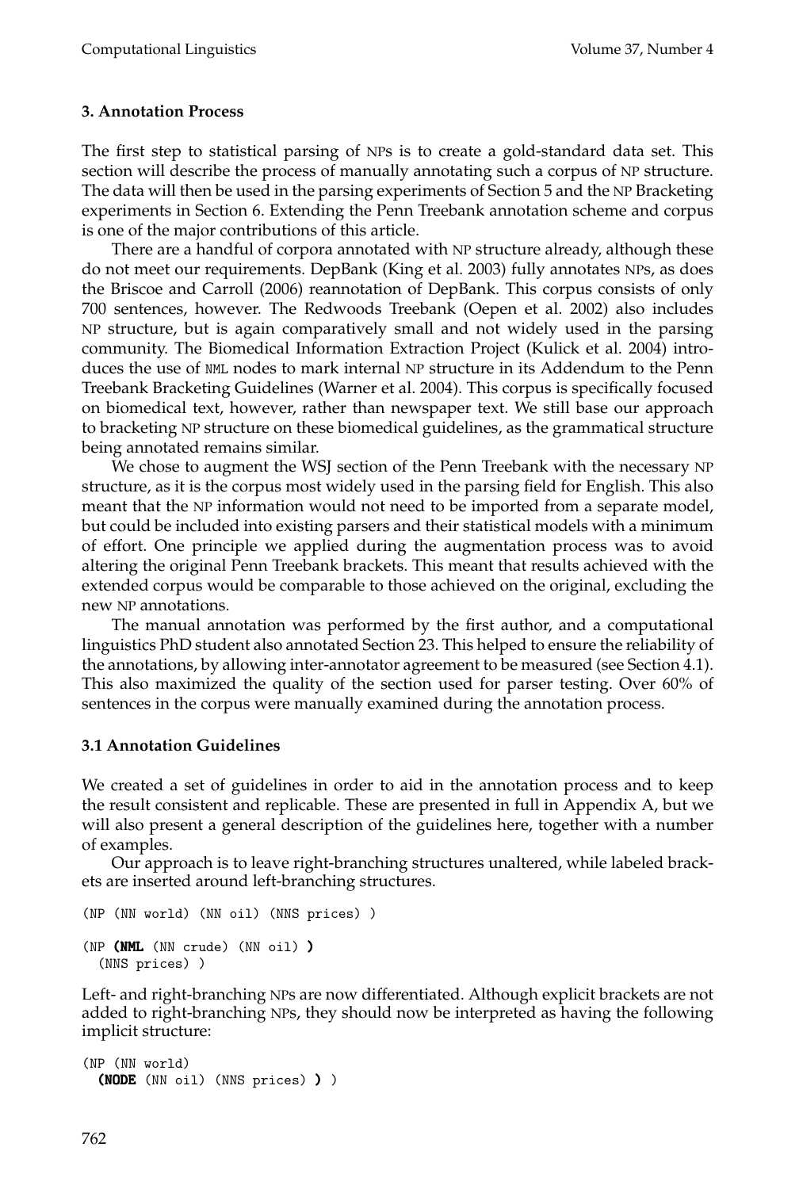## 3. Annotation Process

The first step to statistical parsing of NPs is to create a gold-standard data set. This section will describe the process of manually annotating such a corpus of NP structure. The data will then be used in the parsing experiments of Section 5 and the NP Bracketing experiments in Section 6. Extending the Penn Treebank annotation scheme and corpus is one of the major contributions of this article.

There are a handful of corpora annotated with NP structure already, although these do not meet our requirements. DepBank (King et al. 2003) fully annotates NPs, as does the Briscoe and Carroll (2006) reannotation of DepBank. This corpus consists of only 700 sentences, however. The Redwoods Treebank (Oepen et al. 2002) also includes NP structure, but is again comparatively small and not widely used in the parsing community. The Biomedical Information Extraction Project (Kulick et al. 2004) introduces the use of NML nodes to mark internal NP structure in its Addendum to the Penn Treebank Bracketing Guidelines (Warner et al. 2004). This corpus is specifically focused on biomedical text, however, rather than newspaper text. We still base our approach to bracketing NP structure on these biomedical guidelines, as the grammatical structure being annotated remains similar.

We chose to augment the WSJ section of the Penn Treebank with the necessary NP structure, as it is the corpus most widely used in the parsing field for English. This also meant that the NP information would not need to be imported from a separate model, but could be included into existing parsers and their statistical models with a minimum of effort. One principle we applied during the augmentation process was to avoid altering the original Penn Treebank brackets. This meant that results achieved with the extended corpus would be comparable to those achieved on the original, excluding the new NP annotations.

The manual annotation was performed by the first author, and a computational linguistics PhD student also annotated Section 23. This helped to ensure the reliability of the annotations, by allowing inter-annotator agreement to be measured (see Section 4.1). This also maximized the quality of the section used for parser testing. Over 60% of sentences in the corpus were manually examined during the annotation process.

### 3.1 Annotation Guidelines

We created a set of guidelines in order to aid in the annotation process and to keep the result consistent and replicable. These are presented in full in Appendix A, but we will also present a general description of the guidelines here, together with a number of examples.

Our approach is to leave right-branching structures unaltered, while labeled brackets are inserted around left-branching structures.

```
(NP (NN world) (NN oil) (NNS prices) )

(NP (NML (NN crude) (NN oil) )
  (NNS prices) )
```

Left- and right-branching NPs are now differentiated. Although explicit brackets are not added to right-branching NPs, they should now be interpreted as having the following implicit structure:

```
(NP (NN world)
  (NODE (NN oil) (NNS prices) ) )
```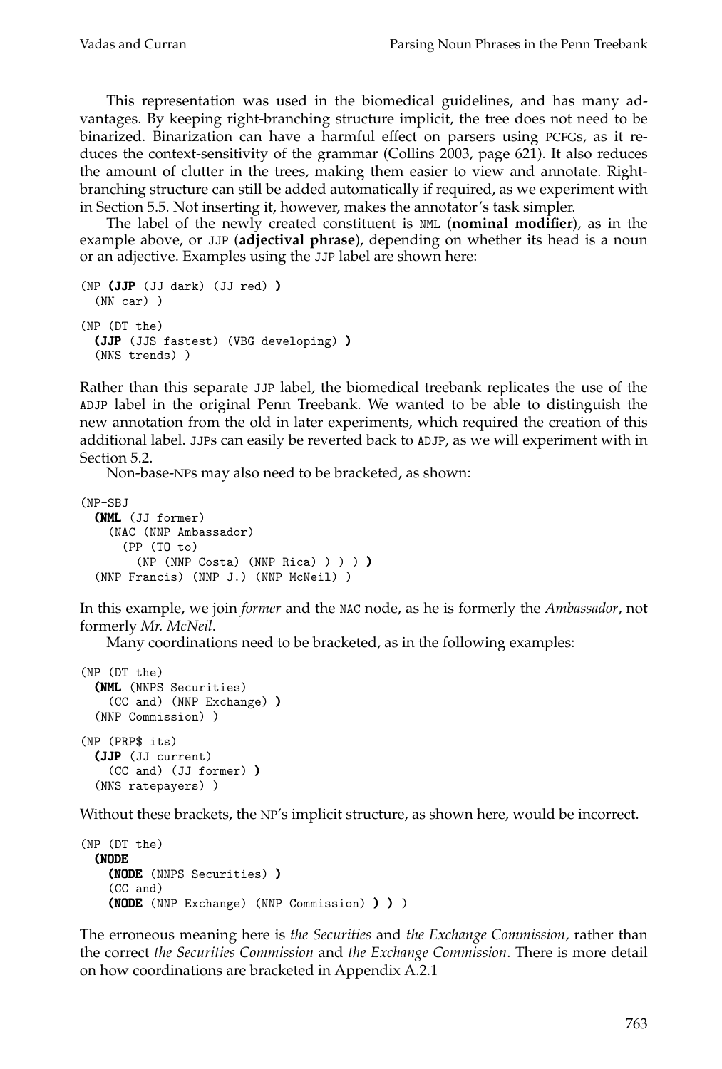This representation was used in the biomedical guidelines, and has many advantages. By keeping right-branching structure implicit, the tree does not need to be binarized. Binarization can have a harmful effect on parsers using PCFGs, as it reduces the context-sensitivity of the grammar (Collins 2003, page 621). It also reduces the amount of clutter in the trees, making them easier to view and annotate. Right-branching structure can still be added automatically if required, as we experiment with in Section 5.5. Not inserting it, however, makes the annotator's task simpler.

The label of the newly created constituent is NML (**nominal modifier**), as in the example above, or JJP (**adjectival phrase**), depending on whether its head is a noun or an adjective. Examples using the JJP label are shown here:

```
(NP (JJP (JJ dark) (JJ red) )
  (NN car) )

(NP (DT the)
  (JJP (JJS fastest) (VBG developing) )
  (NNS trends) )
```

Rather than this separate JJP label, the biomedical treebank replicates the use of the ADJP label in the original Penn Treebank. We wanted to be able to distinguish the new annotation from the old in later experiments, which required the creation of this additional label. JJPs can easily be reverted back to ADJP, as we will experiment with in Section 5.2.

Non-base-NPs may also need to be bracketed, as shown:

```
(NP-SBJ
  (NML (JJ former)
    (NAC (NNP Ambassador)
      (PP (TO to)
        (NP (NNP Costa) (NNP Rica) ) ) ) )
  (NNP Francis) (NNP J.) (NNP McNeil) )
```

In this example, we join *former* and the NAC node, as he is formerly the *Ambassador*, not formerly *Mr. McNeil*.

Many coordinations need to be bracketed, as in the following examples:

```
(NP (DT the)
  (NML (NNPS Securities)
    (CC and) (NNP Exchange) )
  (NNP Commission) )

(NP (PRP$ its)
  (JJP (JJ current)
    (CC and) (JJ former) )
  (NNS ratepayers) )
```

Without these brackets, the NP's implicit structure, as shown here, would be incorrect.

```
(NP (DT the)
  (NODE
    (NODE (NNPS Securities) )
    (CC and)
    (NODE (NNP Exchange) (NNP Commission) ) ) )
```

The erroneous meaning here is *the Securities* and *the Exchange Commission*, rather than the correct *the Securities Commission* and *the Exchange Commission*. There is more detail on how coordinations are bracketed in Appendix A.2.1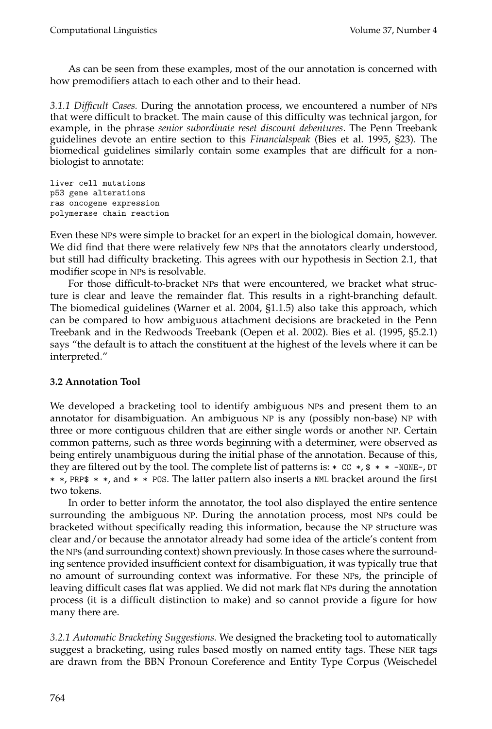As can be seen from these examples, most of the our annotation is concerned with how premodifiers attach to each other and to their head.

*3.1.1 Difficult Cases.* During the annotation process, we encountered a number of NPs that were difficult to bracket. The main cause of this difficulty was technical jargon, for example, in the phrase *senior subordinate reset discount debentures*. The Penn Treebank guidelines devote an entire section to this *Financialspeak* (Bies et al. 1995, §23). The biomedical guidelines similarly contain some examples that are difficult for a non-biologist to annotate:

```
liver cell mutations
p53 gene alterations
ras oncogene expression
polymerase chain reaction
```

Even these NPs were simple to bracket for an expert in the biological domain, however. We did find that there were relatively few NPs that the annotators clearly understood, but still had difficulty bracketing. This agrees with our hypothesis in Section 2.1, that modifier scope in NPs is resolvable.

For those difficult-to-bracket NPs that were encountered, we bracket what structure is clear and leave the remainder flat. This results in a right-branching default. The biomedical guidelines (Warner et al. 2004, §1.1.5) also take this approach, which can be compared to how ambiguous attachment decisions are bracketed in the Penn Treebank and in the Redwoods Treebank (Oepen et al. 2002). Bies et al. (1995, §5.2.1) says "the default is to attach the constituent at the highest of the levels where it can be interpreted."

### 3.2 Annotation Tool

We developed a bracketing tool to identify ambiguous NPs and present them to an annotator for disambiguation. An ambiguous NP is any (possibly non-base) NP with three or more contiguous children that are either single words or another NP. Certain common patterns, such as three words beginning with a determiner, were observed as being entirely unambiguous during the initial phase of the annotation. Because of this, they are filtered out by the tool. The complete list of patterns is: `* CC *`, `$ * * -NONE-`, `DT * *`, `PRP$ * *`, and `* * POS`. The latter pattern also inserts a `NML` bracket around the first two tokens.

In order to better inform the annotator, the tool also displayed the entire sentence surrounding the ambiguous NP. During the annotation process, most NPs could be bracketed without specifically reading this information, because the NP structure was clear and/or because the annotator already had some idea of the article's content from the NPs (and surrounding context) shown previously. In those cases where the surrounding sentence provided insufficient context for disambiguation, it was typically true that no amount of surrounding context was informative. For these NPs, the principle of leaving difficult cases flat was applied. We did not mark flat NPs during the annotation process (it is a difficult distinction to make) and so cannot provide a figure for how many there are.

*3.2.1 Automatic Bracketing Suggestions.* We designed the bracketing tool to automatically suggest a bracketing, using rules based mostly on named entity tags. These NER tags are drawn from the BBN Pronoun Coreference and Entity Type Corpus (Weischedel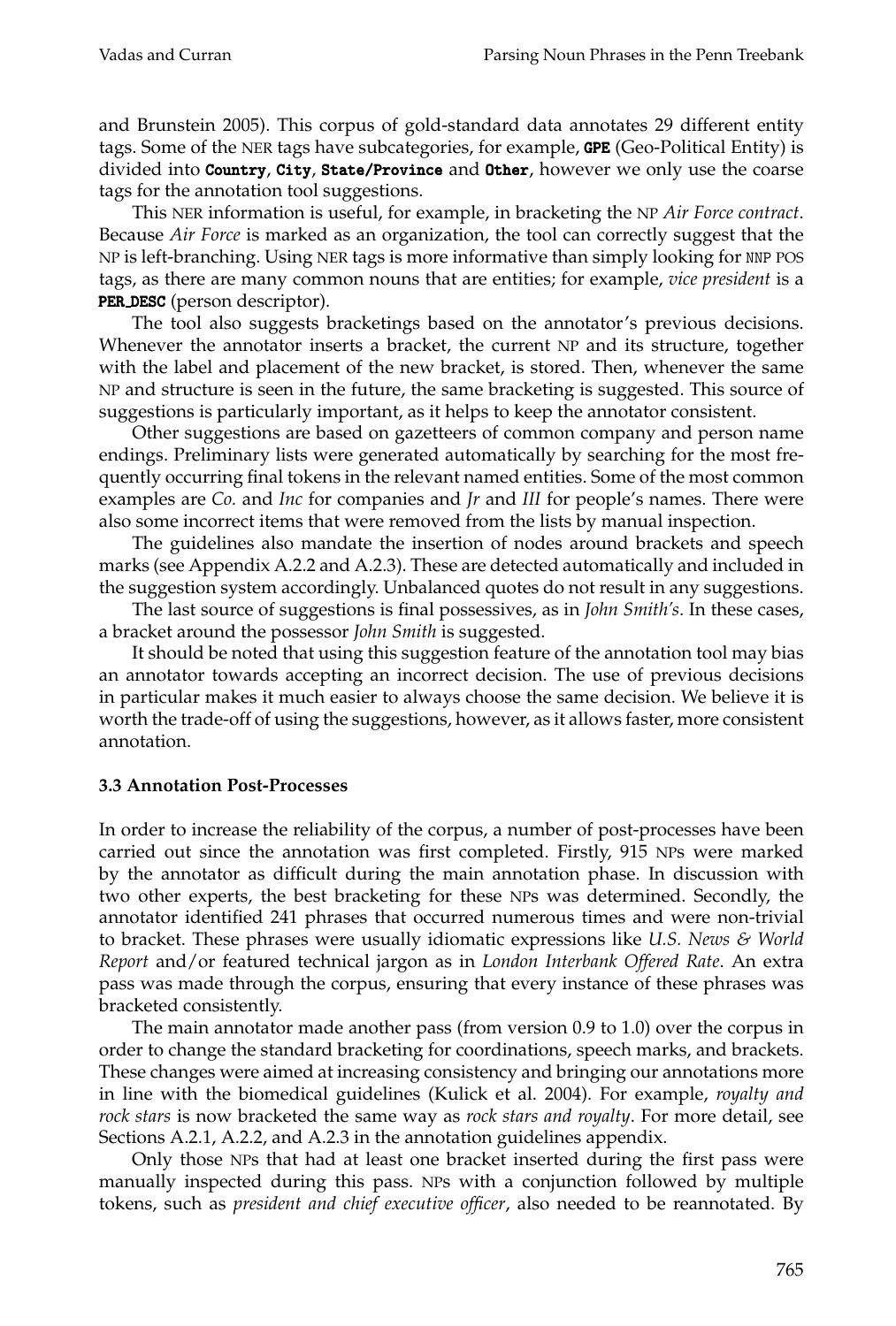and Brunstein 2005). This corpus of gold-standard data annotates 29 different entity tags. Some of the NER tags have subcategories, for example, **GPE** (Geo-Political Entity) is divided into **Country**, **City**, **State/Province** and **Other**, however we only use the coarse tags for the annotation tool suggestions.

This NER information is useful, for example, in bracketing the NP *Air Force contract*. Because *Air Force* is marked as an organization, the tool can correctly suggest that the NP is left-branching. Using NER tags is more informative than simply looking for NNP POS tags, as there are many common nouns that are entities; for example, *vice president* is a **PER_DESC** (person descriptor).

The tool also suggests bracketings based on the annotator's previous decisions. Whenever the annotator inserts a bracket, the current NP and its structure, together with the label and placement of the new bracket, is stored. Then, whenever the same NP and structure is seen in the future, the same bracketing is suggested. This source of suggestions is particularly important, as it helps to keep the annotator consistent.

Other suggestions are based on gazetteers of common company and person name endings. Preliminary lists were generated automatically by searching for the most frequently occurring final tokens in the relevant named entities. Some of the most common examples are *Co.* and *Inc* for companies and *Jr* and *III* for people's names. There were also some incorrect items that were removed from the lists by manual inspection.

The guidelines also mandate the insertion of nodes around brackets and speech marks (see Appendix A.2.2 and A.2.3). These are detected automatically and included in the suggestion system accordingly. Unbalanced quotes do not result in any suggestions.

The last source of suggestions is final possessives, as in *John Smith's*. In these cases, a bracket around the possessor *John Smith* is suggested.

It should be noted that using this suggestion feature of the annotation tool may bias an annotator towards accepting an incorrect decision. The use of previous decisions in particular makes it much easier to always choose the same decision. We believe it is worth the trade-off of using the suggestions, however, as it allows faster, more consistent annotation.

### 3.3 Annotation Post-Processes

In order to increase the reliability of the corpus, a number of post-processes have been carried out since the annotation was first completed. Firstly, 915 NPs were marked by the annotator as difficult during the main annotation phase. In discussion with two other experts, the best bracketing for these NPs was determined. Secondly, the annotator identified 241 phrases that occurred numerous times and were non-trivial to bracket. These phrases were usually idiomatic expressions like *U.S. News & World Report* and/or featured technical jargon as in *London Interbank Offered Rate*. An extra pass was made through the corpus, ensuring that every instance of these phrases was bracketed consistently.

The main annotator made another pass (from version 0.9 to 1.0) over the corpus in order to change the standard bracketing for coordinations, speech marks, and brackets. These changes were aimed at increasing consistency and bringing our annotations more in line with the biomedical guidelines (Kulick et al. 2004). For example, *royalty and rock stars* is now bracketed the same way as *rock stars and royalty*. For more detail, see Sections A.2.1, A.2.2, and A.2.3 in the annotation guidelines appendix.

Only those NPs that had at least one bracket inserted during the first pass were manually inspected during this pass. NPs with a conjunction followed by multiple tokens, such as *president and chief executive officer*, also needed to be reannotated. By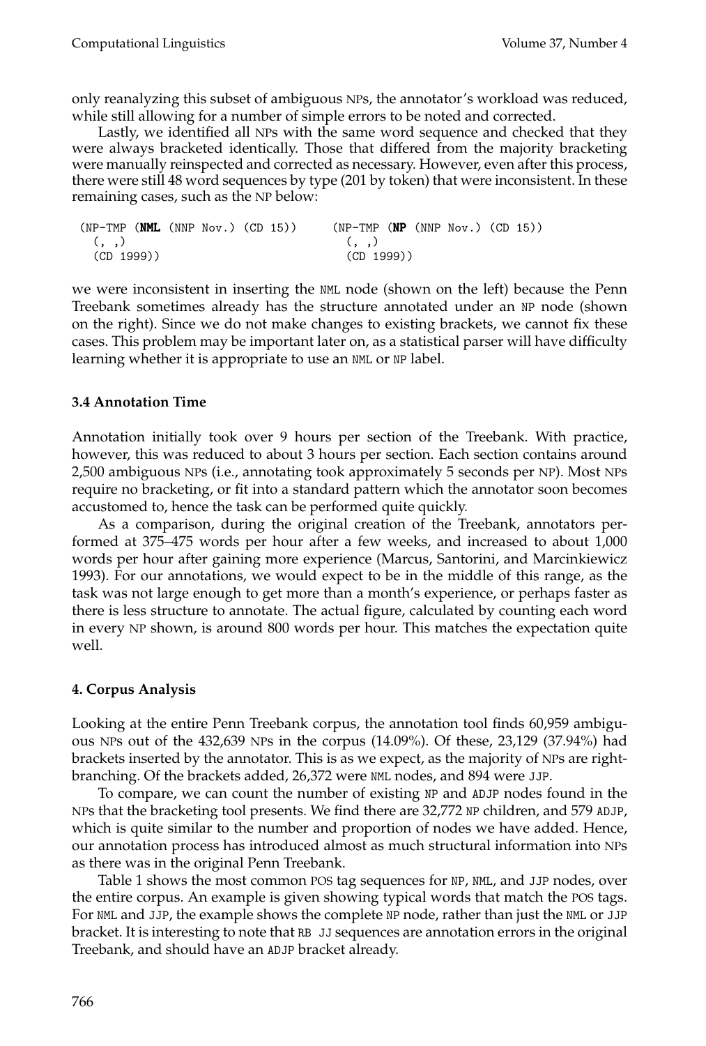only reanalyzing this subset of ambiguous NPs, the annotator's workload was reduced, while still allowing for a number of simple errors to be noted and corrected.

Lastly, we identified all NPs with the same word sequence and checked that they were always bracketed identically. Those that differed from the majority bracketing were manually reinspected and corrected as necessary. However, even after this process, there were still 48 word sequences by type (201 by token) that were inconsistent. In these remaining cases, such as the NP below:

```
(NP-TMP (NML (NNP Nov.) (CD 15))     (NP-TMP (NP (NNP Nov.) (CD 15))
  (, ,)                                (, ,)
  (CD 1999))                           (CD 1999))
```

we were inconsistent in inserting the NML node (shown on the left) because the Penn Treebank sometimes already has the structure annotated under an NP node (shown on the right). Since we do not make changes to existing brackets, we cannot fix these cases. This problem may be important later on, as a statistical parser will have difficulty learning whether it is appropriate to use an NML or NP label.

### 3.4 Annotation Time

Annotation initially took over 9 hours per section of the Treebank. With practice, however, this was reduced to about 3 hours per section. Each section contains around 2,500 ambiguous NPs (i.e., annotating took approximately 5 seconds per NP). Most NPs require no bracketing, or fit into a standard pattern which the annotator soon becomes accustomed to, hence the task can be performed quite quickly.

As a comparison, during the original creation of the Treebank, annotators performed at 375–475 words per hour after a few weeks, and increased to about 1,000 words per hour after gaining more experience (Marcus, Santorini, and Marcinkiewicz 1993). For our annotations, we would expect to be in the middle of this range, as the task was not large enough to get more than a month's experience, or perhaps faster as there is less structure to annotate. The actual figure, calculated by counting each word in every NP shown, is around 800 words per hour. This matches the expectation quite well.

## 4. Corpus Analysis

Looking at the entire Penn Treebank corpus, the annotation tool finds 60,959 ambiguous NPs out of the 432,639 NPs in the corpus (14.09%). Of these, 23,129 (37.94%) had brackets inserted by the annotator. This is as we expect, as the majority of NPs are right-branching. Of the brackets added, 26,372 were NML nodes, and 894 were JJP.

To compare, we can count the number of existing NP and ADJP nodes found in the NPs that the bracketing tool presents. We find there are 32,772 NP children, and 579 ADJP, which is quite similar to the number and proportion of nodes we have added. Hence, our annotation process has introduced almost as much structural information into NPs as there was in the original Penn Treebank.

Table 1 shows the most common POS tag sequences for NP, NML, and JJP nodes, over the entire corpus. An example is given showing typical words that match the POS tags. For NML and JJP, the example shows the complete NP node, rather than just the NML or JJP bracket. It is interesting to note that RB JJ sequences are annotation errors in the original Treebank, and should have an ADJP bracket already.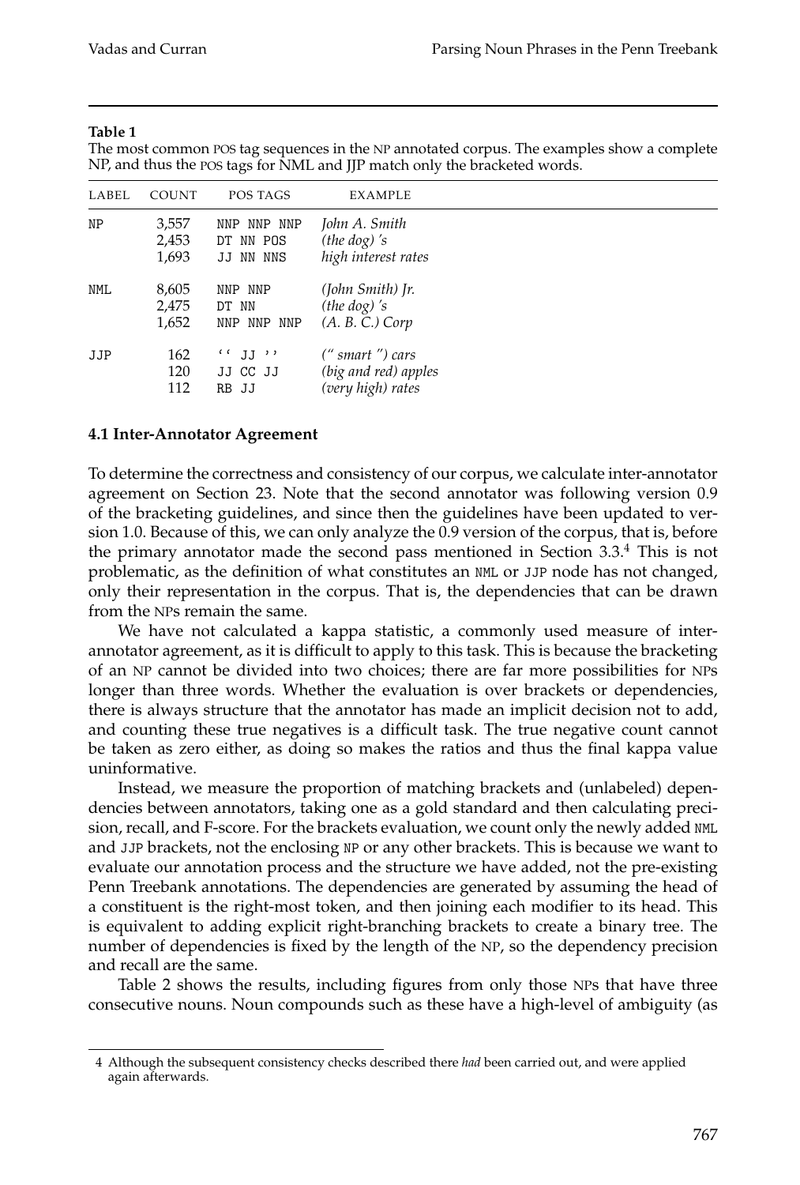**Table 1**
The most common POS tag sequences in the NP annotated corpus. The examples show a complete NP, and thus the POS tags for NML and JJP match only the bracketed words.

| LABEL | COUNT | POS TAGS | EXAMPLE |
|---|---|---|---|
| NP | 3,557 | NNP NNP NNP | *John A. Smith* |
| | 2,453 | DT NN POS | *(the dog) 's* |
| | 1,693 | JJ NN NNS | *high interest rates* |
| NML | 8,605 | NNP NNP | *(John Smith) Jr.* |
| | 2,475 | DT NN | *(the dog) 's* |
| | 1,652 | NNP NNP NNP | *(A. B. C.) Corp* |
| JJP | 162 | `` JJ '' | *(" smart ") cars* |
| | 120 | JJ CC JJ | *(big and red) apples* |
| | 112 | RB JJ | *(very high) rates* |

### 4.1 Inter-Annotator Agreement

To determine the correctness and consistency of our corpus, we calculate inter-annotator agreement on Section 23. Note that the second annotator was following version 0.9 of the bracketing guidelines, and since then the guidelines have been updated to version 1.0. Because of this, we can only analyze the 0.9 version of the corpus, that is, before the primary annotator made the second pass mentioned in Section 3.3.[4] This is not problematic, as the definition of what constitutes an NML or JJP node has not changed, only their representation in the corpus. That is, the dependencies that can be drawn from the NPs remain the same.

We have not calculated a kappa statistic, a commonly used measure of inter-annotator agreement, as it is difficult to apply to this task. This is because the bracketing of an NP cannot be divided into two choices; there are far more possibilities for NPs longer than three words. Whether the evaluation is over brackets or dependencies, there is always structure that the annotator has made an implicit decision not to add, and counting these true negatives is a difficult task. The true negative count cannot be taken as zero either, as doing so makes the ratios and thus the final kappa value uninformative.

Instead, we measure the proportion of matching brackets and (unlabeled) dependencies between annotators, taking one as a gold standard and then calculating precision, recall, and F-score. For the brackets evaluation, we count only the newly added NML and JJP brackets, not the enclosing NP or any other brackets. This is because we want to evaluate our annotation process and the structure we have added, not the pre-existing Penn Treebank annotations. The dependencies are generated by assuming the head of a constituent is the right-most token, and then joining each modifier to its head. This is equivalent to adding explicit right-branching brackets to create a binary tree. The number of dependencies is fixed by the length of the NP, so the dependency precision and recall are the same.

Table 2 shows the results, including figures from only those NPs that have three consecutive nouns. Noun compounds such as these have a high-level of ambiguity (as

[4] Although the subsequent consistency checks described there *had* been carried out, and were applied again afterwards.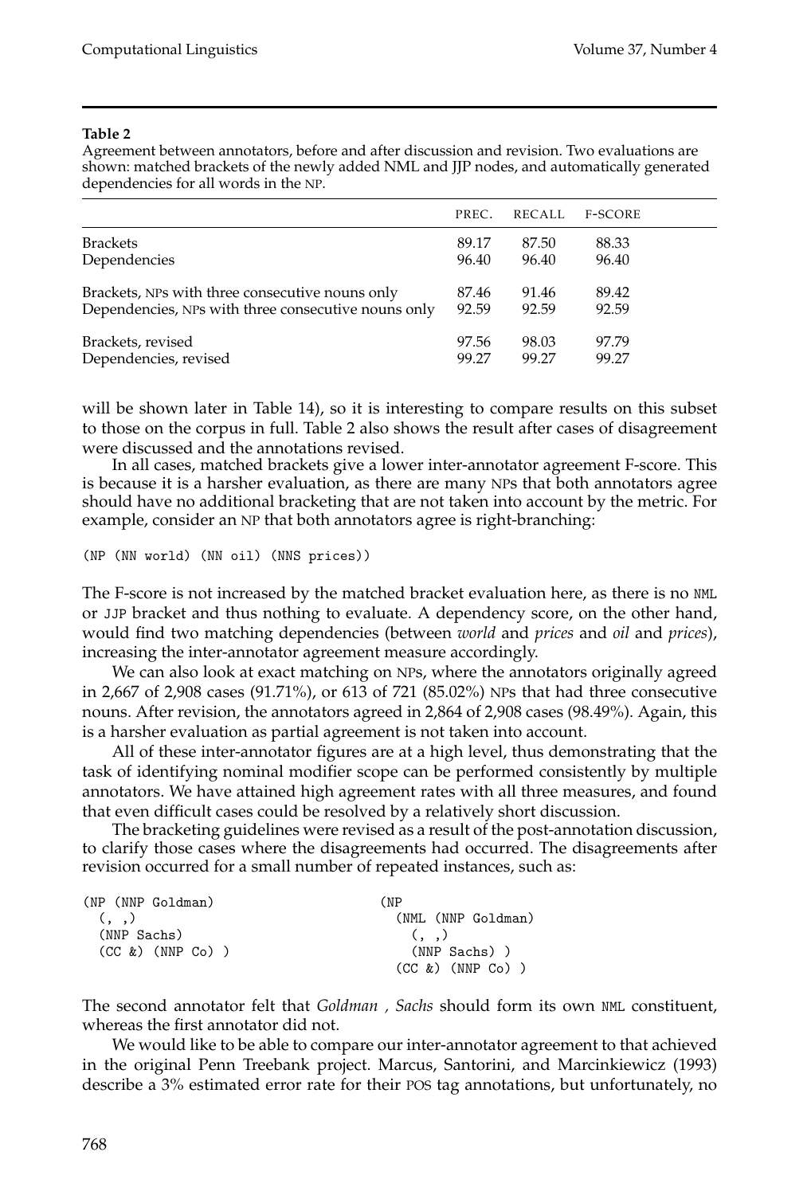**Table 2**

Agreement between annotators, before and after discussion and revision. Two evaluations are shown: matched brackets of the newly added NML and JJP nodes, and automatically generated dependencies for all words in the NP.

| | PREC. | RECALL | F-SCORE |
|---|---|---|---|
| Brackets | 89.17 | 87.50 | 88.33 |
| Dependencies | 96.40 | 96.40 | 96.40 |
| Brackets, NPs with three consecutive nouns only | 87.46 | 91.46 | 89.42 |
| Dependencies, NPs with three consecutive nouns only | 92.59 | 92.59 | 92.59 |
| Brackets, revised | 97.56 | 98.03 | 97.79 |
| Dependencies, revised | 99.27 | 99.27 | 99.27 |

will be shown later in Table 14), so it is interesting to compare results on this subset to those on the corpus in full. Table 2 also shows the result after cases of disagreement were discussed and the annotations revised.

In all cases, matched brackets give a lower inter-annotator agreement F-score. This is because it is a harsher evaluation, as there are many NPs that both annotators agree should have no additional bracketing that are not taken into account by the metric. For example, consider an NP that both annotators agree is right-branching:

```
(NP (NN world) (NN oil) (NNS prices))
```

The F-score is not increased by the matched bracket evaluation here, as there is no NML or JJP bracket and thus nothing to evaluate. A dependency score, on the other hand, would find two matching dependencies (between *world* and *prices* and *oil* and *prices*), increasing the inter-annotator agreement measure accordingly.

We can also look at exact matching on NPs, where the annotators originally agreed in 2,667 of 2,908 cases (91.71%), or 613 of 721 (85.02%) NPs that had three consecutive nouns. After revision, the annotators agreed in 2,864 of 2,908 cases (98.49%). Again, this is a harsher evaluation as partial agreement is not taken into account.

All of these inter-annotator figures are at a high level, thus demonstrating that the task of identifying nominal modifier scope can be performed consistently by multiple annotators. We have attained high agreement rates with all three measures, and found that even difficult cases could be resolved by a relatively short discussion.

The bracketing guidelines were revised as a result of the post-annotation discussion, to clarify those cases where the disagreements had occurred. The disagreements after revision occurred for a small number of repeated instances, such as:

```
(NP (NNP Goldman)               (NP
  (, ,)                           (NML (NNP Goldman)
  (NNP Sachs)                       (, ,)
  (CC &) (NNP Co) )                 (NNP Sachs) )
                                  (CC &) (NNP Co) )
```

The second annotator felt that *Goldman , Sachs* should form its own NML constituent, whereas the first annotator did not.

We would like to be able to compare our inter-annotator agreement to that achieved in the original Penn Treebank project. Marcus, Santorini, and Marcinkiewicz (1993) describe a 3% estimated error rate for their POS tag annotations, but unfortunately, no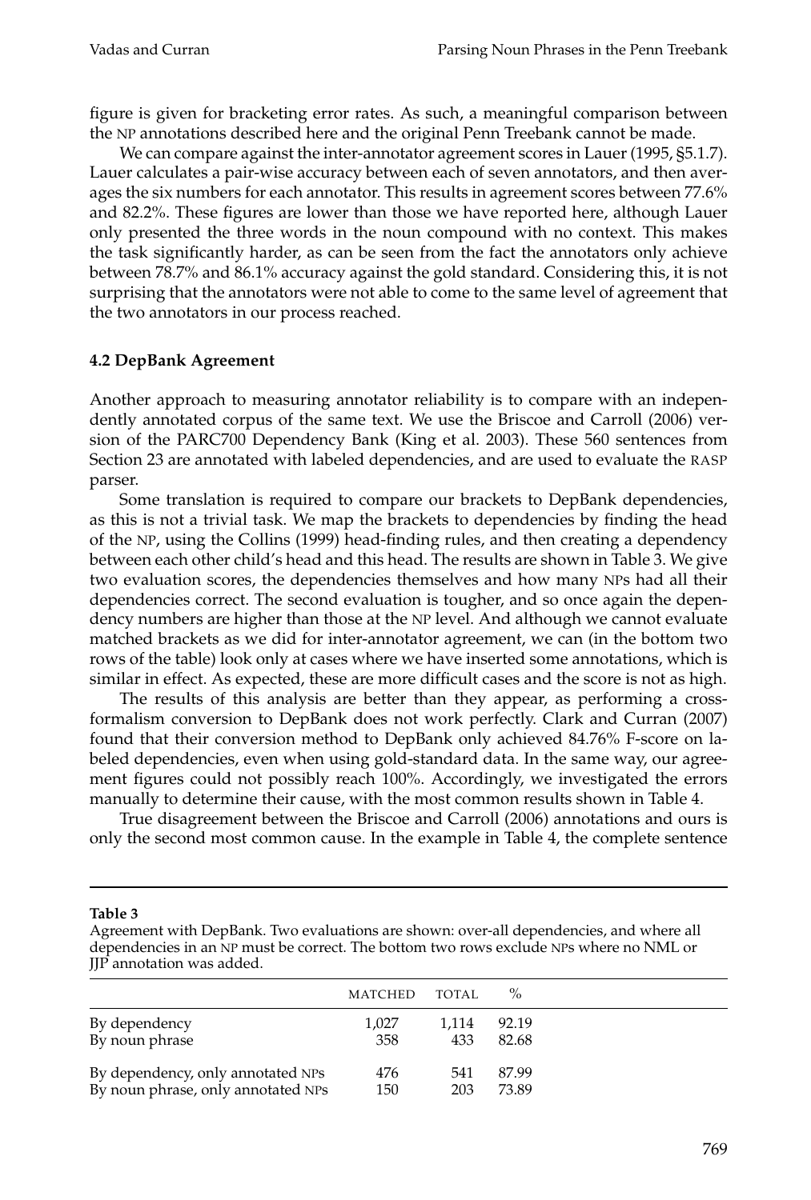figure is given for bracketing error rates. As such, a meaningful comparison between the NP annotations described here and the original Penn Treebank cannot be made.

We can compare against the inter-annotator agreement scores in Lauer (1995, §5.1.7). Lauer calculates a pair-wise accuracy between each of seven annotators, and then averages the six numbers for each annotator. This results in agreement scores between 77.6% and 82.2%. These figures are lower than those we have reported here, although Lauer only presented the three words in the noun compound with no context. This makes the task significantly harder, as can be seen from the fact the annotators only achieve between 78.7% and 86.1% accuracy against the gold standard. Considering this, it is not surprising that the annotators were not able to come to the same level of agreement that the two annotators in our process reached.

### 4.2 DepBank Agreement

Another approach to measuring annotator reliability is to compare with an independently annotated corpus of the same text. We use the Briscoe and Carroll (2006) version of the PARC700 Dependency Bank (King et al. 2003). These 560 sentences from Section 23 are annotated with labeled dependencies, and are used to evaluate the RASP parser.

Some translation is required to compare our brackets to DepBank dependencies, as this is not a trivial task. We map the brackets to dependencies by finding the head of the NP, using the Collins (1999) head-finding rules, and then creating a dependency between each other child's head and this head. The results are shown in Table 3. We give two evaluation scores, the dependencies themselves and how many NPs had all their dependencies correct. The second evaluation is tougher, and so once again the dependency numbers are higher than those at the NP level. And although we cannot evaluate matched brackets as we did for inter-annotator agreement, we can (in the bottom two rows of the table) look only at cases where we have inserted some annotations, which is similar in effect. As expected, these are more difficult cases and the score is not as high.

The results of this analysis are better than they appear, as performing a cross-formalism conversion to DepBank does not work perfectly. Clark and Curran (2007) found that their conversion method to DepBank only achieved 84.76% F-score on labeled dependencies, even when using gold-standard data. In the same way, our agreement figures could not possibly reach 100%. Accordingly, we investigated the errors manually to determine their cause, with the most common results shown in Table 4.

True disagreement between the Briscoe and Carroll (2006) annotations and ours is only the second most common cause. In the example in Table 4, the complete sentence

**Table 3**
Agreement with DepBank. Two evaluations are shown: over-all dependencies, and where all dependencies in an NP must be correct. The bottom two rows exclude NPs where no NML or JJP annotation was added.

| | MATCHED | TOTAL | % |
|---|---|---|---|
| By dependency | 1,027 | 1,114 | 92.19 |
| By noun phrase | 358 | 433 | 82.68 |
| By dependency, only annotated NPs | 476 | 541 | 87.99 |
| By noun phrase, only annotated NPs | 150 | 203 | 73.89 |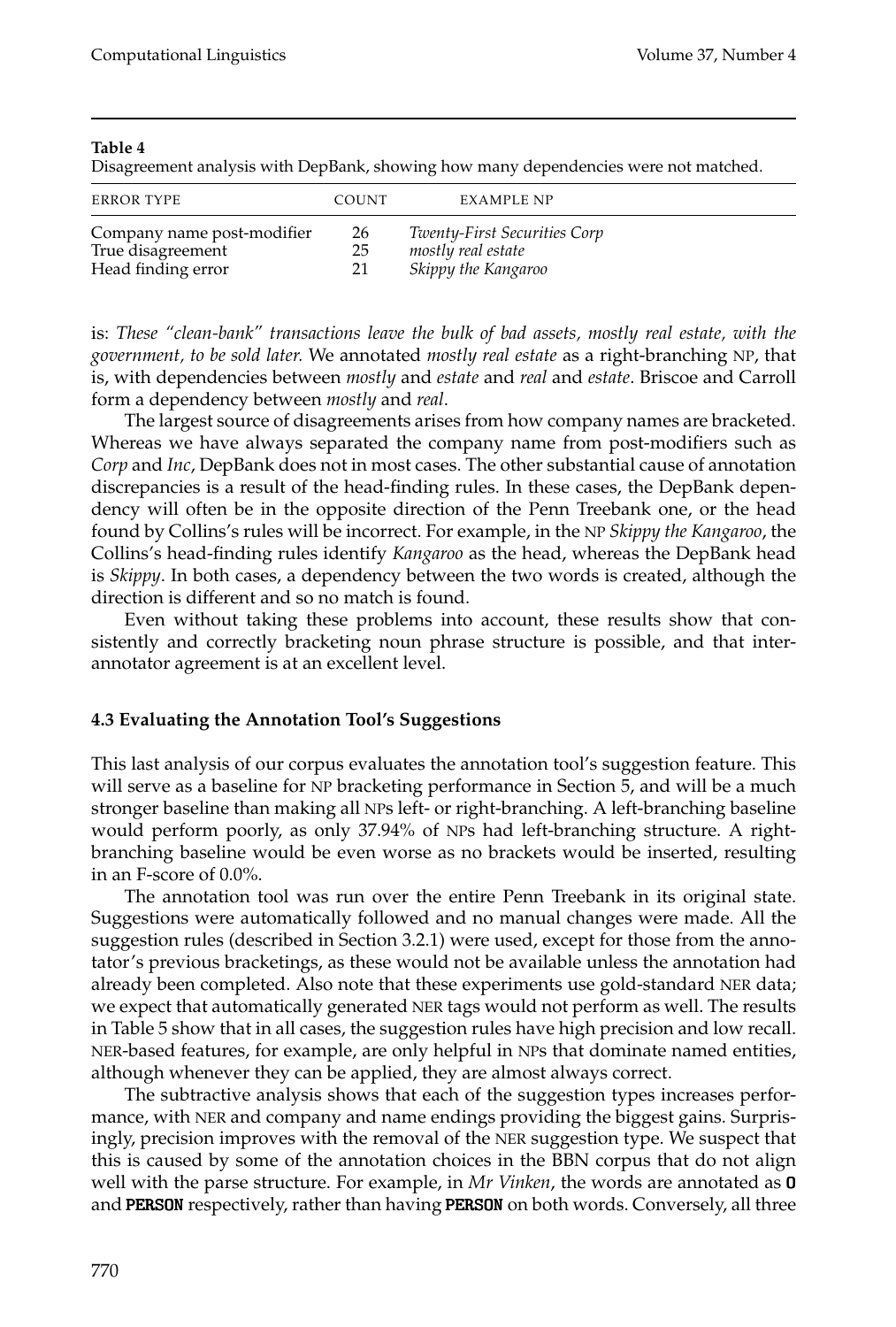**Table 4**
Disagreement analysis with DepBank, showing how many dependencies were not matched.

| ERROR TYPE | COUNT | EXAMPLE NP |
|---|---|---|
| Company name post-modifier | 26 | *Twenty-First Securities Corp* |
| True disagreement | 25 | *mostly real estate* |
| Head finding error | 21 | *Skippy the Kangaroo* |

is: *These "clean-bank" transactions leave the bulk of bad assets, mostly real estate, with the government, to be sold later.* We annotated *mostly real estate* as a right-branching NP, that is, with dependencies between *mostly* and *estate* and *real* and *estate*. Briscoe and Carroll form a dependency between *mostly* and *real*.

The largest source of disagreements arises from how company names are bracketed. Whereas we have always separated the company name from post-modifiers such as *Corp* and *Inc*, DepBank does not in most cases. The other substantial cause of annotation discrepancies is a result of the head-finding rules. In these cases, the DepBank dependency will often be in the opposite direction of the Penn Treebank one, or the head found by Collins's rules will be incorrect. For example, in the NP *Skippy the Kangaroo*, the Collins's head-finding rules identify *Kangaroo* as the head, whereas the DepBank head is *Skippy*. In both cases, a dependency between the two words is created, although the direction is different and so no match is found.

Even without taking these problems into account, these results show that consistently and correctly bracketing noun phrase structure is possible, and that inter-annotator agreement is at an excellent level.

### 4.3 Evaluating the Annotation Tool's Suggestions

This last analysis of our corpus evaluates the annotation tool's suggestion feature. This will serve as a baseline for NP bracketing performance in Section 5, and will be a much stronger baseline than making all NPs left- or right-branching. A left-branching baseline would perform poorly, as only 37.94% of NPs had left-branching structure. A right-branching baseline would be even worse as no brackets would be inserted, resulting in an F-score of 0.0%.

The annotation tool was run over the entire Penn Treebank in its original state. Suggestions were automatically followed and no manual changes were made. All the suggestion rules (described in Section 3.2.1) were used, except for those from the annotator's previous bracketings, as these would not be available unless the annotation had already been completed. Also note that these experiments use gold-standard NER data; we expect that automatically generated NER tags would not perform as well. The results in Table 5 show that in all cases, the suggestion rules have high precision and low recall. NER-based features, for example, are only helpful in NPs that dominate named entities, although whenever they can be applied, they are almost always correct.

The subtractive analysis shows that each of the suggestion types increases performance, with NER and company and name endings providing the biggest gains. Surprisingly, precision improves with the removal of the NER suggestion type. We suspect that this is caused by some of the annotation choices in the BBN corpus that do not align well with the parse structure. For example, in *Mr Vinken*, the words are annotated as **O** and **PERSON** respectively, rather than having **PERSON** on both words. Conversely, all three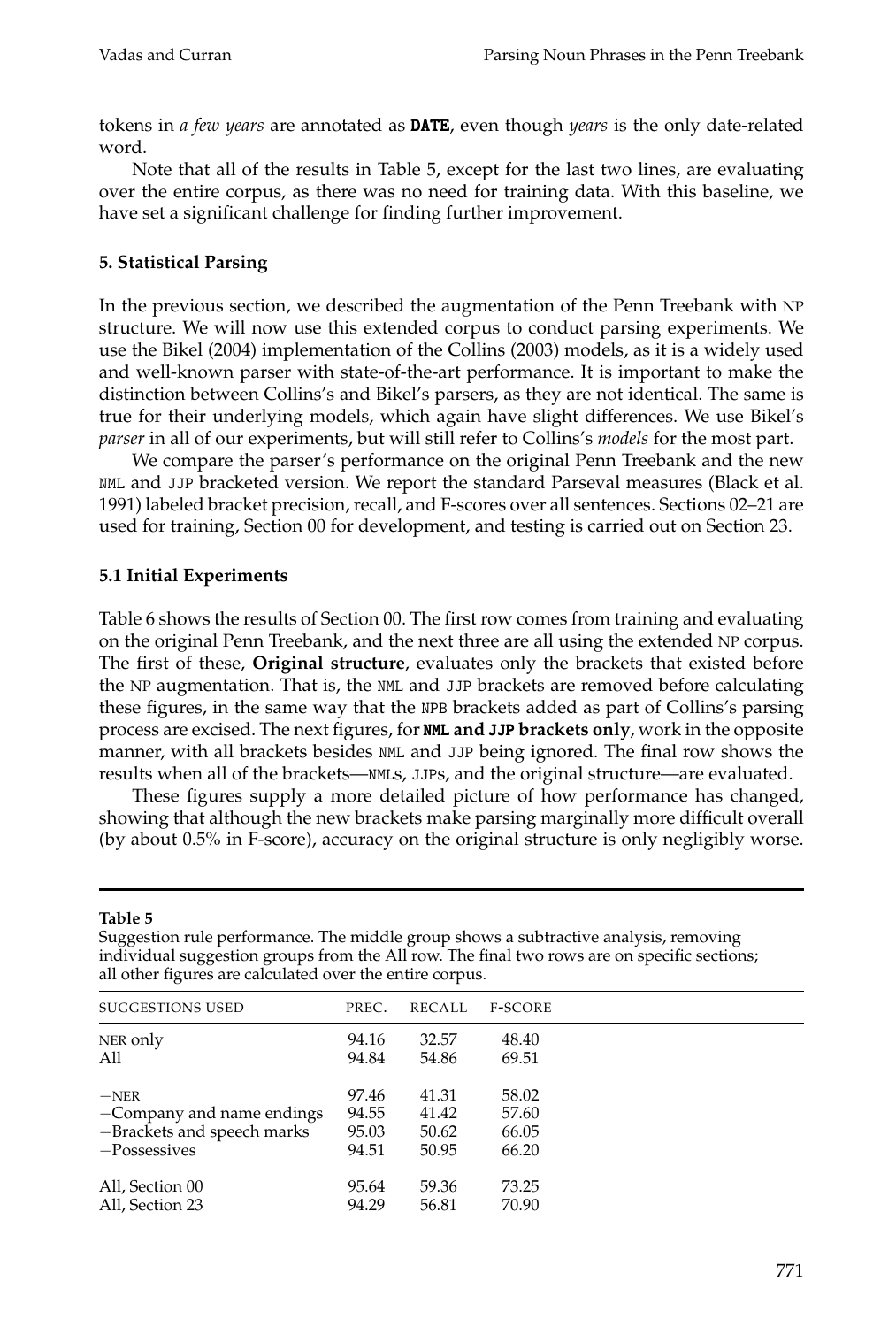tokens in *a few years* are annotated as **DATE**, even though *years* is the only date-related word.

Note that all of the results in Table 5, except for the last two lines, are evaluating over the entire corpus, as there was no need for training data. With this baseline, we have set a significant challenge for finding further improvement.

## 5. Statistical Parsing

In the previous section, we described the augmentation of the Penn Treebank with NP structure. We will now use this extended corpus to conduct parsing experiments. We use the Bikel (2004) implementation of the Collins (2003) models, as it is a widely used and well-known parser with state-of-the-art performance. It is important to make the distinction between Collins's and Bikel's parsers, as they are not identical. The same is true for their underlying models, which again have slight differences. We use Bikel's *parser* in all of our experiments, but will still refer to Collins's *models* for the most part.

We compare the parser's performance on the original Penn Treebank and the new NML and JJP bracketed version. We report the standard Parseval measures (Black et al. 1991) labeled bracket precision, recall, and F-scores over all sentences. Sections 02–21 are used for training, Section 00 for development, and testing is carried out on Section 23.

### 5.1 Initial Experiments

Table 6 shows the results of Section 00. The first row comes from training and evaluating on the original Penn Treebank, and the next three are all using the extended NP corpus. The first of these, **Original structure**, evaluates only the brackets that existed before the NP augmentation. That is, the NML and JJP brackets are removed before calculating these figures, in the same way that the NPB brackets added as part of Collins's parsing process are excised. The next figures, for **NML and JJP brackets only**, work in the opposite manner, with all brackets besides NML and JJP being ignored. The final row shows the results when all of the brackets—NMLs, JJPs, and the original structure—are evaluated.

These figures supply a more detailed picture of how performance has changed, showing that although the new brackets make parsing marginally more difficult overall (by about 0.5% in F-score), accuracy on the original structure is only negligibly worse.

**Table 5**
Suggestion rule performance. The middle group shows a subtractive analysis, removing individual suggestion groups from the All row. The final two rows are on specific sections; all other figures are calculated over the entire corpus.

| SUGGESTIONS USED | PREC. | RECALL | F-SCORE |
|---|---|---|---|
| NER only | 94.16 | 32.57 | 48.40 |
| All | 94.84 | 54.86 | 69.51 |
| −NER | 97.46 | 41.31 | 58.02 |
| −Company and name endings | 94.55 | 41.42 | 57.60 |
| −Brackets and speech marks | 95.03 | 50.62 | 66.05 |
| −Possessives | 94.51 | 50.95 | 66.20 |
| All, Section 00 | 95.64 | 59.36 | 73.25 |
| All, Section 23 | 94.29 | 56.81 | 70.90 |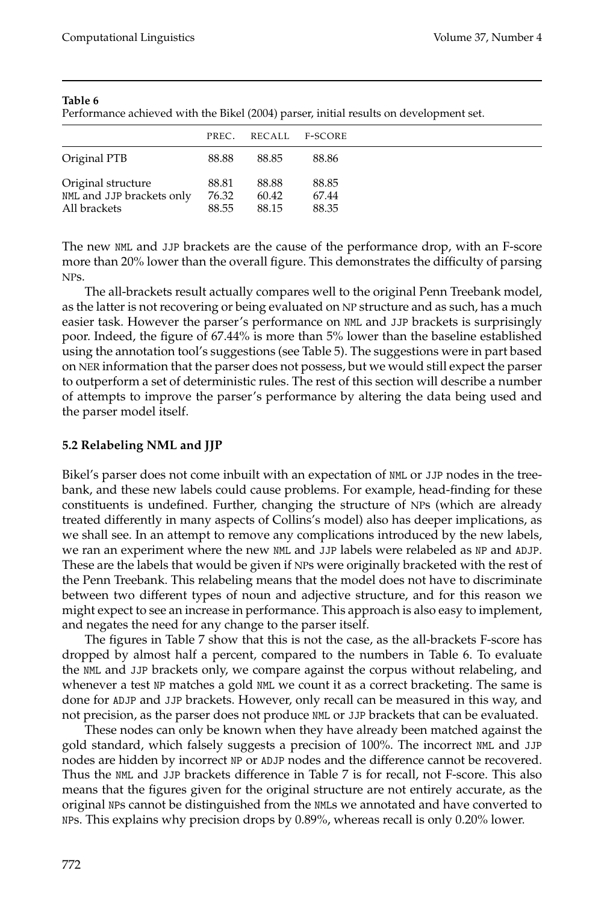**Table 6**

Performance achieved with the Bikel (2004) parser, initial results on development set.

| | PREC. | RECALL | F-SCORE |
|---|---|---|---|
| Original PTB | 88.88 | 88.85 | 88.86 |
| Original structure | 88.81 | 88.88 | 88.85 |
| NML and JJP brackets only | 76.32 | 60.42 | 67.44 |
| All brackets | 88.55 | 88.15 | 88.35 |

The new NML and JJP brackets are the cause of the performance drop, with an F-score more than 20% lower than the overall figure. This demonstrates the difficulty of parsing NPs.

The all-brackets result actually compares well to the original Penn Treebank model, as the latter is not recovering or being evaluated on NP structure and as such, has a much easier task. However the parser's performance on NML and JJP brackets is surprisingly poor. Indeed, the figure of 67.44% is more than 5% lower than the baseline established using the annotation tool's suggestions (see Table 5). The suggestions were in part based on NER information that the parser does not possess, but we would still expect the parser to outperform a set of deterministic rules. The rest of this section will describe a number of attempts to improve the parser's performance by altering the data being used and the parser model itself.

### 5.2 Relabeling NML and JJP

Bikel's parser does not come inbuilt with an expectation of NML or JJP nodes in the treebank, and these new labels could cause problems. For example, head-finding for these constituents is undefined. Further, changing the structure of NPs (which are already treated differently in many aspects of Collins's model) also has deeper implications, as we shall see. In an attempt to remove any complications introduced by the new labels, we ran an experiment where the new NML and JJP labels were relabeled as NP and ADJP. These are the labels that would be given if NPs were originally bracketed with the rest of the Penn Treebank. This relabeling means that the model does not have to discriminate between two different types of noun and adjective structure, and for this reason we might expect to see an increase in performance. This approach is also easy to implement, and negates the need for any change to the parser itself.

The figures in Table 7 show that this is not the case, as the all-brackets F-score has dropped by almost half a percent, compared to the numbers in Table 6. To evaluate the NML and JJP brackets only, we compare against the corpus without relabeling, and whenever a test NP matches a gold NML we count it as a correct bracketing. The same is done for ADJP and JJP brackets. However, only recall can be measured in this way, and not precision, as the parser does not produce NML or JJP brackets that can be evaluated.

These nodes can only be known when they have already been matched against the gold standard, which falsely suggests a precision of 100%. The incorrect NML and JJP nodes are hidden by incorrect NP or ADJP nodes and the difference cannot be recovered. Thus the NML and JJP brackets difference in Table 7 is for recall, not F-score. This also means that the figures given for the original structure are not entirely accurate, as the original NPs cannot be distinguished from the NMLs we annotated and have converted to NPs. This explains why precision drops by 0.89%, whereas recall is only 0.20% lower.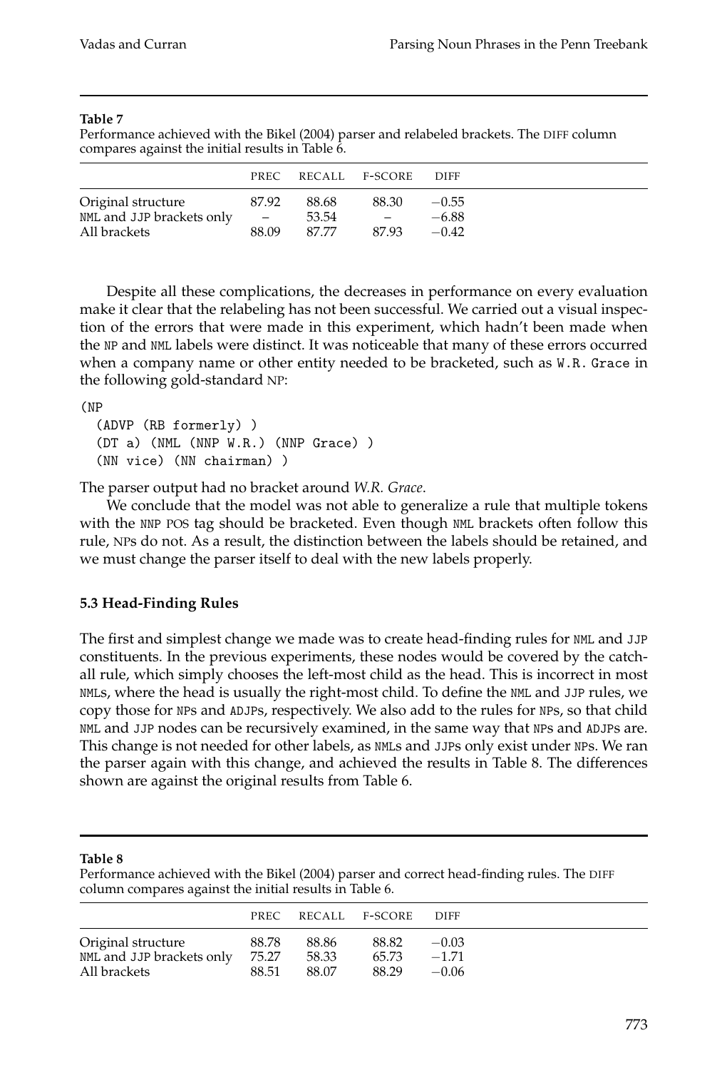**Table 7**
Performance achieved with the Bikel (2004) parser and relabeled brackets. The DIFF column compares against the initial results in Table 6.

| | PREC | RECALL | F-SCORE | DIFF |
|---|---|---|---|---|
| Original structure | 87.92 | 88.68 | 88.30 | −0.55 |
| NML and JJP brackets only | – | 53.54 | – | −6.88 |
| All brackets | 88.09 | 87.77 | 87.93 | −0.42 |

Despite all these complications, the decreases in performance on every evaluation make it clear that the relabeling has not been successful. We carried out a visual inspection of the errors that were made in this experiment, which hadn't been made when the NP and NML labels were distinct. It was noticeable that many of these errors occurred when a company name or other entity needed to be bracketed, such as W.R. Grace in the following gold-standard NP:

```
(NP
  (ADVP (RB formerly) )
  (DT a) (NML (NNP W.R.) (NNP Grace) )
  (NN vice) (NN chairman) )
```

The parser output had no bracket around *W.R. Grace*.

We conclude that the model was not able to generalize a rule that multiple tokens with the NNP POS tag should be bracketed. Even though NML brackets often follow this rule, NPs do not. As a result, the distinction between the labels should be retained, and we must change the parser itself to deal with the new labels properly.

### 5.3 Head-Finding Rules

The first and simplest change we made was to create head-finding rules for NML and JJP constituents. In the previous experiments, these nodes would be covered by the catch-all rule, which simply chooses the left-most child as the head. This is incorrect in most NMLs, where the head is usually the right-most child. To define the NML and JJP rules, we copy those for NPs and ADJPs, respectively. We also add to the rules for NPs, so that child NML and JJP nodes can be recursively examined, in the same way that NPs and ADJPs are. This change is not needed for other labels, as NMLs and JJPs only exist under NPs. We ran the parser again with this change, and achieved the results in Table 8. The differences shown are against the original results from Table 6.

**Table 8**
Performance achieved with the Bikel (2004) parser and correct head-finding rules. The DIFF column compares against the initial results in Table 6.

| | PREC | RECALL | F-SCORE | DIFF |
|---|---|---|---|---|
| Original structure | 88.78 | 88.86 | 88.82 | −0.03 |
| NML and JJP brackets only | 75.27 | 58.33 | 65.73 | −1.71 |
| All brackets | 88.51 | 88.07 | 88.29 | −0.06 |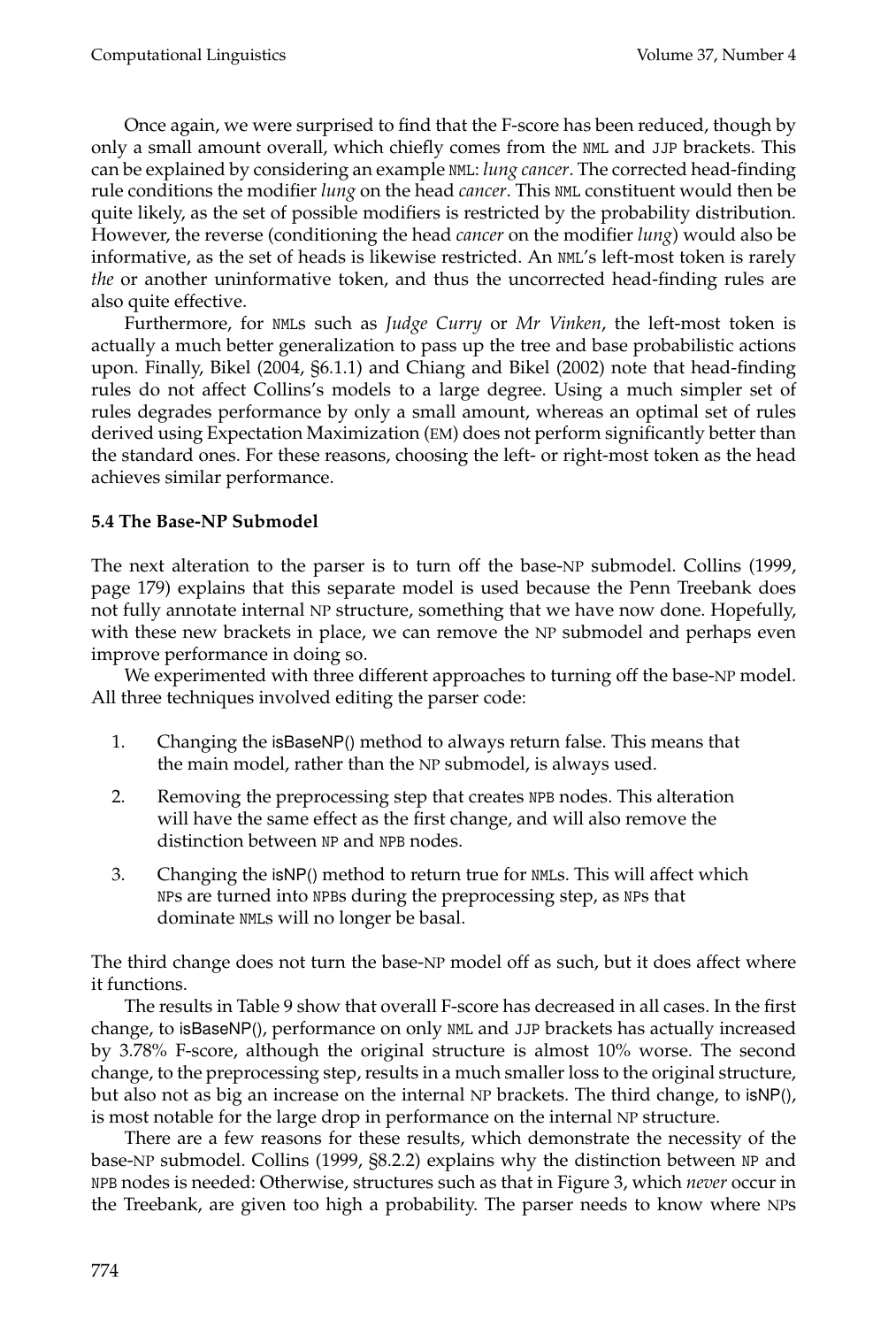Once again, we were surprised to find that the F-score has been reduced, though by only a small amount overall, which chiefly comes from the NML and JJP brackets. This can be explained by considering an example NML: *lung cancer*. The corrected head-finding rule conditions the modifier *lung* on the head *cancer*. This NML constituent would then be quite likely, as the set of possible modifiers is restricted by the probability distribution. However, the reverse (conditioning the head *cancer* on the modifier *lung*) would also be informative, as the set of heads is likewise restricted. An NML's left-most token is rarely *the* or another uninformative token, and thus the uncorrected head-finding rules are also quite effective.

Furthermore, for NMLs such as *Judge Curry* or *Mr Vinken*, the left-most token is actually a much better generalization to pass up the tree and base probabilistic actions upon. Finally, Bikel (2004, §6.1.1) and Chiang and Bikel (2002) note that head-finding rules do not affect Collins's models to a large degree. Using a much simpler set of rules degrades performance by only a small amount, whereas an optimal set of rules derived using Expectation Maximization (EM) does not perform significantly better than the standard ones. For these reasons, choosing the left- or right-most token as the head achieves similar performance.

### 5.4 The Base-NP Submodel

The next alteration to the parser is to turn off the base-NP submodel. Collins (1999, page 179) explains that this separate model is used because the Penn Treebank does not fully annotate internal NP structure, something that we have now done. Hopefully, with these new brackets in place, we can remove the NP submodel and perhaps even improve performance in doing so.

We experimented with three different approaches to turning off the base-NP model. All three techniques involved editing the parser code:

1. Changing the isBaseNP() method to always return false. This means that the main model, rather than the NP submodel, is always used.
2. Removing the preprocessing step that creates NPB nodes. This alteration will have the same effect as the first change, and will also remove the distinction between NP and NPB nodes.
3. Changing the isNP() method to return true for NMLs. This will affect which NPs are turned into NPBs during the preprocessing step, as NPs that dominate NMLs will no longer be basal.

The third change does not turn the base-NP model off as such, but it does affect where it functions.

The results in Table 9 show that overall F-score has decreased in all cases. In the first change, to isBaseNP(), performance on only NML and JJP brackets has actually increased by 3.78% F-score, although the original structure is almost 10% worse. The second change, to the preprocessing step, results in a much smaller loss to the original structure, but also not as big an increase on the internal NP brackets. The third change, to isNP(), is most notable for the large drop in performance on the internal NP structure.

There are a few reasons for these results, which demonstrate the necessity of the base-NP submodel. Collins (1999, §8.2.2) explains why the distinction between NP and NPB nodes is needed: Otherwise, structures such as that in Figure 3, which *never* occur in the Treebank, are given too high a probability. The parser needs to know where NPs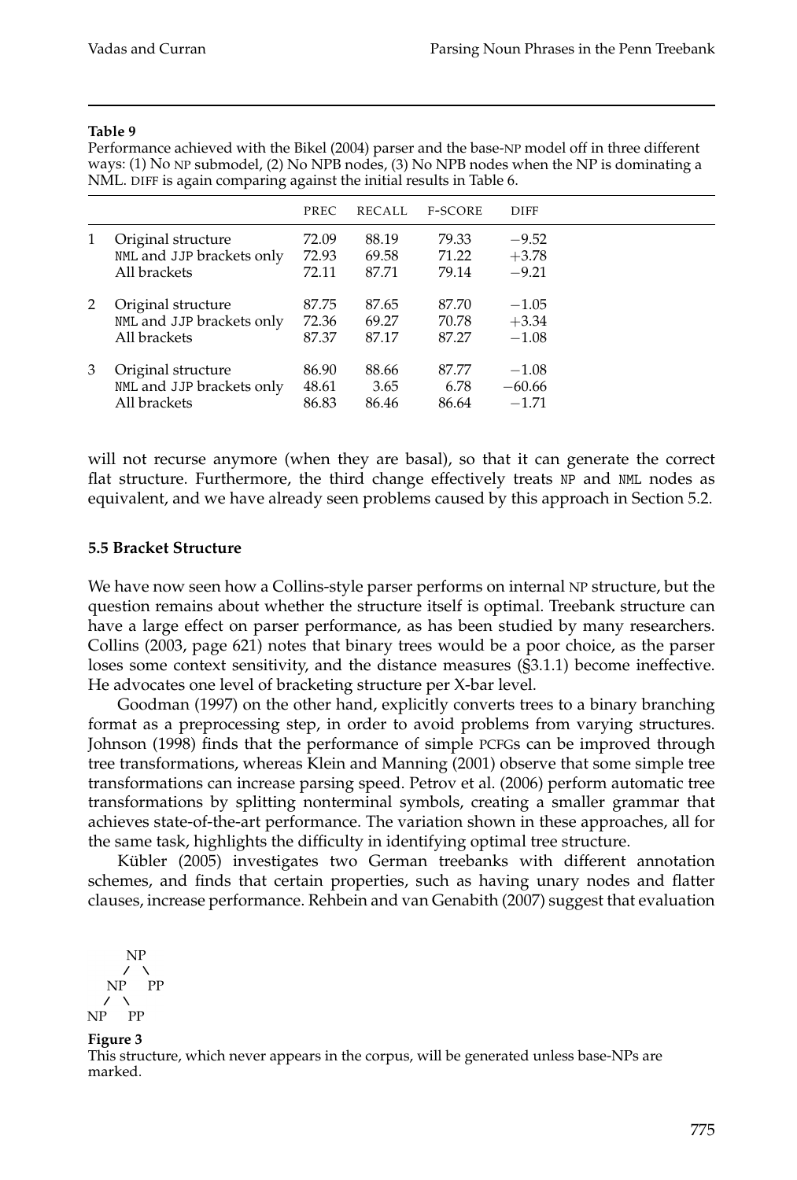**Table 9**

Performance achieved with the Bikel (2004) parser and the base-NP model off in three different ways: (1) No NP submodel, (2) No NPB nodes, (3) No NPB nodes when the NP is dominating a NML. DIFF is again comparing against the initial results in Table 6.

| | | PREC | RECALL | F-SCORE | DIFF |
|---|---|---|---|---|---|
| 1 | Original structure | 72.09 | 88.19 | 79.33 | −9.52 |
| | NML and JJP brackets only | 72.93 | 69.58 | 71.22 | +3.78 |
| | All brackets | 72.11 | 87.71 | 79.14 | −9.21 |
| 2 | Original structure | 87.75 | 87.65 | 87.70 | −1.05 |
| | NML and JJP brackets only | 72.36 | 69.27 | 70.78 | +3.34 |
| | All brackets | 87.37 | 87.17 | 87.27 | −1.08 |
| 3 | Original structure | 86.90 | 88.66 | 87.77 | −1.08 |
| | NML and JJP brackets only | 48.61 | 3.65 | 6.78 | −60.66 |
| | All brackets | 86.83 | 86.46 | 86.64 | −1.71 |

will not recurse anymore (when they are basal), so that it can generate the correct flat structure. Furthermore, the third change effectively treats NP and NML nodes as equivalent, and we have already seen problems caused by this approach in Section 5.2.

### 5.5 Bracket Structure

We have now seen how a Collins-style parser performs on internal NP structure, but the question remains about whether the structure itself is optimal. Treebank structure can have a large effect on parser performance, as has been studied by many researchers. Collins (2003, page 621) notes that binary trees would be a poor choice, as the parser loses some context sensitivity, and the distance measures (§3.1.1) become ineffective. He advocates one level of bracketing structure per X-bar level.

Goodman (1997) on the other hand, explicitly converts trees to a binary branching format as a preprocessing step, in order to avoid problems from varying structures. Johnson (1998) finds that the performance of simple PCFGs can be improved through tree transformations, whereas Klein and Manning (2001) observe that some simple tree transformations can increase parsing speed. Petrov et al. (2006) perform automatic tree transformations by splitting nonterminal symbols, creating a smaller grammar that achieves state-of-the-art performance. The variation shown in these approaches, all for the same task, highlights the difficulty in identifying optimal tree structure.

Kübler (2005) investigates two German treebanks with different annotation schemes, and finds that certain properties, such as having unary nodes and flatter clauses, increase performance. Rehbein and van Genabith (2007) suggest that evaluation

```
        NP
       /  \
     NP    PP
    /  \
  NP    PP
```

**Figure 3**

This structure, which never appears in the corpus, will be generated unless base-NPs are marked.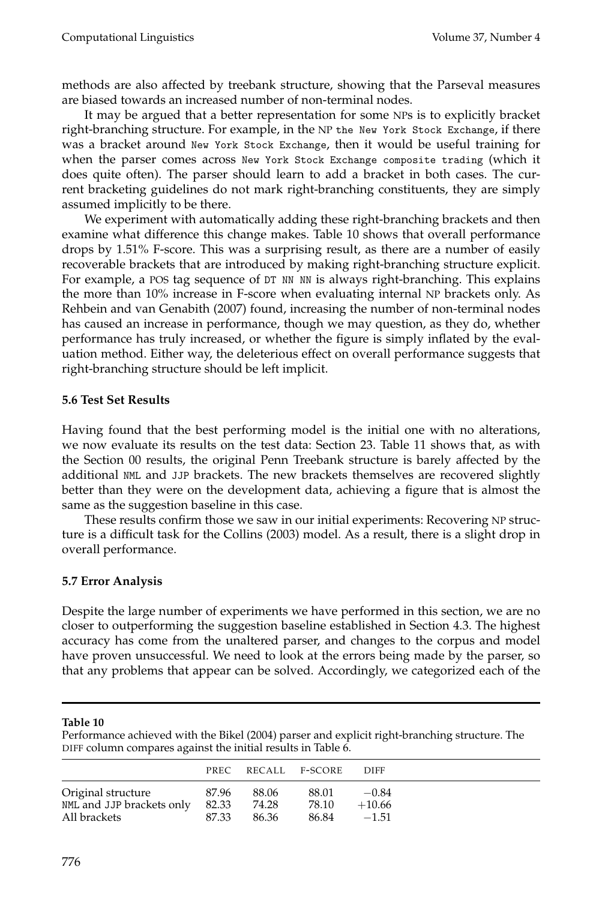methods are also affected by treebank structure, showing that the Parseval measures are biased towards an increased number of non-terminal nodes.

It may be argued that a better representation for some NPs is to explicitly bracket right-branching structure. For example, in the NP `the New York Stock Exchange`, if there was a bracket around `New York Stock Exchange`, then it would be useful training for when the parser comes across `New York Stock Exchange composite trading` (which it does quite often). The parser should learn to add a bracket in both cases. The current bracketing guidelines do not mark right-branching constituents, they are simply assumed implicitly to be there.

We experiment with automatically adding these right-branching brackets and then examine what difference this change makes. Table 10 shows that overall performance drops by 1.51% F-score. This was a surprising result, as there are a number of easily recoverable brackets that are introduced by making right-branching structure explicit. For example, a POS tag sequence of `DT NN NN` is always right-branching. This explains the more than 10% increase in F-score when evaluating internal NP brackets only. As Rehbein and van Genabith (2007) found, increasing the number of non-terminal nodes has caused an increase in performance, though we may question, as they do, whether performance has truly increased, or whether the figure is simply inflated by the evaluation method. Either way, the deleterious effect on overall performance suggests that right-branching structure should be left implicit.

### 5.6 Test Set Results

Having found that the best performing model is the initial one with no alterations, we now evaluate its results on the test data: Section 23. Table 11 shows that, as with the Section 00 results, the original Penn Treebank structure is barely affected by the additional `NML` and `JJP` brackets. The new brackets themselves are recovered slightly better than they were on the development data, achieving a figure that is almost the same as the suggestion baseline in this case.

These results confirm those we saw in our initial experiments: Recovering NP structure is a difficult task for the Collins (2003) model. As a result, there is a slight drop in overall performance.

### 5.7 Error Analysis

Despite the large number of experiments we have performed in this section, we are no closer to outperforming the suggestion baseline established in Section 4.3. The highest accuracy has come from the unaltered parser, and changes to the corpus and model have proven unsuccessful. We need to look at the errors being made by the parser, so that any problems that appear can be solved. Accordingly, we categorized each of the

**Table 10**
Performance achieved with the Bikel (2004) parser and explicit right-branching structure. The DIFF column compares against the initial results in Table 6.

| | PREC | RECALL | F-SCORE | DIFF |
|---|---|---|---|---|
| Original structure | 87.96 | 88.06 | 88.01 | −0.84 |
| NML and JJP brackets only | 82.33 | 74.28 | 78.10 | +10.66 |
| All brackets | 87.33 | 86.36 | 86.84 | −1.51 |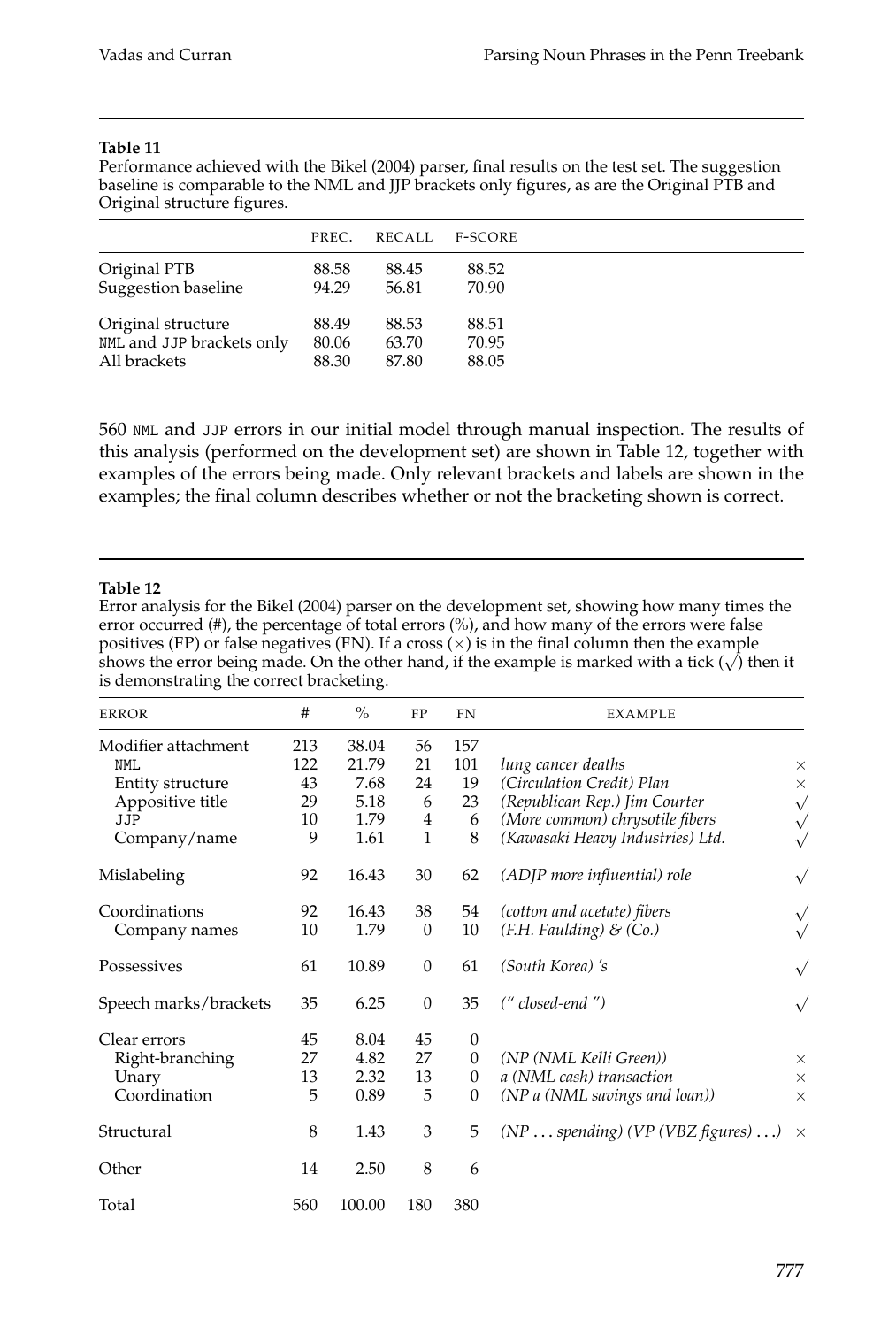**Table 11**
Performance achieved with the Bikel (2004) parser, final results on the test set. The suggestion baseline is comparable to the NML and JJP brackets only figures, as are the Original PTB and Original structure figures.

| | PREC. | RECALL | F-SCORE |
|---|---|---|---|
| Original PTB | 88.58 | 88.45 | 88.52 |
| Suggestion baseline | 94.29 | 56.81 | 70.90 |
| Original structure | 88.49 | 88.53 | 88.51 |
| NML and JJP brackets only | 80.06 | 63.70 | 70.95 |
| All brackets | 88.30 | 87.80 | 88.05 |

560 NML and JJP errors in our initial model through manual inspection. The results of this analysis (performed on the development set) are shown in Table 12, together with examples of the errors being made. Only relevant brackets and labels are shown in the examples; the final column describes whether or not the bracketing shown is correct.

**Table 12**
Error analysis for the Bikel (2004) parser on the development set, showing how many times the error occurred (#), the percentage of total errors (%), and how many of the errors were false positives (FP) or false negatives (FN). If a cross (×) is in the final column then the example shows the error being made. On the other hand, if the example is marked with a tick (√) then it is demonstrating the correct bracketing.

| ERROR | # | % | FP | FN | EXAMPLE | |
|---|---|---|---|---|---|---|
| Modifier attachment | 213 | 38.04 | 56 | 157 | | |
| NML | 122 | 21.79 | 21 | 101 | *lung cancer deaths* | × |
| Entity structure | 43 | 7.68 | 24 | 19 | *(Circulation Credit) Plan* | × |
| Appositive title | 29 | 5.18 | 6 | 23 | *(Republican Rep.) Jim Courter* | √ |
| JJP | 10 | 1.79 | 4 | 6 | *(More common) chrysotile fibers* | √ |
| Company/name | 9 | 1.61 | 1 | 8 | *(Kawasaki Heavy Industries) Ltd.* | √ |
| Mislabeling | 92 | 16.43 | 30 | 62 | *(ADJP more influential) role* | √ |
| Coordinations | 92 | 16.43 | 38 | 54 | *(cotton and acetate) fibers* | √ |
| Company names | 10 | 1.79 | 0 | 10 | *(F.H. Faulding) & (Co.)* | √ |
| Possessives | 61 | 10.89 | 0 | 61 | *(South Korea) 's* | √ |
| Speech marks/brackets | 35 | 6.25 | 0 | 35 | *(" closed-end ")* | √ |
| Clear errors | 45 | 8.04 | 45 | 0 | | |
| Right-branching | 27 | 4.82 | 27 | 0 | *(NP (NML Kelli Green))* | × |
| Unary | 13 | 2.32 | 13 | 0 | *a (NML cash) transaction* | × |
| Coordination | 5 | 0.89 | 5 | 0 | *(NP a (NML savings and loan))* | × |
| Structural | 8 | 1.43 | 3 | 5 | *(NP ... spending) (VP (VBZ figures) ...)* | × |
| Other | 14 | 2.50 | 8 | 6 | | |
| Total | 560 | 100.00 | 180 | 380 | | |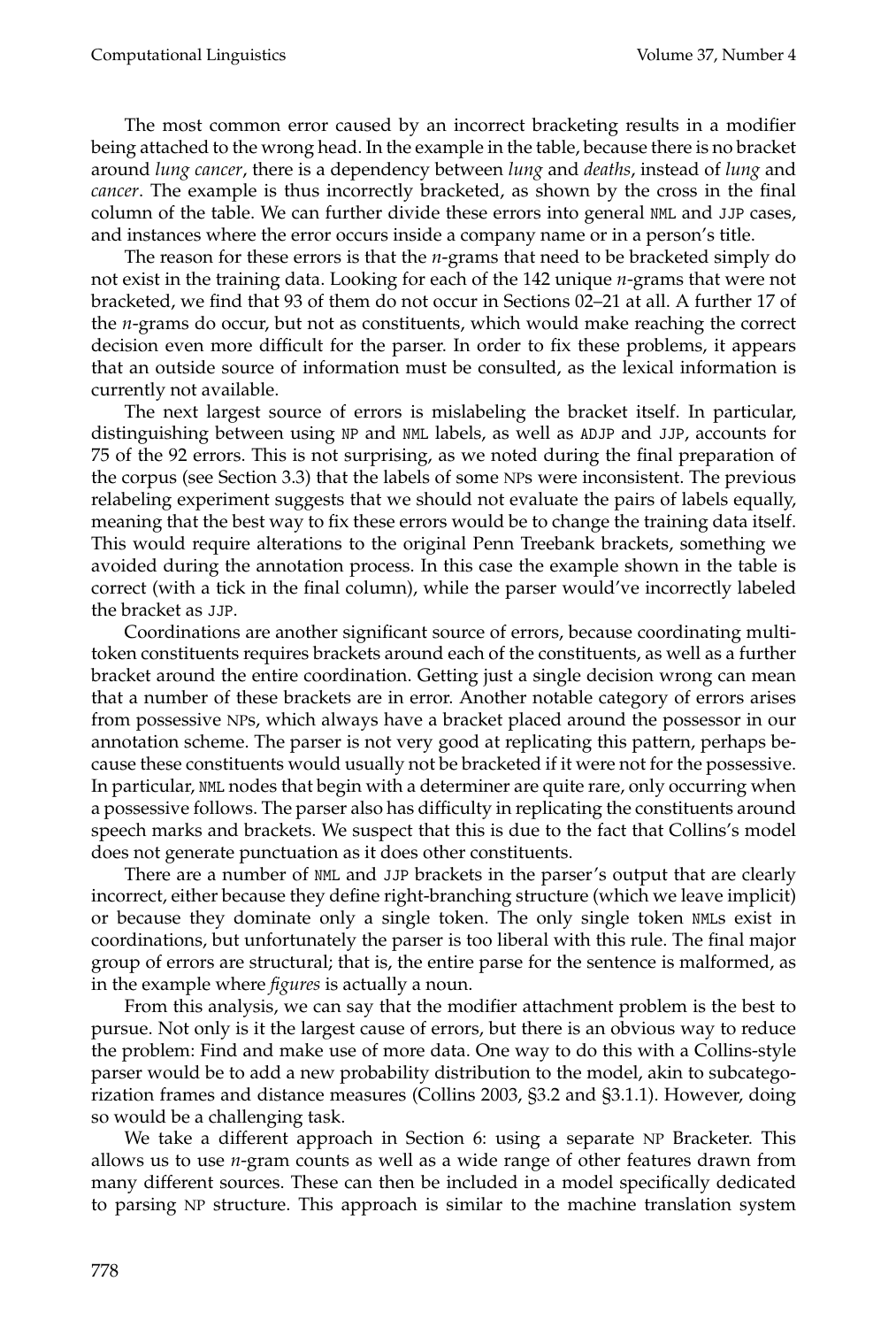The most common error caused by an incorrect bracketing results in a modifier being attached to the wrong head. In the example in the table, because there is no bracket around *lung cancer*, there is a dependency between *lung* and *deaths*, instead of *lung* and *cancer*. The example is thus incorrectly bracketed, as shown by the cross in the final column of the table. We can further divide these errors into general NML and JJP cases, and instances where the error occurs inside a company name or in a person's title.

The reason for these errors is that the *n*-grams that need to be bracketed simply do not exist in the training data. Looking for each of the 142 unique *n*-grams that were not bracketed, we find that 93 of them do not occur in Sections 02–21 at all. A further 17 of the *n*-grams do occur, but not as constituents, which would make reaching the correct decision even more difficult for the parser. In order to fix these problems, it appears that an outside source of information must be consulted, as the lexical information is currently not available.

The next largest source of errors is mislabeling the bracket itself. In particular, distinguishing between using NP and NML labels, as well as ADJP and JJP, accounts for 75 of the 92 errors. This is not surprising, as we noted during the final preparation of the corpus (see Section 3.3) that the labels of some NPs were inconsistent. The previous relabeling experiment suggests that we should not evaluate the pairs of labels equally, meaning that the best way to fix these errors would be to change the training data itself. This would require alterations to the original Penn Treebank brackets, something we avoided during the annotation process. In this case the example shown in the table is correct (with a tick in the final column), while the parser would've incorrectly labeled the bracket as JJP.

Coordinations are another significant source of errors, because coordinating multi-token constituents requires brackets around each of the constituents, as well as a further bracket around the entire coordination. Getting just a single decision wrong can mean that a number of these brackets are in error. Another notable category of errors arises from possessive NPs, which always have a bracket placed around the possessor in our annotation scheme. The parser is not very good at replicating this pattern, perhaps because these constituents would usually not be bracketed if it were not for the possessive. In particular, NML nodes that begin with a determiner are quite rare, only occurring when a possessive follows. The parser also has difficulty in replicating the constituents around speech marks and brackets. We suspect that this is due to the fact that Collins's model does not generate punctuation as it does other constituents.

There are a number of NML and JJP brackets in the parser's output that are clearly incorrect, either because they define right-branching structure (which we leave implicit) or because they dominate only a single token. The only single token NMLs exist in coordinations, but unfortunately the parser is too liberal with this rule. The final major group of errors are structural; that is, the entire parse for the sentence is malformed, as in the example where *figures* is actually a noun.

From this analysis, we can say that the modifier attachment problem is the best to pursue. Not only is it the largest cause of errors, but there is an obvious way to reduce the problem: Find and make use of more data. One way to do this with a Collins-style parser would be to add a new probability distribution to the model, akin to subcategorization frames and distance measures (Collins 2003, §3.2 and §3.1.1). However, doing so would be a challenging task.

We take a different approach in Section 6: using a separate NP Bracketer. This allows us to use *n*-gram counts as well as a wide range of other features drawn from many different sources. These can then be included in a model specifically dedicated to parsing NP structure. This approach is similar to the machine translation system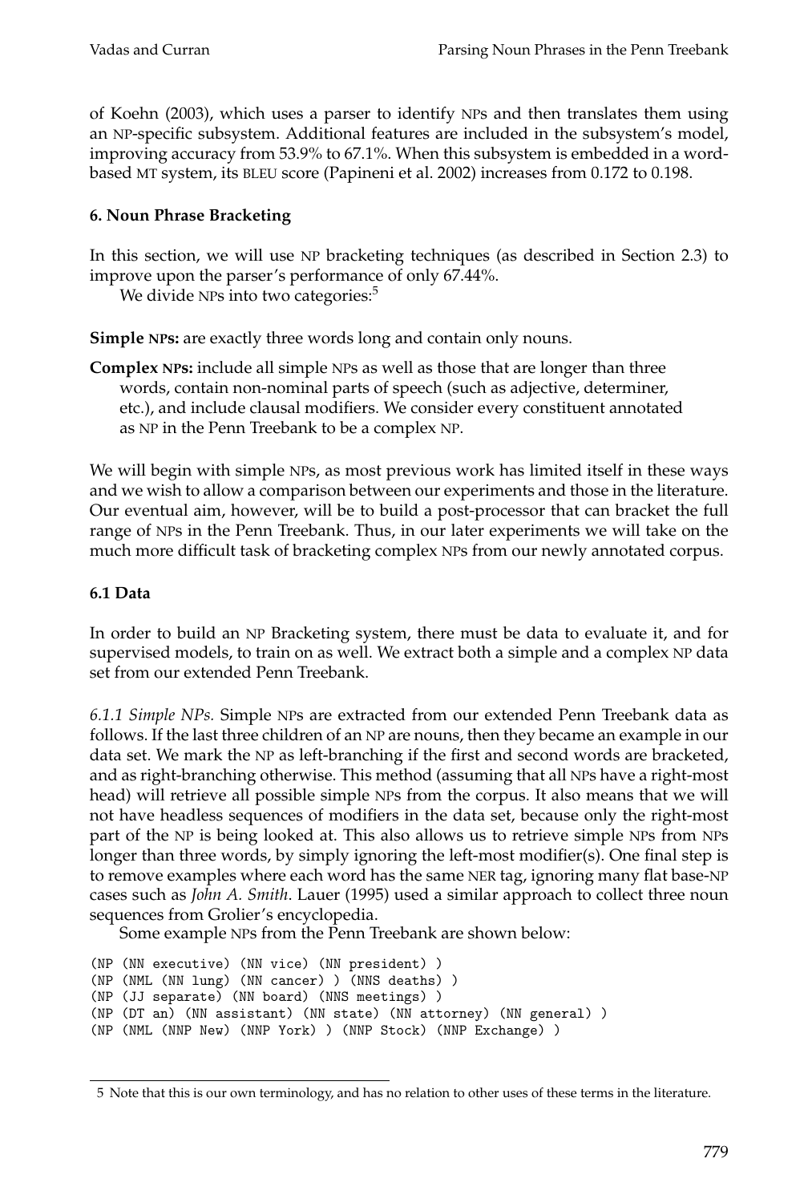of Koehn (2003), which uses a parser to identify NPs and then translates them using an NP-specific subsystem. Additional features are included in the subsystem's model, improving accuracy from 53.9% to 67.1%. When this subsystem is embedded in a word-based MT system, its BLEU score (Papineni et al. 2002) increases from 0.172 to 0.198.

## 6. Noun Phrase Bracketing

In this section, we will use NP bracketing techniques (as described in Section 2.3) to improve upon the parser's performance of only 67.44%.

We divide NPs into two categories:[5]

**Simple NPs:** are exactly three words long and contain only nouns.

**Complex NPs:** include all simple NPs as well as those that are longer than three words, contain non-nominal parts of speech (such as adjective, determiner, etc.), and include clausal modifiers. We consider every constituent annotated as NP in the Penn Treebank to be a complex NP.

We will begin with simple NPs, as most previous work has limited itself in these ways and we wish to allow a comparison between our experiments and those in the literature. Our eventual aim, however, will be to build a post-processor that can bracket the full range of NPs in the Penn Treebank. Thus, in our later experiments we will take on the much more difficult task of bracketing complex NPs from our newly annotated corpus.

### 6.1 Data

In order to build an NP Bracketing system, there must be data to evaluate it, and for supervised models, to train on as well. We extract both a simple and a complex NP data set from our extended Penn Treebank.

*6.1.1 Simple NPs.* Simple NPs are extracted from our extended Penn Treebank data as follows. If the last three children of an NP are nouns, then they became an example in our data set. We mark the NP as left-branching if the first and second words are bracketed, and as right-branching otherwise. This method (assuming that all NPs have a right-most head) will retrieve all possible simple NPs from the corpus. It also means that we will not have headless sequences of modifiers in the data set, because only the right-most part of the NP is being looked at. This also allows us to retrieve simple NPs from NPs longer than three words, by simply ignoring the left-most modifier(s). One final step is to remove examples where each word has the same NER tag, ignoring many flat base-NP cases such as *John A. Smith*. Lauer (1995) used a similar approach to collect three noun sequences from Grolier's encyclopedia.

Some example NPs from the Penn Treebank are shown below:

```
(NP (NN executive) (NN vice) (NN president) )
(NP (NML (NN lung) (NN cancer) ) (NNS deaths) )
(NP (JJ separate) (NN board) (NNS meetings) )
(NP (DT an) (NN assistant) (NN state) (NN attorney) (NN general) )
(NP (NML (NNP New) (NNP York) ) (NNP Stock) (NNP Exchange) )
```

5 Note that this is our own terminology, and has no relation to other uses of these terms in the literature.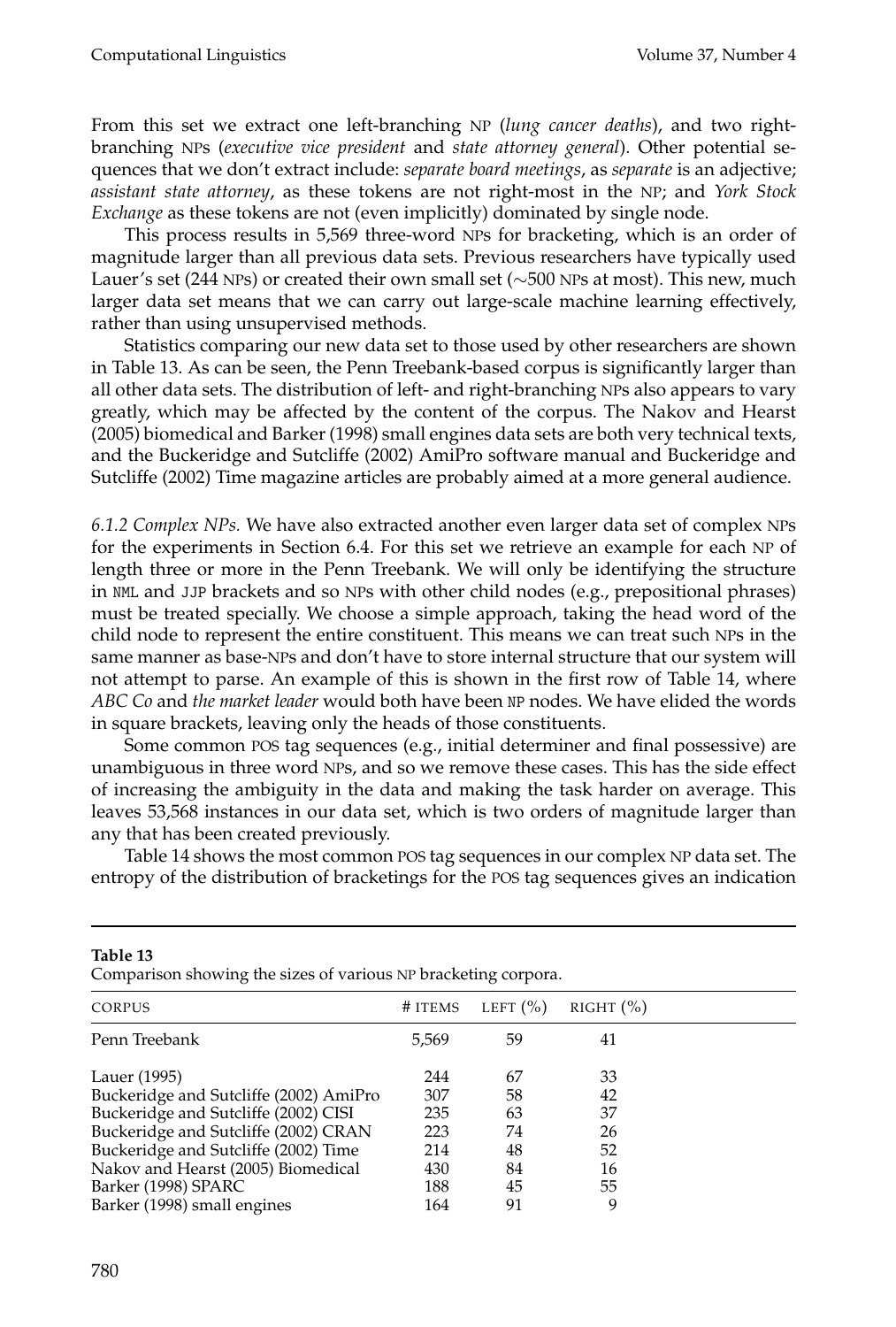From this set we extract one left-branching NP (*lung cancer deaths*), and two right-branching NPs (*executive vice president* and *state attorney general*). Other potential sequences that we don't extract include: *separate board meetings*, as *separate* is an adjective; *assistant state attorney*, as these tokens are not right-most in the NP; and *York Stock Exchange* as these tokens are not (even implicitly) dominated by single node.

This process results in 5,569 three-word NPs for bracketing, which is an order of magnitude larger than all previous data sets. Previous researchers have typically used Lauer's set (244 NPs) or created their own small set (∼500 NPs at most). This new, much larger data set means that we can carry out large-scale machine learning effectively, rather than using unsupervised methods.

Statistics comparing our new data set to those used by other researchers are shown in Table 13. As can be seen, the Penn Treebank-based corpus is significantly larger than all other data sets. The distribution of left- and right-branching NPs also appears to vary greatly, which may be affected by the content of the corpus. The Nakov and Hearst (2005) biomedical and Barker (1998) small engines data sets are both very technical texts, and the Buckeridge and Sutcliffe (2002) AmiPro software manual and Buckeridge and Sutcliffe (2002) Time magazine articles are probably aimed at a more general audience.

*6.1.2 Complex NPs.* We have also extracted another even larger data set of complex NPs for the experiments in Section 6.4. For this set we retrieve an example for each NP of length three or more in the Penn Treebank. We will only be identifying the structure in NML and JJP brackets and so NPs with other child nodes (e.g., prepositional phrases) must be treated specially. We choose a simple approach, taking the head word of the child node to represent the entire constituent. This means we can treat such NPs in the same manner as base-NPs and don't have to store internal structure that our system will not attempt to parse. An example of this is shown in the first row of Table 14, where *ABC Co* and *the market leader* would both have been NP nodes. We have elided the words in square brackets, leaving only the heads of those constituents.

Some common POS tag sequences (e.g., initial determiner and final possessive) are unambiguous in three word NPs, and so we remove these cases. This has the side effect of increasing the ambiguity in the data and making the task harder on average. This leaves 53,568 instances in our data set, which is two orders of magnitude larger than any that has been created previously.

Table 14 shows the most common POS tag sequences in our complex NP data set. The entropy of the distribution of bracketings for the POS tag sequences gives an indication

**Table 13**
Comparison showing the sizes of various NP bracketing corpora.

| CORPUS | # ITEMS | LEFT (%) | RIGHT (%) |
|---|---|---|---|
| Penn Treebank | 5,569 | 59 | 41 |
| Lauer (1995) | 244 | 67 | 33 |
| Buckeridge and Sutcliffe (2002) AmiPro | 307 | 58 | 42 |
| Buckeridge and Sutcliffe (2002) CISI | 235 | 63 | 37 |
| Buckeridge and Sutcliffe (2002) CRAN | 223 | 74 | 26 |
| Buckeridge and Sutcliffe (2002) Time | 214 | 48 | 52 |
| Nakov and Hearst (2005) Biomedical | 430 | 84 | 16 |
| Barker (1998) SPARC | 188 | 45 | 55 |
| Barker (1998) small engines | 164 | 91 | 9 |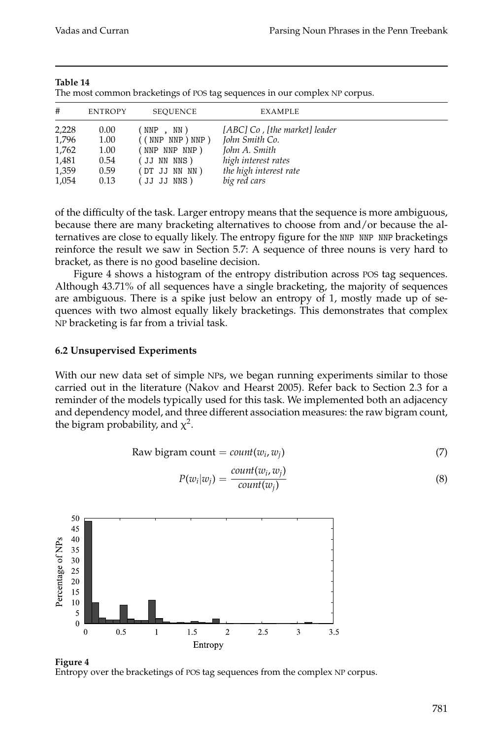**Table 14**
The most common bracketings of POS tag sequences in our complex NP corpus.

| # | ENTROPY | SEQUENCE | EXAMPLE |
|---|---|---|---|
| 2,228 | 0.00 | ( NNP , NN ) | *[ABC] Co , [the market] leader* |
| 1,796 | 1.00 | ( ( NNP NNP ) NNP ) | *John Smith Co.* |
| 1,762 | 1.00 | ( NNP NNP NNP ) | *John A. Smith* |
| 1,481 | 0.54 | ( JJ NN NNS ) | *high interest rates* |
| 1,359 | 0.59 | ( DT JJ NN NN ) | *the high interest rate* |
| 1,054 | 0.13 | ( JJ JJ NNS ) | *big red cars* |

of the difficulty of the task. Larger entropy means that the sequence is more ambiguous, because there are many bracketing alternatives to choose from and/or because the alternatives are close to equally likely. The entropy figure for the NNP NNP NNP bracketings reinforce the result we saw in Section 5.7: A sequence of three nouns is very hard to bracket, as there is no good baseline decision.

Figure 4 shows a histogram of the entropy distribution across POS tag sequences. Although 43.71% of all sequences have a single bracketing, the majority of sequences are ambiguous. There is a spike just below an entropy of 1, mostly made up of sequences with two almost equally likely bracketings. This demonstrates that complex NP bracketing is far from a trivial task.

### 6.2 Unsupervised Experiments

With our new data set of simple NPs, we began running experiments similar to those carried out in the literature (Nakov and Hearst 2005). Refer back to Section 2.3 for a reminder of the models typically used for this task. We implemented both an adjacency and dependency model, and three different association measures: the raw bigram count, the bigram probability, and $\chi^2$.

$$\text{Raw bigram count} = count(w_i, w_j) \tag{7}$$

$$P(w_i|w_j) = \frac{count(w_i, w_j)}{count(w_j)} \tag{8}$$

**Figure 4**
Entropy over the bracketings of POS tag sequences from the complex NP corpus.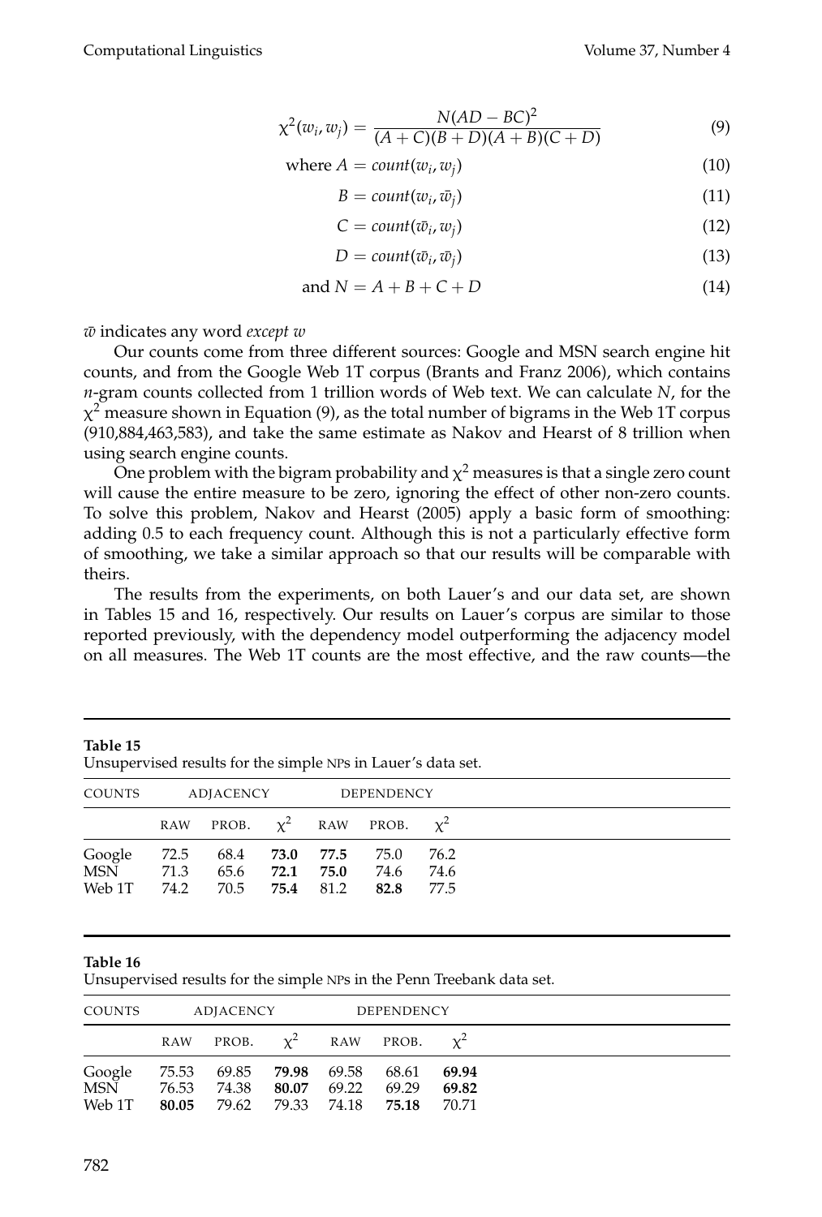$$\chi^2(w_i, w_j) = \frac{N(AD - BC)^2}{(A + C)(B + D)(A + B)(C + D)} \tag{9}$$

$$\text{where } A = count(w_i, w_j) \tag{10}$$

$$B = count(w_i, \bar{w}_j) \tag{11}$$

$$C = count(\bar{w}_i, w_j) \tag{12}$$

$$D = count(\bar{w}_i, \bar{w}_j) \tag{13}$$

$$\text{and } N = A + B + C + D \tag{14}$$

$\bar{w}$ indicates any word *except w*

Our counts come from three different sources: Google and MSN search engine hit counts, and from the Google Web 1T corpus (Brants and Franz 2006), which contains *n*-gram counts collected from 1 trillion words of Web text. We can calculate $N$, for the $\chi^2$ measure shown in Equation (9), as the total number of bigrams in the Web 1T corpus (910,884,463,583), and take the same estimate as Nakov and Hearst of 8 trillion when using search engine counts.

One problem with the bigram probability and $\chi^2$ measures is that a single zero count will cause the entire measure to be zero, ignoring the effect of other non-zero counts. To solve this problem, Nakov and Hearst (2005) apply a basic form of smoothing: adding 0.5 to each frequency count. Although this is not a particularly effective form of smoothing, we take a similar approach so that our results will be comparable with theirs.

The results from the experiments, on both Lauer's and our data set, are shown in Tables 15 and 16, respectively. Our results on Lauer's corpus are similar to those reported previously, with the dependency model outperforming the adjacency model on all measures. The Web 1T counts are the most effective, and the raw counts—the

**Table 15**
Unsupervised results for the simple NPs in Lauer's data set.

| COUNTS | ADJACENCY | | | DEPENDENCY | | |
|---|---|---|---|---|---|---|
| | RAW | PROB. | $\chi^2$ | RAW | PROB. | $\chi^2$ |
| Google | 72.5 | 68.4 | **73.0** | **77.5** | 75.0 | 76.2 |
| MSN | 71.3 | 65.6 | **72.1** | **75.0** | 74.6 | 74.6 |
| Web 1T | 74.2 | 70.5 | **75.4** | 81.2 | **82.8** | 77.5 |

**Table 16**
Unsupervised results for the simple NPs in the Penn Treebank data set.

| COUNTS | ADJACENCY | | | DEPENDENCY | | |
|---|---|---|---|---|---|---|
| | RAW | PROB. | $\chi^2$ | RAW | PROB. | $\chi^2$ |
| Google | 75.53 | 69.85 | **79.98** | 69.58 | 68.61 | **69.94** |
| MSN | 76.53 | 74.38 | **80.07** | 69.22 | 69.29 | **69.82** |
| Web 1T | **80.05** | 79.62 | 79.33 | 74.18 | **75.18** | 70.71 |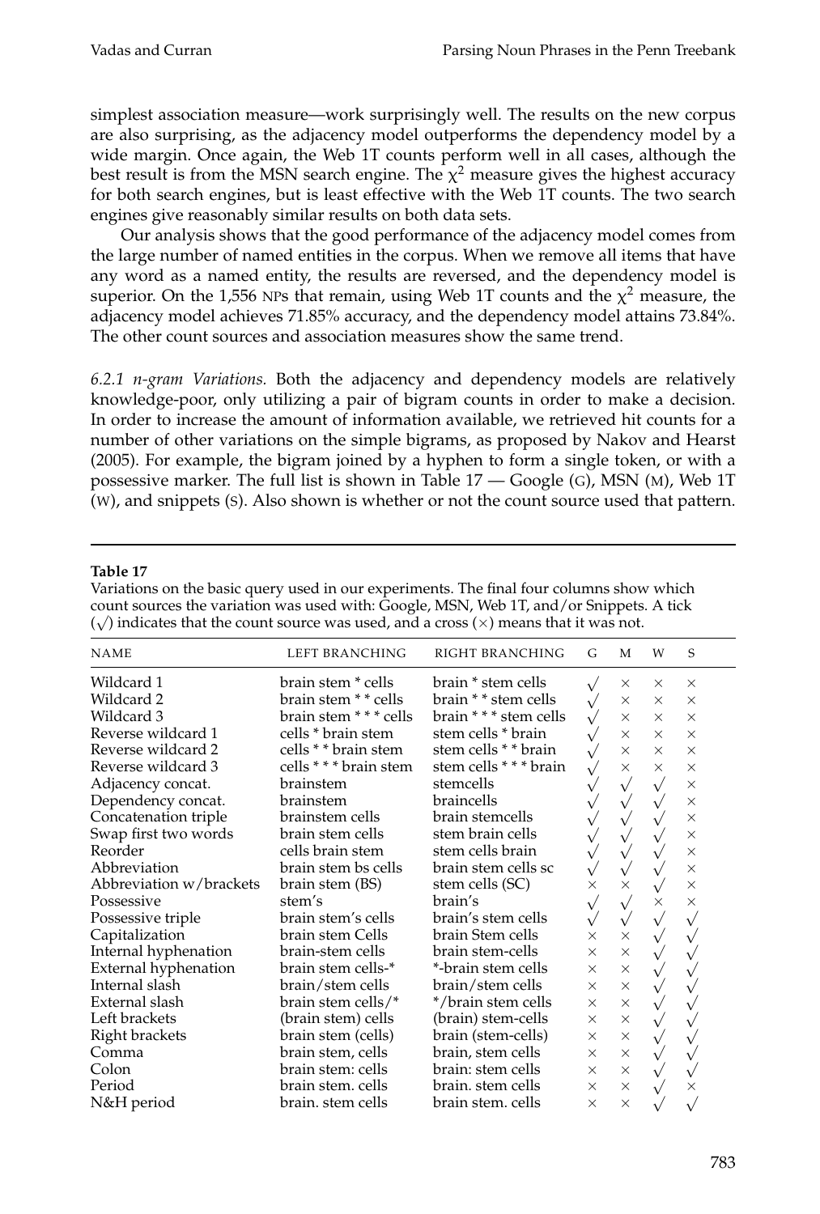simplest association measure—work surprisingly well. The results on the new corpus are also surprising, as the adjacency model outperforms the dependency model by a wide margin. Once again, the Web 1T counts perform well in all cases, although the best result is from the MSN search engine. The $\chi^2$ measure gives the highest accuracy for both search engines, but is least effective with the Web 1T counts. The two search engines give reasonably similar results on both data sets.

Our analysis shows that the good performance of the adjacency model comes from the large number of named entities in the corpus. When we remove all items that have any word as a named entity, the results are reversed, and the dependency model is superior. On the 1,556 NPs that remain, using Web 1T counts and the $\chi^2$ measure, the adjacency model achieves 71.85% accuracy, and the dependency model attains 73.84%. The other count sources and association measures show the same trend.

*6.2.1 n-gram Variations.* Both the adjacency and dependency models are relatively knowledge-poor, only utilizing a pair of bigram counts in order to make a decision. In order to increase the amount of information available, we retrieved hit counts for a number of other variations on the simple bigrams, as proposed by Nakov and Hearst (2005). For example, the bigram joined by a hyphen to form a single token, or with a possessive marker. The full list is shown in Table 17 — Google (G), MSN (M), Web 1T (W), and snippets (S). Also shown is whether or not the count source used that pattern.

**Table 17**
Variations on the basic query used in our experiments. The final four columns show which count sources the variation was used with: Google, MSN, Web 1T, and/or Snippets. A tick (√) indicates that the count source was used, and a cross (×) means that it was not.

| NAME | LEFT BRANCHING | RIGHT BRANCHING | G | M | W | S |
|---|---|---|---|---|---|---|
| Wildcard 1 | brain stem * cells | brain * stem cells | √ | × | × | × |
| Wildcard 2 | brain stem * * cells | brain * * stem cells | √ | × | × | × |
| Wildcard 3 | brain stem * * * cells | brain * * * stem cells | √ | × | × | × |
| Reverse wildcard 1 | cells * brain stem | stem cells * brain | √ | × | × | × |
| Reverse wildcard 2 | cells * * brain stem | stem cells * * brain | √ | × | × | × |
| Reverse wildcard 3 | cells * * * brain stem | stem cells * * * brain | √ | × | × | × |
| Adjacency concat. | brainstem | stemcells | √ | √ | √ | × |
| Dependency concat. | brainstem | braincells | √ | √ | √ | × |
| Concatenation triple | brainstem cells | brain stemcells | √ | √ | √ | × |
| Swap first two words | brain stem cells | stem brain cells | √ | √ | √ | × |
| Reorder | cells brain stem | stem cells brain | √ | √ | √ | × |
| Abbreviation | brain stem bs cells | brain stem cells sc | √ | √ | √ | × |
| Abbreviation w/brackets | brain stem (BS) | stem cells (SC) | × | × | √ | × |
| Possessive | stem's | brain's | √ | √ | × | × |
| Possessive triple | brain stem's cells | brain's stem cells | √ | √ | √ | √ |
| Capitalization | brain stem Cells | brain Stem cells | × | × | √ | √ |
| Internal hyphenation | brain-stem cells | brain stem-cells | × | × | √ | √ |
| External hyphenation | brain stem cells-* | *-brain stem cells | × | × | √ | √ |
| Internal slash | brain/stem cells | brain/stem cells | × | × | √ | √ |
| External slash | brain stem cells/* | */brain stem cells | × | × | √ | √ |
| Left brackets | (brain stem) cells | (brain) stem-cells | × | × | √ | √ |
| Right brackets | brain stem (cells) | brain (stem-cells) | × | × | √ | √ |
| Comma | brain stem, cells | brain, stem cells | × | × | √ | √ |
| Colon | brain stem: cells | brain: stem cells | × | × | √ | √ |
| Period | brain stem. cells | brain. stem cells | × | × | √ | × |
| N&H period | brain. stem cells | brain stem. cells | × | × | √ | √ |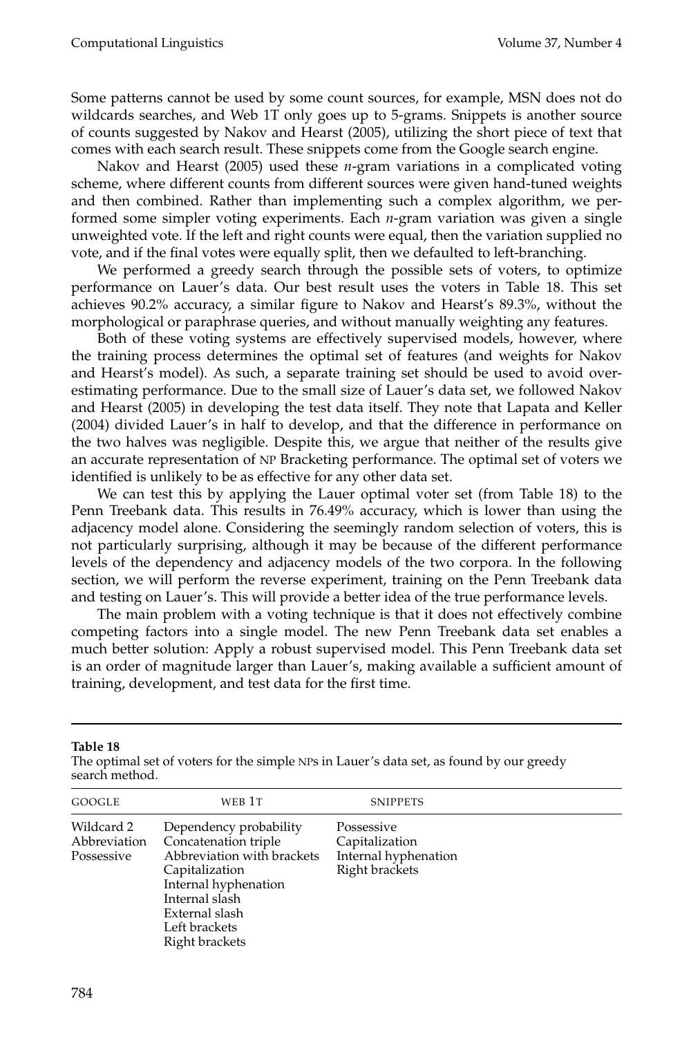Some patterns cannot be used by some count sources, for example, MSN does not do wildcards searches, and Web 1T only goes up to 5-grams. Snippets is another source of counts suggested by Nakov and Hearst (2005), utilizing the short piece of text that comes with each search result. These snippets come from the Google search engine.

Nakov and Hearst (2005) used these *n*-gram variations in a complicated voting scheme, where different counts from different sources were given hand-tuned weights and then combined. Rather than implementing such a complex algorithm, we performed some simpler voting experiments. Each *n*-gram variation was given a single unweighted vote. If the left and right counts were equal, then the variation supplied no vote, and if the final votes were equally split, then we defaulted to left-branching.

We performed a greedy search through the possible sets of voters, to optimize performance on Lauer's data. Our best result uses the voters in Table 18. This set achieves 90.2% accuracy, a similar figure to Nakov and Hearst's 89.3%, without the morphological or paraphrase queries, and without manually weighting any features.

Both of these voting systems are effectively supervised models, however, where the training process determines the optimal set of features (and weights for Nakov and Hearst's model). As such, a separate training set should be used to avoid overestimating performance. Due to the small size of Lauer's data set, we followed Nakov and Hearst (2005) in developing the test data itself. They note that Lapata and Keller (2004) divided Lauer's in half to develop, and that the difference in performance on the two halves was negligible. Despite this, we argue that neither of the results give an accurate representation of NP Bracketing performance. The optimal set of voters we identified is unlikely to be as effective for any other data set.

We can test this by applying the Lauer optimal voter set (from Table 18) to the Penn Treebank data. This results in 76.49% accuracy, which is lower than using the adjacency model alone. Considering the seemingly random selection of voters, this is not particularly surprising, although it may be because of the different performance levels of the dependency and adjacency models of the two corpora. In the following section, we will perform the reverse experiment, training on the Penn Treebank data and testing on Lauer's. This will provide a better idea of the true performance levels.

The main problem with a voting technique is that it does not effectively combine competing factors into a single model. The new Penn Treebank data set enables a much better solution: Apply a robust supervised model. This Penn Treebank data set is an order of magnitude larger than Lauer's, making available a sufficient amount of training, development, and test data for the first time.

**Table 18**
The optimal set of voters for the simple NPs in Lauer's data set, as found by our greedy search method.

| GOOGLE | WEB 1T | SNIPPETS |
|---|---|---|
| Wildcard 2 | Dependency probability | Possessive |
| Abbreviation | Concatenation triple | Capitalization |
| Possessive | Abbreviation with brackets | Internal hyphenation |
| | Capitalization | Right brackets |
| | Internal hyphenation | |
| | Internal slash | |
| | External slash | |
| | Left brackets | |
| | Right brackets | |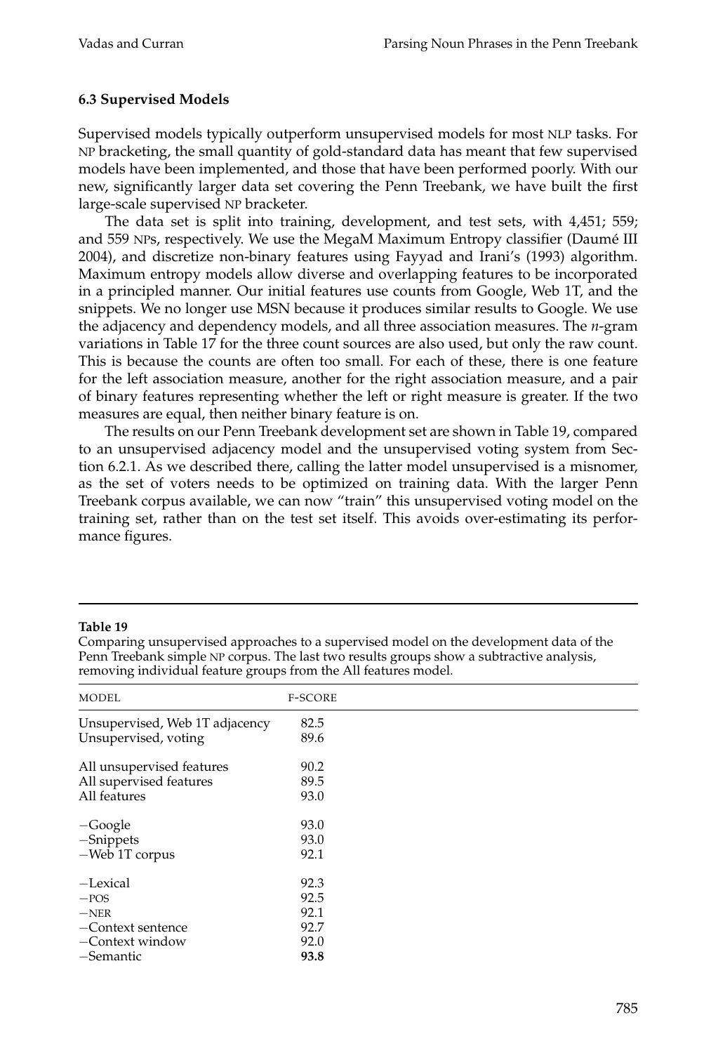### 6.3 Supervised Models

Supervised models typically outperform unsupervised models for most NLP tasks. For NP bracketing, the small quantity of gold-standard data has meant that few supervised models have been implemented, and those that have been performed poorly. With our new, significantly larger data set covering the Penn Treebank, we have built the first large-scale supervised NP bracketer.

The data set is split into training, development, and test sets, with 4,451; 559; and 559 NPs, respectively. We use the MegaM Maximum Entropy classifier (Daumé III 2004), and discretize non-binary features using Fayyad and Irani's (1993) algorithm. Maximum entropy models allow diverse and overlapping features to be incorporated in a principled manner. Our initial features use counts from Google, Web 1T, and the snippets. We no longer use MSN because it produces similar results to Google. We use the adjacency and dependency models, and all three association measures. The *n*-gram variations in Table 17 for the three count sources are also used, but only the raw count. This is because the counts are often too small. For each of these, there is one feature for the left association measure, another for the right association measure, and a pair of binary features representing whether the left or right measure is greater. If the two measures are equal, then neither binary feature is on.

The results on our Penn Treebank development set are shown in Table 19, compared to an unsupervised adjacency model and the unsupervised voting system from Section 6.2.1. As we described there, calling the latter model unsupervised is a misnomer, as the set of voters needs to be optimized on training data. With the larger Penn Treebank corpus available, we can now "train" this unsupervised voting model on the training set, rather than on the test set itself. This avoids over-estimating its performance figures.

**Table 19**
Comparing unsupervised approaches to a supervised model on the development data of the Penn Treebank simple NP corpus. The last two results groups show a subtractive analysis, removing individual feature groups from the All features model.

| MODEL | F-SCORE |
|---|---|
| Unsupervised, Web 1T adjacency | 82.5 |
| Unsupervised, voting | 89.6 |
| All unsupervised features | 90.2 |
| All supervised features | 89.5 |
| All features | 93.0 |
| −Google | 93.0 |
| −Snippets | 93.0 |
| −Web 1T corpus | 92.1 |
| −Lexical | 92.3 |
| −POS | 92.5 |
| −NER | 92.1 |
| −Context sentence | 92.7 |
| −Context window | 92.0 |
| −Semantic | **93.8** |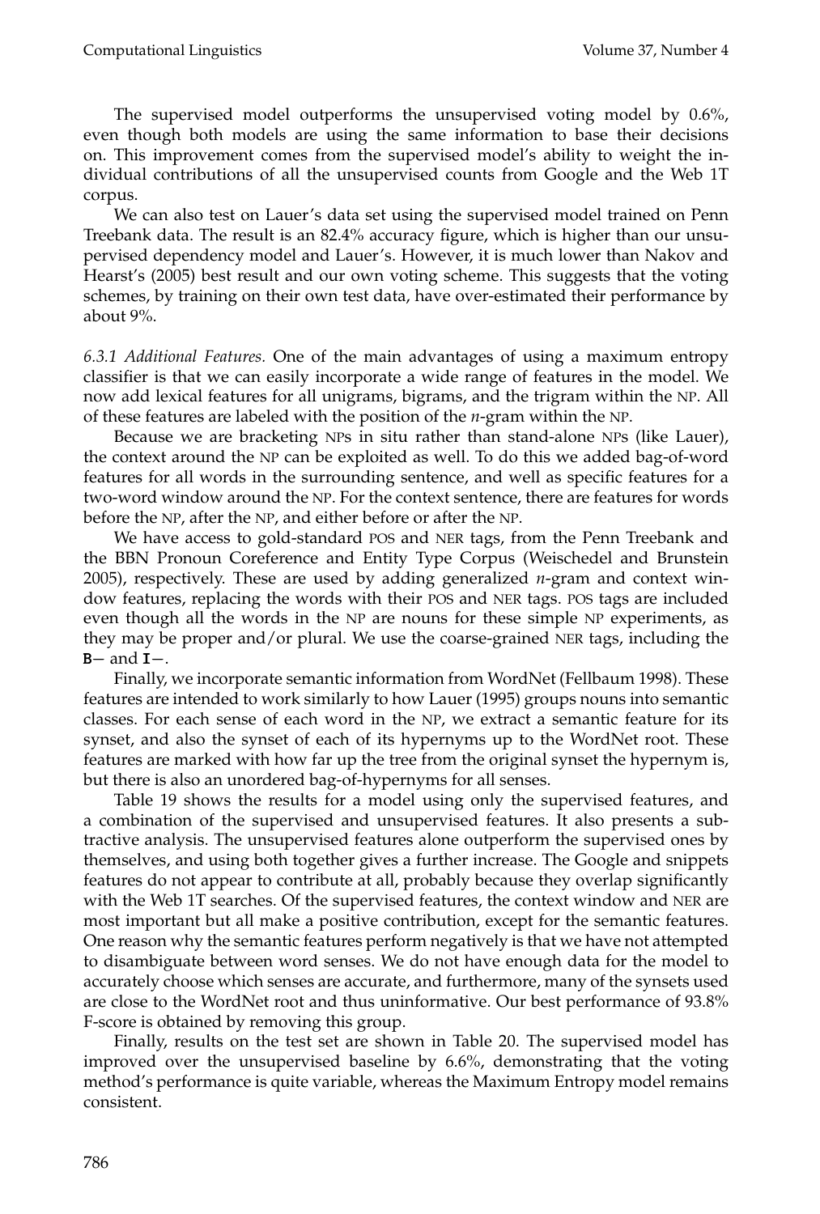The supervised model outperforms the unsupervised voting model by 0.6%, even though both models are using the same information to base their decisions on. This improvement comes from the supervised model's ability to weight the individual contributions of all the unsupervised counts from Google and the Web 1T corpus.

We can also test on Lauer's data set using the supervised model trained on Penn Treebank data. The result is an 82.4% accuracy figure, which is higher than our unsupervised dependency model and Lauer's. However, it is much lower than Nakov and Hearst's (2005) best result and our own voting scheme. This suggests that the voting schemes, by training on their own test data, have over-estimated their performance by about 9%.

*6.3.1 Additional Features.* One of the main advantages of using a maximum entropy classifier is that we can easily incorporate a wide range of features in the model. We now add lexical features for all unigrams, bigrams, and the trigram within the NP. All of these features are labeled with the position of the *n*-gram within the NP.

Because we are bracketing NPs in situ rather than stand-alone NPs (like Lauer), the context around the NP can be exploited as well. To do this we added bag-of-word features for all words in the surrounding sentence, and well as specific features for a two-word window around the NP. For the context sentence, there are features for words before the NP, after the NP, and either before or after the NP.

We have access to gold-standard POS and NER tags, from the Penn Treebank and the BBN Pronoun Coreference and Entity Type Corpus (Weischedel and Brunstein 2005), respectively. These are used by adding generalized *n*-gram and context window features, replacing the words with their POS and NER tags. POS tags are included even though all the words in the NP are nouns for these simple NP experiments, as they may be proper and/or plural. We use the coarse-grained NER tags, including the **B−** and **I−**.

Finally, we incorporate semantic information from WordNet (Fellbaum 1998). These features are intended to work similarly to how Lauer (1995) groups nouns into semantic classes. For each sense of each word in the NP, we extract a semantic feature for its synset, and also the synset of each of its hypernyms up to the WordNet root. These features are marked with how far up the tree from the original synset the hypernym is, but there is also an unordered bag-of-hypernyms for all senses.

Table 19 shows the results for a model using only the supervised features, and a combination of the supervised and unsupervised features. It also presents a subtractive analysis. The unsupervised features alone outperform the supervised ones by themselves, and using both together gives a further increase. The Google and snippets features do not appear to contribute at all, probably because they overlap significantly with the Web 1T searches. Of the supervised features, the context window and NER are most important but all make a positive contribution, except for the semantic features. One reason why the semantic features perform negatively is that we have not attempted to disambiguate between word senses. We do not have enough data for the model to accurately choose which senses are accurate, and furthermore, many of the synsets used are close to the WordNet root and thus uninformative. Our best performance of 93.8% F-score is obtained by removing this group.

Finally, results on the test set are shown in Table 20. The supervised model has improved over the unsupervised baseline by 6.6%, demonstrating that the voting method's performance is quite variable, whereas the Maximum Entropy model remains consistent.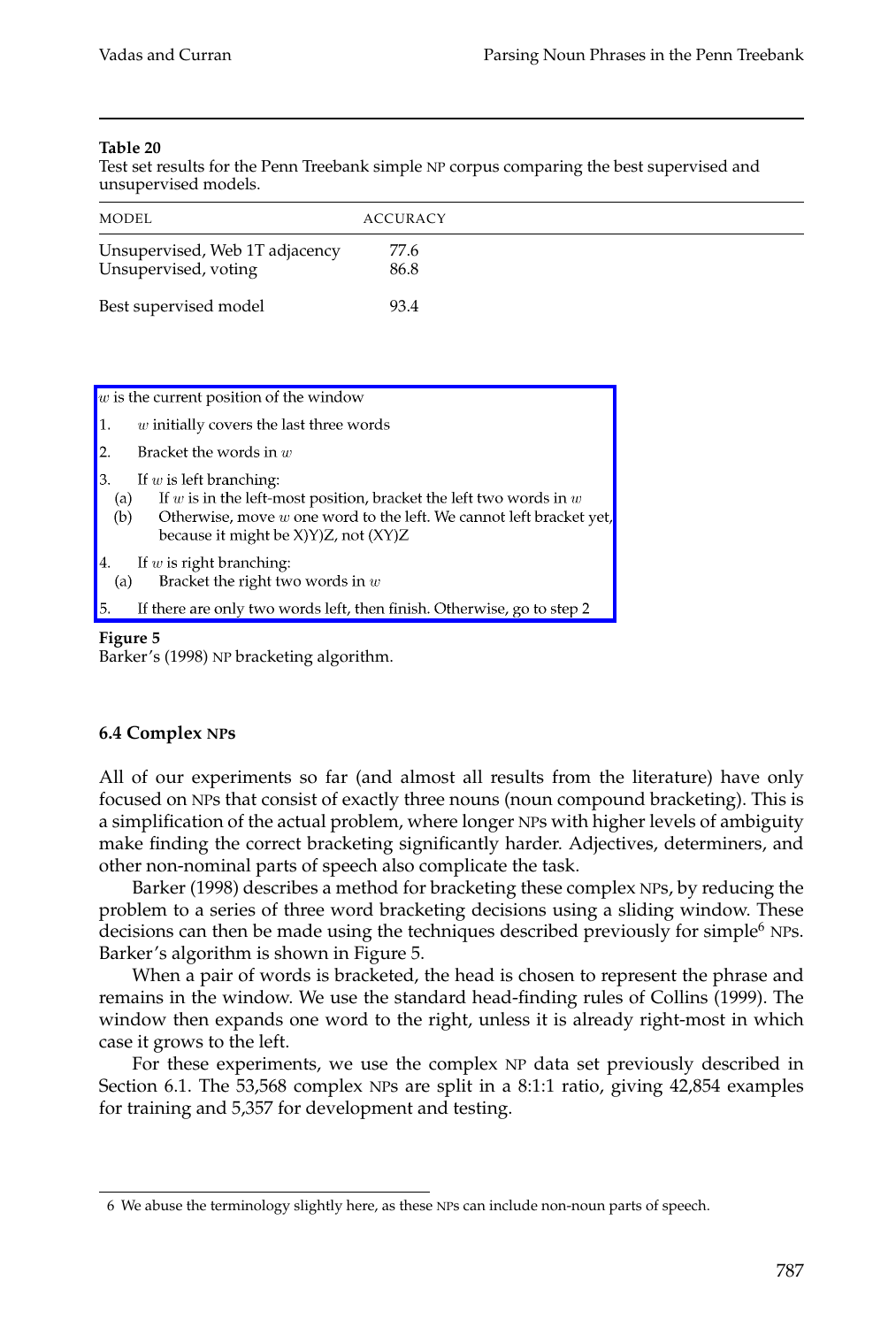**Table 20**
Test set results for the Penn Treebank simple NP corpus comparing the best supervised and unsupervised models.

| MODEL | ACCURACY |
|---|---|
| Unsupervised, Web 1T adjacency | 77.6 |
| Unsupervised, voting | 86.8 |
| Best supervised model | 93.4 |

$w$ is the current position of the window

1. $w$ initially covers the last three words
2. Bracket the words in $w$
3. If $w$ is left branching:
   (a) If $w$ is in the left-most position, bracket the left two words in $w$
   (b) Otherwise, move $w$ one word to the left. We cannot left bracket yet, because it might be X)Y)Z, not (XY)Z
4. If $w$ is right branching:
   (a) Bracket the right two words in $w$
5. If there are only two words left, then finish. Otherwise, go to step 2

**Figure 5**
Barker's (1998) NP bracketing algorithm.

### 6.4 Complex NPs

All of our experiments so far (and almost all results from the literature) have only focused on NPs that consist of exactly three nouns (noun compound bracketing). This is a simplification of the actual problem, where longer NPs with higher levels of ambiguity make finding the correct bracketing significantly harder. Adjectives, determiners, and other non-nominal parts of speech also complicate the task.

Barker (1998) describes a method for bracketing these complex NPs, by reducing the problem to a series of three word bracketing decisions using a sliding window. These decisions can then be made using the techniques described previously for simple[6] NPs. Barker's algorithm is shown in Figure 5.

When a pair of words is bracketed, the head is chosen to represent the phrase and remains in the window. We use the standard head-finding rules of Collins (1999). The window then expands one word to the right, unless it is already right-most in which case it grows to the left.

For these experiments, we use the complex NP data set previously described in Section 6.1. The 53,568 complex NPs are split in a 8:1:1 ratio, giving 42,854 examples for training and 5,357 for development and testing.

[6] We abuse the terminology slightly here, as these NPs can include non-noun parts of speech.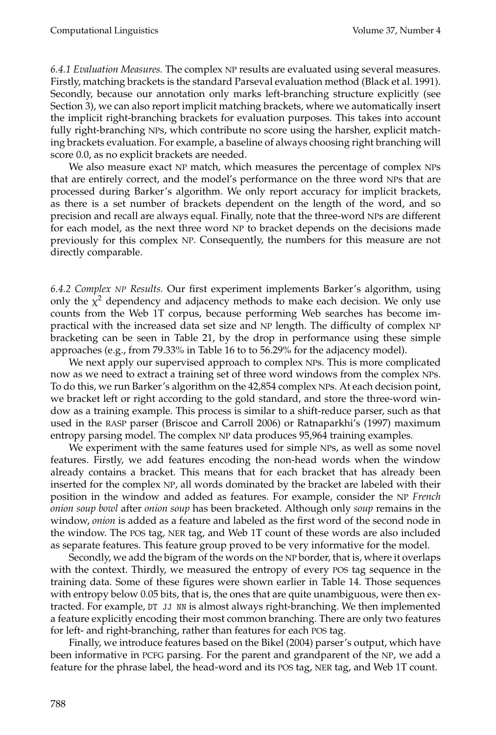*6.4.1 Evaluation Measures.* The complex NP results are evaluated using several measures. Firstly, matching brackets is the standard Parseval evaluation method (Black et al. 1991). Secondly, because our annotation only marks left-branching structure explicitly (see Section 3), we can also report implicit matching brackets, where we automatically insert the implicit right-branching brackets for evaluation purposes. This takes into account fully right-branching NPs, which contribute no score using the harsher, explicit matching brackets evaluation. For example, a baseline of always choosing right branching will score 0.0, as no explicit brackets are needed.

We also measure exact NP match, which measures the percentage of complex NPs that are entirely correct, and the model's performance on the three word NPs that are processed during Barker's algorithm. We only report accuracy for implicit brackets, as there is a set number of brackets dependent on the length of the word, and so precision and recall are always equal. Finally, note that the three-word NPs are different for each model, as the next three word NP to bracket depends on the decisions made previously for this complex NP. Consequently, the numbers for this measure are not directly comparable.

*6.4.2 Complex NP Results.* Our first experiment implements Barker's algorithm, using only the $\chi^2$ dependency and adjacency methods to make each decision. We only use counts from the Web 1T corpus, because performing Web searches has become impractical with the increased data set size and NP length. The difficulty of complex NP bracketing can be seen in Table 21, by the drop in performance using these simple approaches (e.g., from 79.33% in Table 16 to to 56.29% for the adjacency model).

We next apply our supervised approach to complex NPs. This is more complicated now as we need to extract a training set of three word windows from the complex NPs. To do this, we run Barker's algorithm on the 42,854 complex NPs. At each decision point, we bracket left or right according to the gold standard, and store the three-word window as a training example. This process is similar to a shift-reduce parser, such as that used in the RASP parser (Briscoe and Carroll 2006) or Ratnaparkhi's (1997) maximum entropy parsing model. The complex NP data produces 95,964 training examples.

We experiment with the same features used for simple NPs, as well as some novel features. Firstly, we add features encoding the non-head words when the window already contains a bracket. This means that for each bracket that has already been inserted for the complex NP, all words dominated by the bracket are labeled with their position in the window and added as features. For example, consider the NP *French onion soup bowl* after *onion soup* has been bracketed. Although only *soup* remains in the window, *onion* is added as a feature and labeled as the first word of the second node in the window. The POS tag, NER tag, and Web 1T count of these words are also included as separate features. This feature group proved to be very informative for the model.

Secondly, we add the bigram of the words on the NP border, that is, where it overlaps with the context. Thirdly, we measured the entropy of every POS tag sequence in the training data. Some of these figures were shown earlier in Table 14. Those sequences with entropy below 0.05 bits, that is, the ones that are quite unambiguous, were then extracted. For example, `DT JJ NN` is almost always right-branching. We then implemented a feature explicitly encoding their most common branching. There are only two features for left- and right-branching, rather than features for each POS tag.

Finally, we introduce features based on the Bikel (2004) parser's output, which have been informative in PCFG parsing. For the parent and grandparent of the NP, we add a feature for the phrase label, the head-word and its POS tag, NER tag, and Web 1T count.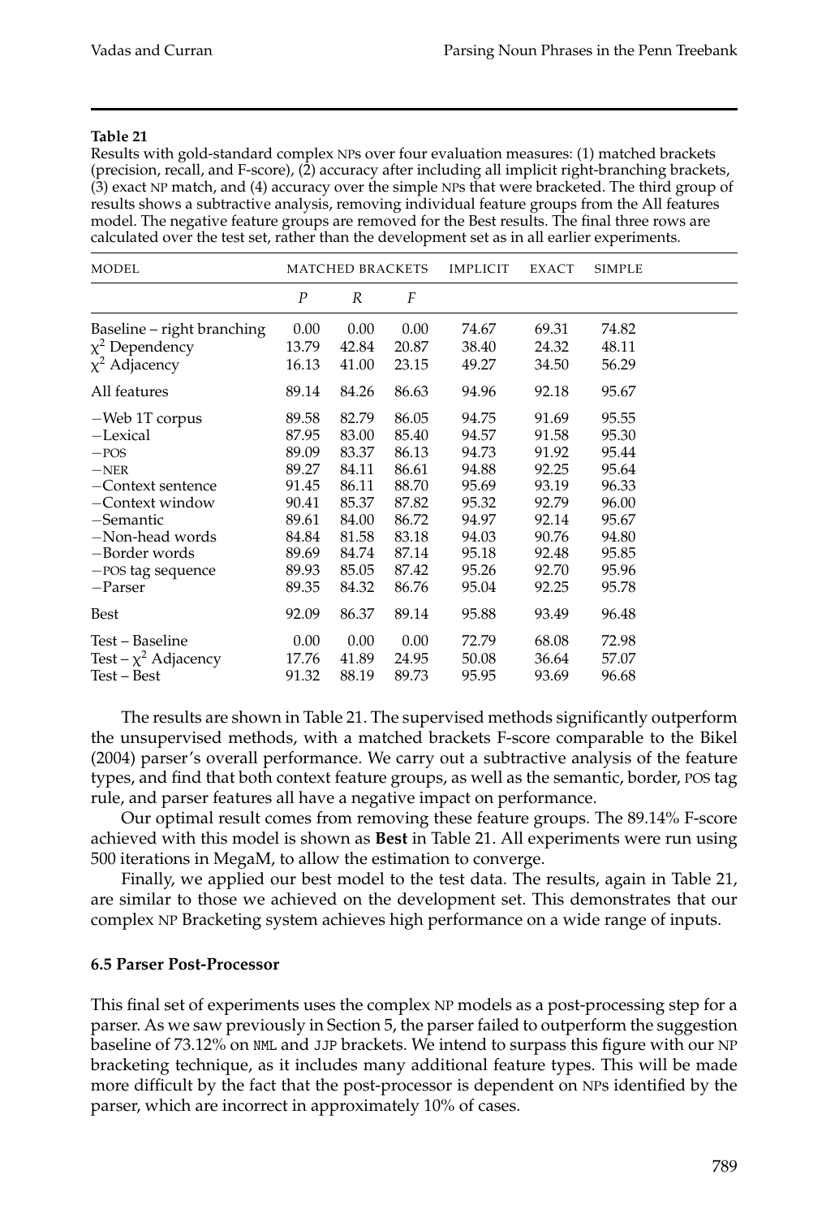**Table 21**
Results with gold-standard complex NPs over four evaluation measures: (1) matched brackets (precision, recall, and F-score), (2) accuracy after including all implicit right-branching brackets, (3) exact NP match, and (4) accuracy over the simple NPs that were bracketed. The third group of results shows a subtractive analysis, removing individual feature groups from the All features model. The negative feature groups are removed for the Best results. The final three rows are calculated over the test set, rather than the development set as in all earlier experiments.

| MODEL | MATCHED BRACKETS | | | IMPLICIT | EXACT | SIMPLE |
|---|---|---|---|---|---|---|
| | $P$ | $R$ | $F$ | | | |
| Baseline – right branching | 0.00 | 0.00 | 0.00 | 74.67 | 69.31 | 74.82 |
| $\chi^2$ Dependency | 13.79 | 42.84 | 20.87 | 38.40 | 24.32 | 48.11 |
| $\chi^2$ Adjacency | 16.13 | 41.00 | 23.15 | 49.27 | 34.50 | 56.29 |
| All features | 89.14 | 84.26 | 86.63 | 94.96 | 92.18 | 95.67 |
| −Web 1T corpus | 89.58 | 82.79 | 86.05 | 94.75 | 91.69 | 95.55 |
| −Lexical | 87.95 | 83.00 | 85.40 | 94.57 | 91.58 | 95.30 |
| −POS | 89.09 | 83.37 | 86.13 | 94.73 | 91.92 | 95.44 |
| −NER | 89.27 | 84.11 | 86.61 | 94.88 | 92.25 | 95.64 |
| −Context sentence | 91.45 | 86.11 | 88.70 | 95.69 | 93.19 | 96.33 |
| −Context window | 90.41 | 85.37 | 87.82 | 95.32 | 92.79 | 96.00 |
| −Semantic | 89.61 | 84.00 | 86.72 | 94.97 | 92.14 | 95.67 |
| −Non-head words | 84.84 | 81.58 | 83.18 | 94.03 | 90.76 | 94.80 |
| −Border words | 89.69 | 84.74 | 87.14 | 95.18 | 92.48 | 95.85 |
| −POS tag sequence | 89.93 | 85.05 | 87.42 | 95.26 | 92.70 | 95.96 |
| −Parser | 89.35 | 84.32 | 86.76 | 95.04 | 92.25 | 95.78 |
| Best | 92.09 | 86.37 | 89.14 | 95.88 | 93.49 | 96.48 |
| Test – Baseline | 0.00 | 0.00 | 0.00 | 72.79 | 68.08 | 72.98 |
| Test – $\chi^2$ Adjacency | 17.76 | 41.89 | 24.95 | 50.08 | 36.64 | 57.07 |
| Test – Best | 91.32 | 88.19 | 89.73 | 95.95 | 93.69 | 96.68 |

The results are shown in Table 21. The supervised methods significantly outperform the unsupervised methods, with a matched brackets F-score comparable to the Bikel (2004) parser's overall performance. We carry out a subtractive analysis of the feature types, and find that both context feature groups, as well as the semantic, border, POS tag rule, and parser features all have a negative impact on performance.

Our optimal result comes from removing these feature groups. The 89.14% F-score achieved with this model is shown as **Best** in Table 21. All experiments were run using 500 iterations in MegaM, to allow the estimation to converge.

Finally, we applied our best model to the test data. The results, again in Table 21, are similar to those we achieved on the development set. This demonstrates that our complex NP Bracketing system achieves high performance on a wide range of inputs.

### 6.5 Parser Post-Processor

This final set of experiments uses the complex NP models as a post-processing step for a parser. As we saw previously in Section 5, the parser failed to outperform the suggestion baseline of 73.12% on NML and JJP brackets. We intend to surpass this figure with our NP bracketing technique, as it includes many additional feature types. This will be made more difficult by the fact that the post-processor is dependent on NPs identified by the parser, which are incorrect in approximately 10% of cases.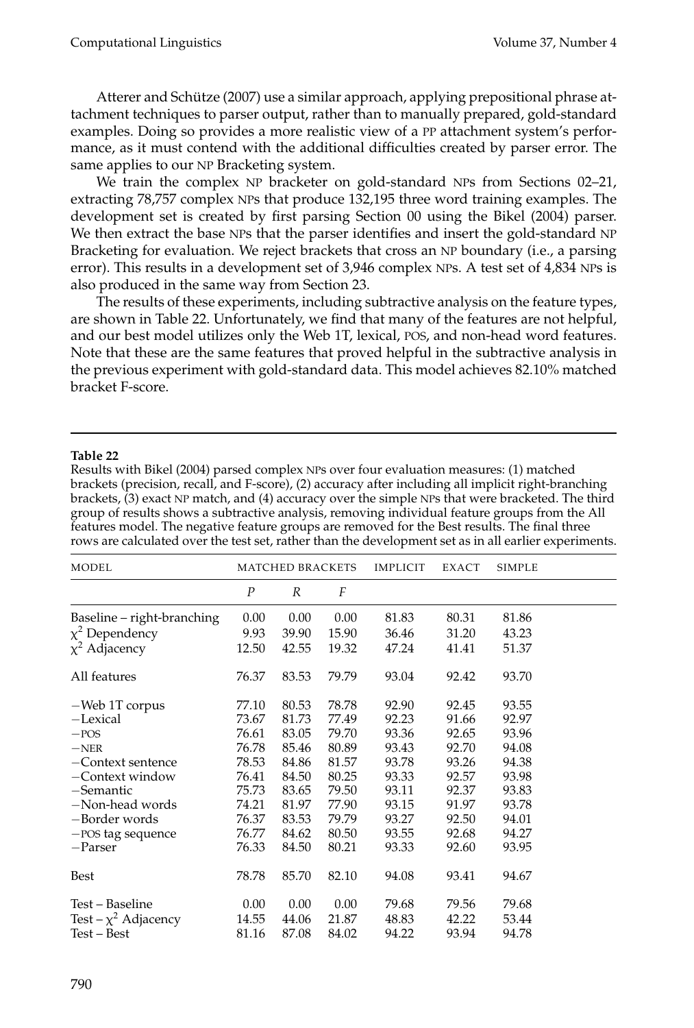Atterer and Schütze (2007) use a similar approach, applying prepositional phrase attachment techniques to parser output, rather than to manually prepared, gold-standard examples. Doing so provides a more realistic view of a PP attachment system's performance, as it must contend with the additional difficulties created by parser error. The same applies to our NP Bracketing system.

We train the complex NP bracketer on gold-standard NPs from Sections 02–21, extracting 78,757 complex NPs that produce 132,195 three word training examples. The development set is created by first parsing Section 00 using the Bikel (2004) parser. We then extract the base NPs that the parser identifies and insert the gold-standard NP Bracketing for evaluation. We reject brackets that cross an NP boundary (i.e., a parsing error). This results in a development set of 3,946 complex NPs. A test set of 4,834 NPs is also produced in the same way from Section 23.

The results of these experiments, including subtractive analysis on the feature types, are shown in Table 22. Unfortunately, we find that many of the features are not helpful, and our best model utilizes only the Web 1T, lexical, POS, and non-head word features. Note that these are the same features that proved helpful in the subtractive analysis in the previous experiment with gold-standard data. This model achieves 82.10% matched bracket F-score.

**Table 22**
Results with Bikel (2004) parsed complex NPs over four evaluation measures: (1) matched brackets (precision, recall, and F-score), (2) accuracy after including all implicit right-branching brackets, (3) exact NP match, and (4) accuracy over the simple NPs that were bracketed. The third group of results shows a subtractive analysis, removing individual feature groups from the All features model. The negative feature groups are removed for the Best results. The final three rows are calculated over the test set, rather than the development set as in all earlier experiments.

| MODEL | MATCHED BRACKETS | | | IMPLICIT | EXACT | SIMPLE |
|---|---|---|---|---|---|---|
| | *P* | *R* | *F* | | | |
| Baseline – right-branching | 0.00 | 0.00 | 0.00 | 81.83 | 80.31 | 81.86 |
| $\chi^2$ Dependency | 9.93 | 39.90 | 15.90 | 36.46 | 31.20 | 43.23 |
| $\chi^2$ Adjacency | 12.50 | 42.55 | 19.32 | 47.24 | 41.41 | 51.37 |
| All features | 76.37 | 83.53 | 79.79 | 93.04 | 92.42 | 93.70 |
| −Web 1T corpus | 77.10 | 80.53 | 78.78 | 92.90 | 92.45 | 93.55 |
| −Lexical | 73.67 | 81.73 | 77.49 | 92.23 | 91.66 | 92.97 |
| −POS | 76.61 | 83.05 | 79.70 | 93.36 | 92.65 | 93.96 |
| −NER | 76.78 | 85.46 | 80.89 | 93.43 | 92.70 | 94.08 |
| −Context sentence | 78.53 | 84.86 | 81.57 | 93.78 | 93.26 | 94.38 |
| −Context window | 76.41 | 84.50 | 80.25 | 93.33 | 92.57 | 93.98 |
| −Semantic | 75.73 | 83.65 | 79.50 | 93.11 | 92.37 | 93.83 |
| −Non-head words | 74.21 | 81.97 | 77.90 | 93.15 | 91.97 | 93.78 |
| −Border words | 76.37 | 83.53 | 79.79 | 93.27 | 92.50 | 94.01 |
| −POS tag sequence | 76.77 | 84.62 | 80.50 | 93.55 | 92.68 | 94.27 |
| −Parser | 76.33 | 84.50 | 80.21 | 93.33 | 92.60 | 93.95 |
| Best | 78.78 | 85.70 | 82.10 | 94.08 | 93.41 | 94.67 |
| Test – Baseline | 0.00 | 0.00 | 0.00 | 79.68 | 79.56 | 79.68 |
| Test – $\chi^2$ Adjacency | 14.55 | 44.06 | 21.87 | 48.83 | 42.22 | 53.44 |
| Test – Best | 81.16 | 87.08 | 84.02 | 94.22 | 93.94 | 94.78 |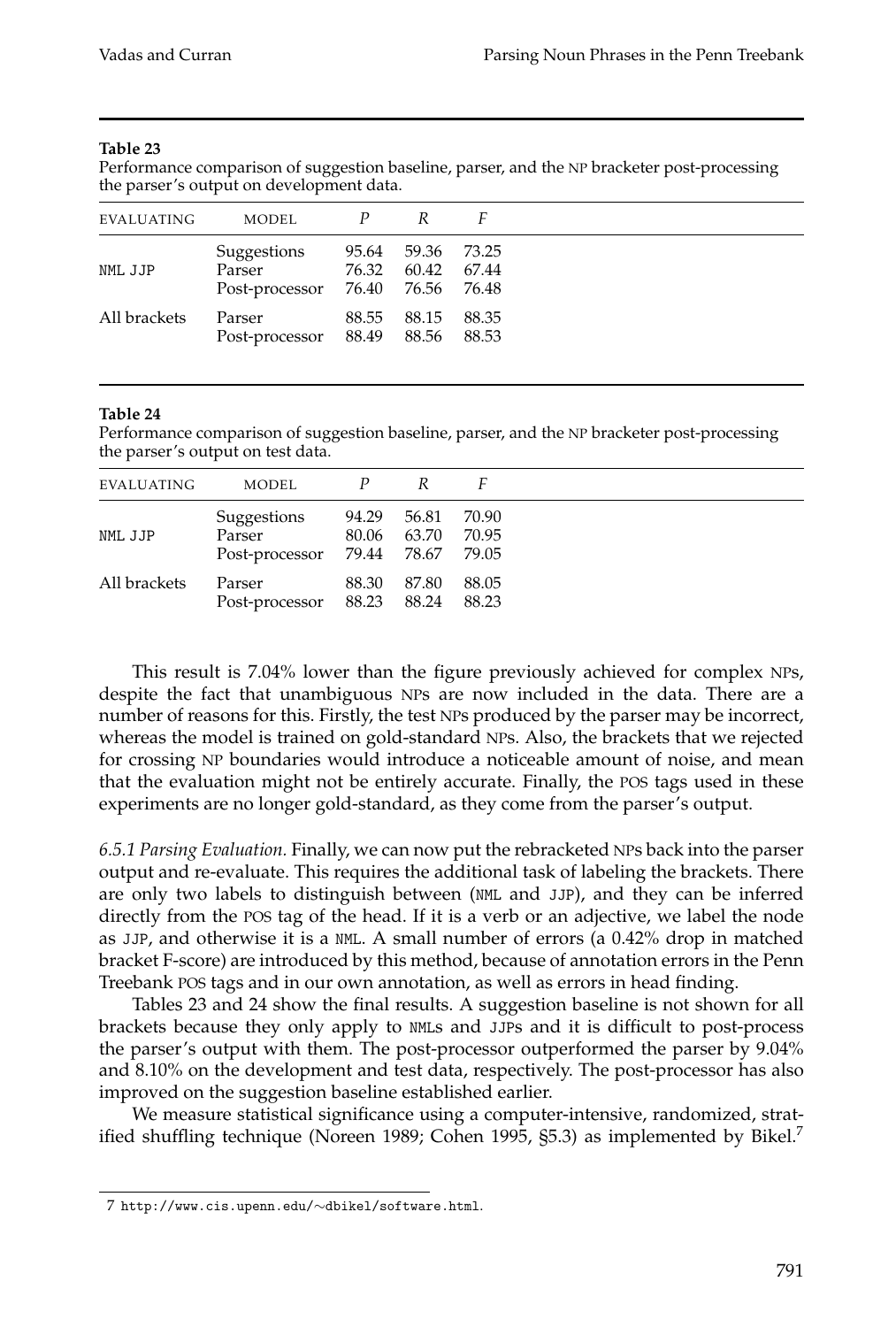**Table 23**
Performance comparison of suggestion baseline, parser, and the NP bracketer post-processing the parser's output on development data.

| EVALUATING | MODEL | *P* | *R* | *F* |
|---|---|---|---|---|
| NML JJP | Suggestions | 95.64 | 59.36 | 73.25 |
| | Parser | 76.32 | 60.42 | 67.44 |
| | Post-processor | 76.40 | 76.56 | 76.48 |
| All brackets | Parser | 88.55 | 88.15 | 88.35 |
| | Post-processor | 88.49 | 88.56 | 88.53 |

**Table 24**
Performance comparison of suggestion baseline, parser, and the NP bracketer post-processing the parser's output on test data.

| EVALUATING | MODEL | *P* | *R* | *F* |
|---|---|---|---|---|
| NML JJP | Suggestions | 94.29 | 56.81 | 70.90 |
| | Parser | 80.06 | 63.70 | 70.95 |
| | Post-processor | 79.44 | 78.67 | 79.05 |
| All brackets | Parser | 88.30 | 87.80 | 88.05 |
| | Post-processor | 88.23 | 88.24 | 88.23 |

This result is 7.04% lower than the figure previously achieved for complex NPs, despite the fact that unambiguous NPs are now included in the data. There are a number of reasons for this. Firstly, the test NPs produced by the parser may be incorrect, whereas the model is trained on gold-standard NPs. Also, the brackets that we rejected for crossing NP boundaries would introduce a noticeable amount of noise, and mean that the evaluation might not be entirely accurate. Finally, the POS tags used in these experiments are no longer gold-standard, as they come from the parser's output.

*6.5.1 Parsing Evaluation.* Finally, we can now put the rebracketed NPs back into the parser output and re-evaluate. This requires the additional task of labeling the brackets. There are only two labels to distinguish between (NML and JJP), and they can be inferred directly from the POS tag of the head. If it is a verb or an adjective, we label the node as JJP, and otherwise it is a NML. A small number of errors (a 0.42% drop in matched bracket F-score) are introduced by this method, because of annotation errors in the Penn Treebank POS tags and in our own annotation, as well as errors in head finding.

Tables 23 and 24 show the final results. A suggestion baseline is not shown for all brackets because they only apply to NMLs and JJPs and it is difficult to post-process the parser's output with them. The post-processor outperformed the parser by 9.04% and 8.10% on the development and test data, respectively. The post-processor has also improved on the suggestion baseline established earlier.

We measure statistical significance using a computer-intensive, randomized, stratified shuffling technique (Noreen 1989; Cohen 1995, §5.3) as implemented by Bikel.[7]

[7] http://www.cis.upenn.edu/∼dbikel/software.html.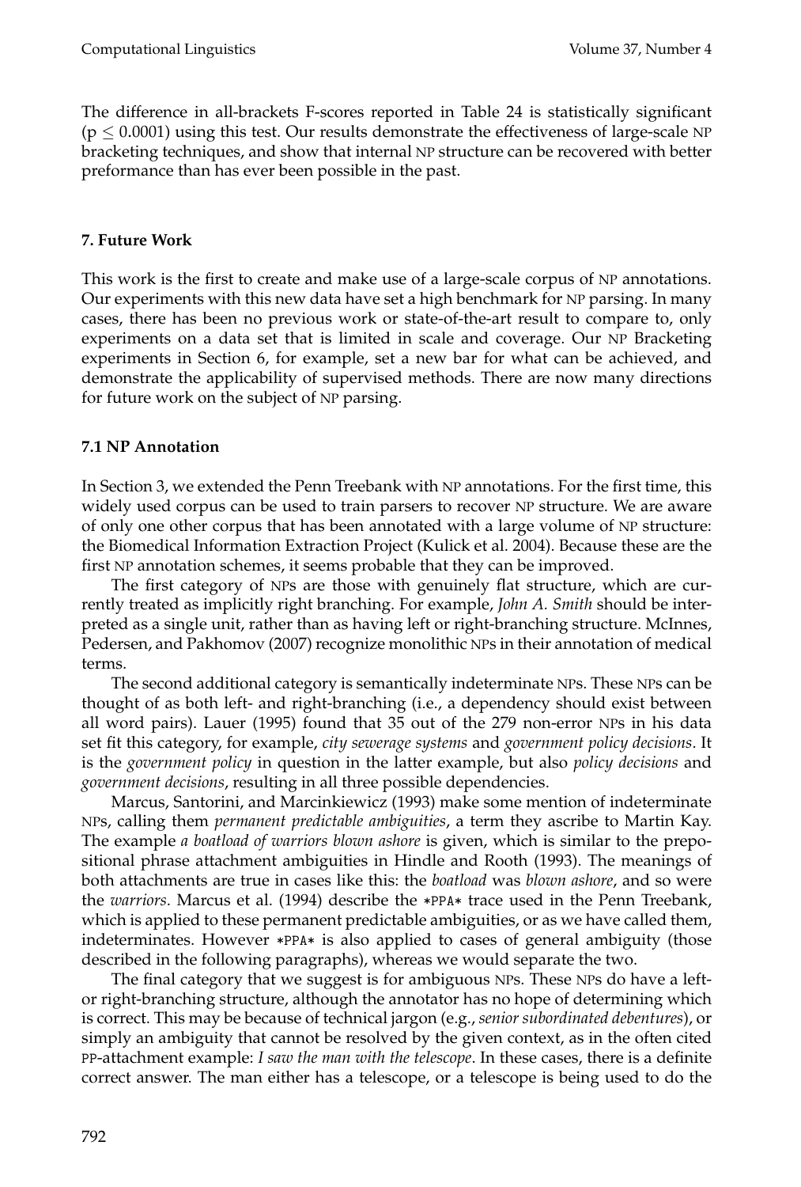The difference in all-brackets F-scores reported in Table 24 is statistically significant ($p \leq 0.0001$) using this test. Our results demonstrate the effectiveness of large-scale NP bracketing techniques, and show that internal NP structure can be recovered with better preformance than has ever been possible in the past.

## 7. Future Work

This work is the first to create and make use of a large-scale corpus of NP annotations. Our experiments with this new data have set a high benchmark for NP parsing. In many cases, there has been no previous work or state-of-the-art result to compare to, only experiments on a data set that is limited in scale and coverage. Our NP Bracketing experiments in Section 6, for example, set a new bar for what can be achieved, and demonstrate the applicability of supervised methods. There are now many directions for future work on the subject of NP parsing.

### 7.1 NP Annotation

In Section 3, we extended the Penn Treebank with NP annotations. For the first time, this widely used corpus can be used to train parsers to recover NP structure. We are aware of only one other corpus that has been annotated with a large volume of NP structure: the Biomedical Information Extraction Project (Kulick et al. 2004). Because these are the first NP annotation schemes, it seems probable that they can be improved.

The first category of NPs are those with genuinely flat structure, which are currently treated as implicitly right branching. For example, *John A. Smith* should be interpreted as a single unit, rather than as having left or right-branching structure. McInnes, Pedersen, and Pakhomov (2007) recognize monolithic NPs in their annotation of medical terms.

The second additional category is semantically indeterminate NPs. These NPs can be thought of as both left- and right-branching (i.e., a dependency should exist between all word pairs). Lauer (1995) found that 35 out of the 279 non-error NPs in his data set fit this category, for example, *city sewerage systems* and *government policy decisions*. It is the *government policy* in question in the latter example, but also *policy decisions* and *government decisions*, resulting in all three possible dependencies.

Marcus, Santorini, and Marcinkiewicz (1993) make some mention of indeterminate NPs, calling them *permanent predictable ambiguities*, a term they ascribe to Martin Kay. The example *a boatload of warriors blown ashore* is given, which is similar to the prepositional phrase attachment ambiguities in Hindle and Rooth (1993). The meanings of both attachments are true in cases like this: the *boatload* was *blown ashore*, and so were the *warriors*. Marcus et al. (1994) describe the *PPA* trace used in the Penn Treebank, which is applied to these permanent predictable ambiguities, or as we have called them, indeterminates. However *PPA* is also applied to cases of general ambiguity (those described in the following paragraphs), whereas we would separate the two.

The final category that we suggest is for ambiguous NPs. These NPs do have a left- or right-branching structure, although the annotator has no hope of determining which is correct. This may be because of technical jargon (e.g., *senior subordinated debentures*), or simply an ambiguity that cannot be resolved by the given context, as in the often cited PP-attachment example: *I saw the man with the telescope*. In these cases, there is a definite correct answer. The man either has a telescope, or a telescope is being used to do the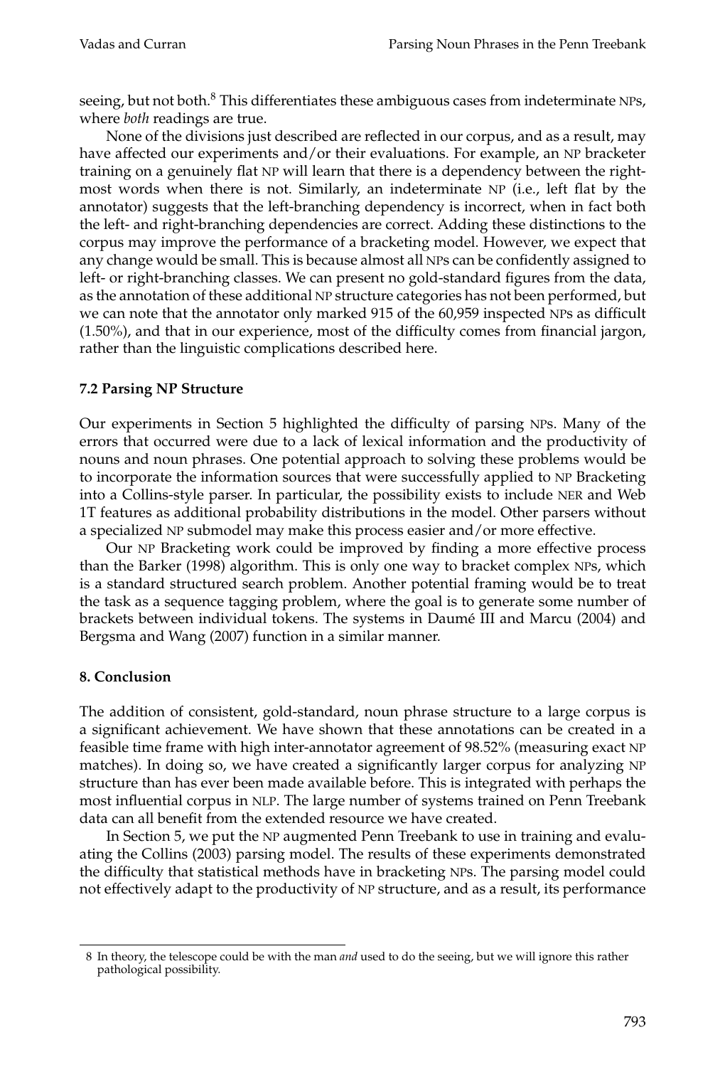seeing, but not both.[8] This differentiates these ambiguous cases from indeterminate NPs, where *both* readings are true.

None of the divisions just described are reflected in our corpus, and as a result, may have affected our experiments and/or their evaluations. For example, an NP bracketer training on a genuinely flat NP will learn that there is a dependency between the right-most words when there is not. Similarly, an indeterminate NP (i.e., left flat by the annotator) suggests that the left-branching dependency is incorrect, when in fact both the left- and right-branching dependencies are correct. Adding these distinctions to the corpus may improve the performance of a bracketing model. However, we expect that any change would be small. This is because almost all NPs can be confidently assigned to left- or right-branching classes. We can present no gold-standard figures from the data, as the annotation of these additional NP structure categories has not been performed, but we can note that the annotator only marked 915 of the 60,959 inspected NPs as difficult (1.50%), and that in our experience, most of the difficulty comes from financial jargon, rather than the linguistic complications described here.

### 7.2 Parsing NP Structure

Our experiments in Section 5 highlighted the difficulty of parsing NPs. Many of the errors that occurred were due to a lack of lexical information and the productivity of nouns and noun phrases. One potential approach to solving these problems would be to incorporate the information sources that were successfully applied to NP Bracketing into a Collins-style parser. In particular, the possibility exists to include NER and Web 1T features as additional probability distributions in the model. Other parsers without a specialized NP submodel may make this process easier and/or more effective.

Our NP Bracketing work could be improved by finding a more effective process than the Barker (1998) algorithm. This is only one way to bracket complex NPs, which is a standard structured search problem. Another potential framing would be to treat the task as a sequence tagging problem, where the goal is to generate some number of brackets between individual tokens. The systems in Daumé III and Marcu (2004) and Bergsma and Wang (2007) function in a similar manner.

## 8. Conclusion

The addition of consistent, gold-standard, noun phrase structure to a large corpus is a significant achievement. We have shown that these annotations can be created in a feasible time frame with high inter-annotator agreement of 98.52% (measuring exact NP matches). In doing so, we have created a significantly larger corpus for analyzing NP structure than has ever been made available before. This is integrated with perhaps the most influential corpus in NLP. The large number of systems trained on Penn Treebank data can all benefit from the extended resource we have created.

In Section 5, we put the NP augmented Penn Treebank to use in training and evaluating the Collins (2003) parsing model. The results of these experiments demonstrated the difficulty that statistical methods have in bracketing NPs. The parsing model could not effectively adapt to the productivity of NP structure, and as a result, its performance

[8] In theory, the telescope could be with the man *and* used to do the seeing, but we will ignore this rather pathological possibility.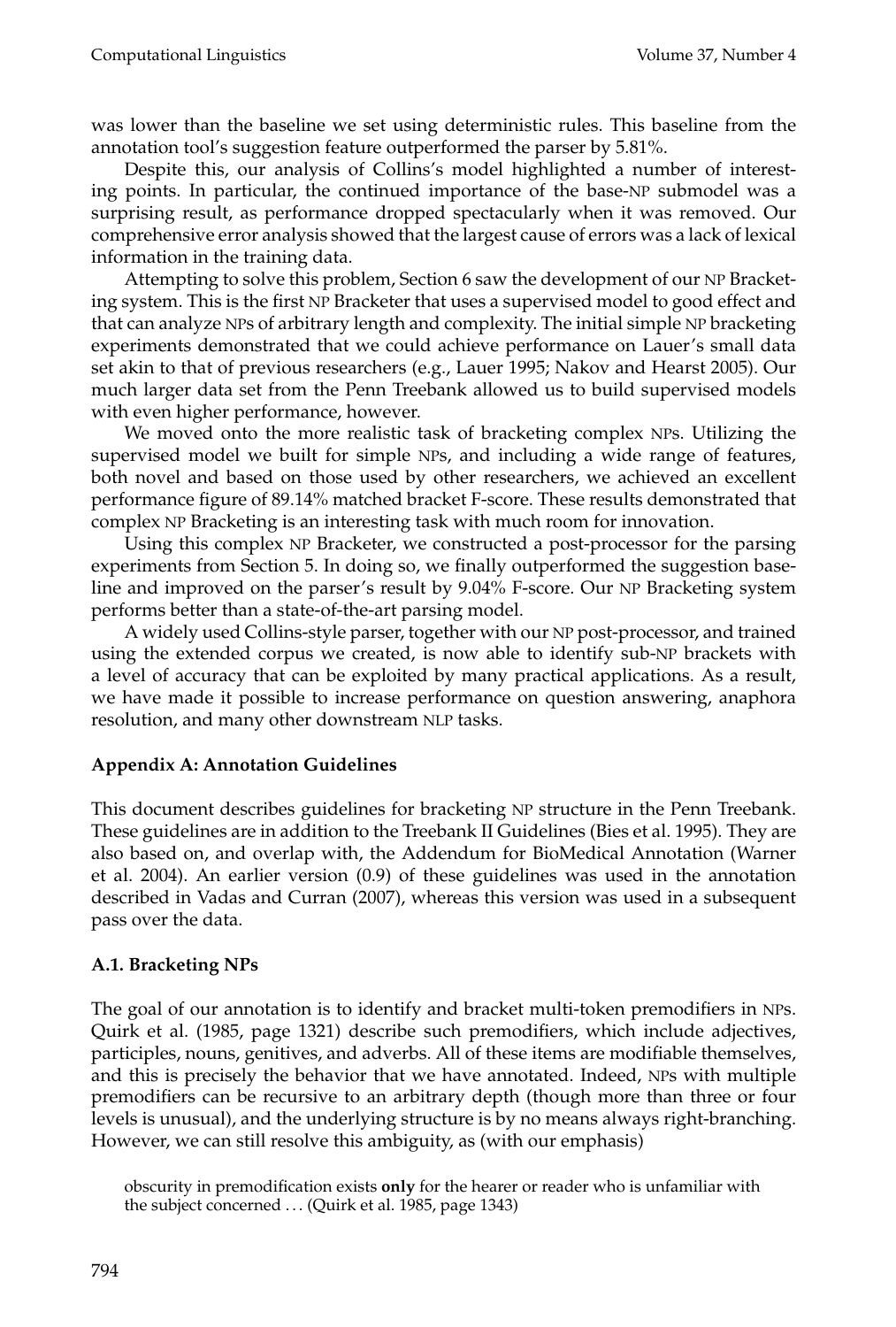was lower than the baseline we set using deterministic rules. This baseline from the annotation tool's suggestion feature outperformed the parser by 5.81%.

Despite this, our analysis of Collins's model highlighted a number of interesting points. In particular, the continued importance of the base-NP submodel was a surprising result, as performance dropped spectacularly when it was removed. Our comprehensive error analysis showed that the largest cause of errors was a lack of lexical information in the training data.

Attempting to solve this problem, Section 6 saw the development of our NP Bracketing system. This is the first NP Bracketer that uses a supervised model to good effect and that can analyze NPs of arbitrary length and complexity. The initial simple NP bracketing experiments demonstrated that we could achieve performance on Lauer's small data set akin to that of previous researchers (e.g., Lauer 1995; Nakov and Hearst 2005). Our much larger data set from the Penn Treebank allowed us to build supervised models with even higher performance, however.

We moved onto the more realistic task of bracketing complex NPs. Utilizing the supervised model we built for simple NPs, and including a wide range of features, both novel and based on those used by other researchers, we achieved an excellent performance figure of 89.14% matched bracket F-score. These results demonstrated that complex NP Bracketing is an interesting task with much room for innovation.

Using this complex NP Bracketer, we constructed a post-processor for the parsing experiments from Section 5. In doing so, we finally outperformed the suggestion baseline and improved on the parser's result by 9.04% F-score. Our NP Bracketing system performs better than a state-of-the-art parsing model.

A widely used Collins-style parser, together with our NP post-processor, and trained using the extended corpus we created, is now able to identify sub-NP brackets with a level of accuracy that can be exploited by many practical applications. As a result, we have made it possible to increase performance on question answering, anaphora resolution, and many other downstream NLP tasks.

## Appendix A: Annotation Guidelines

This document describes guidelines for bracketing NP structure in the Penn Treebank. These guidelines are in addition to the Treebank II Guidelines (Bies et al. 1995). They are also based on, and overlap with, the Addendum for BioMedical Annotation (Warner et al. 2004). An earlier version (0.9) of these guidelines was used in the annotation described in Vadas and Curran (2007), whereas this version was used in a subsequent pass over the data.

### A.1. Bracketing NPs

The goal of our annotation is to identify and bracket multi-token premodifiers in NPs. Quirk et al. (1985, page 1321) describe such premodifiers, which include adjectives, participles, nouns, genitives, and adverbs. All of these items are modifiable themselves, and this is precisely the behavior that we have annotated. Indeed, NPs with multiple premodifiers can be recursive to an arbitrary depth (though more than three or four levels is unusual), and the underlying structure is by no means always right-branching. However, we can still resolve this ambiguity, as (with our emphasis)

> obscurity in premodification exists **only** for the hearer or reader who is unfamiliar with the subject concerned . . . (Quirk et al. 1985, page 1343)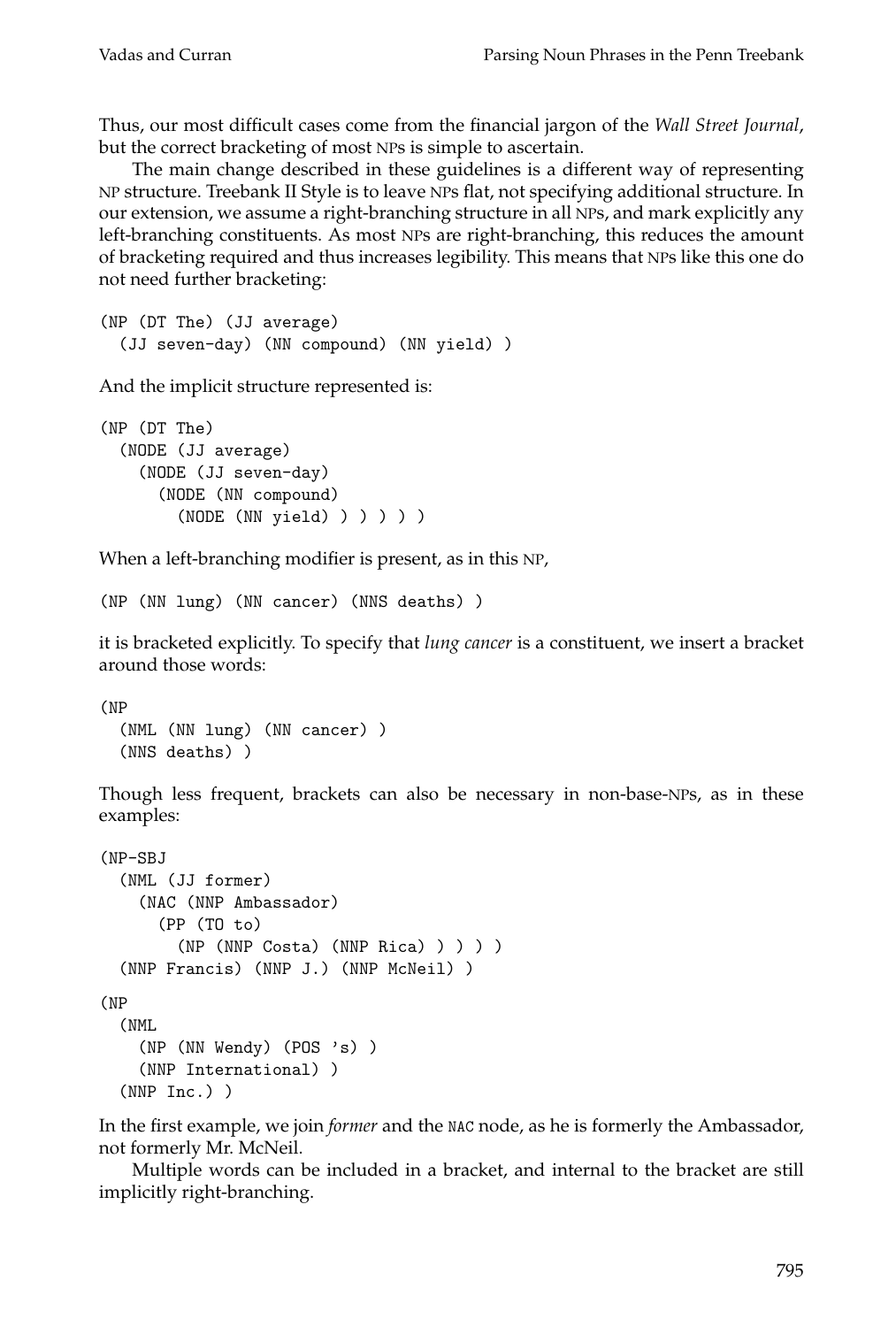Thus, our most difficult cases come from the financial jargon of the *Wall Street Journal*, but the correct bracketing of most NPs is simple to ascertain.

The main change described in these guidelines is a different way of representing NP structure. Treebank II Style is to leave NPs flat, not specifying additional structure. In our extension, we assume a right-branching structure in all NPs, and mark explicitly any left-branching constituents. As most NPs are right-branching, this reduces the amount of bracketing required and thus increases legibility. This means that NPs like this one do not need further bracketing:

```
(NP (DT The) (JJ average)
  (JJ seven-day) (NN compound) (NN yield) )
```

And the implicit structure represented is:

```
(NP (DT The)
  (NODE (JJ average)
    (NODE (JJ seven-day)
      (NODE (NN compound)
        (NODE (NN yield) ) ) ) ) )
```

When a left-branching modifier is present, as in this NP,

```
(NP (NN lung) (NN cancer) (NNS deaths) )
```

it is bracketed explicitly. To specify that *lung cancer* is a constituent, we insert a bracket around those words:

```
(NP
  (NML (NN lung) (NN cancer) )
  (NNS deaths) )
```

Though less frequent, brackets can also be necessary in non-base-NPs, as in these examples:

```
(NP-SBJ
  (NML (JJ former)
    (NAC (NNP Ambassador)
      (PP (TO to)
        (NP (NNP Costa) (NNP Rica) ) ) ) )
  (NNP Francis) (NNP J.) (NNP McNeil) )

(NP
  (NML
    (NP (NN Wendy) (POS 's) )
    (NNP International) )
  (NNP Inc.) )
```

In the first example, we join *former* and the NAC node, as he is formerly the Ambassador, not formerly Mr. McNeil.

Multiple words can be included in a bracket, and internal to the bracket are still implicitly right-branching.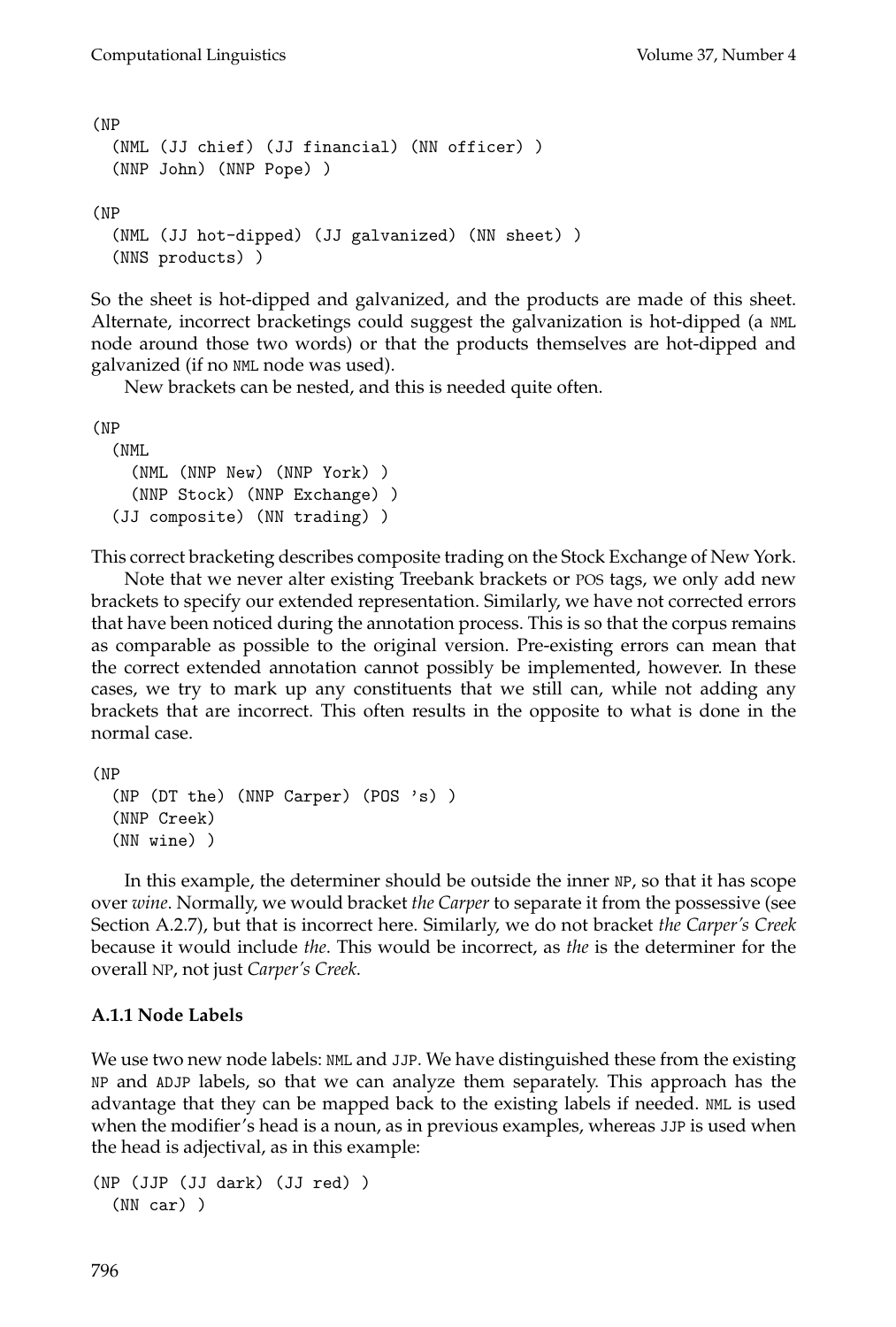```
(NP
  (NML (JJ chief) (JJ financial) (NN officer) )
  (NNP John) (NNP Pope) )

(NP
  (NML (JJ hot-dipped) (JJ galvanized) (NN sheet) )
  (NNS products) )
```

So the sheet is hot-dipped and galvanized, and the products are made of this sheet. Alternate, incorrect bracketings could suggest the galvanization is hot-dipped (a NML node around those two words) or that the products themselves are hot-dipped and galvanized (if no NML node was used).

New brackets can be nested, and this is needed quite often.

```
(NP
  (NML
    (NML (NNP New) (NNP York) )
    (NNP Stock) (NNP Exchange) )
  (JJ composite) (NN trading) )
```

This correct bracketing describes composite trading on the Stock Exchange of New York.

Note that we never alter existing Treebank brackets or POS tags, we only add new brackets to specify our extended representation. Similarly, we have not corrected errors that have been noticed during the annotation process. This is so that the corpus remains as comparable as possible to the original version. Pre-existing errors can mean that the correct extended annotation cannot possibly be implemented, however. In these cases, we try to mark up any constituents that we still can, while not adding any brackets that are incorrect. This often results in the opposite to what is done in the normal case.

```
(NP
  (NP (DT the) (NNP Carper) (POS 's) )
  (NNP Creek)
  (NN wine) )
```

In this example, the determiner should be outside the inner NP, so that it has scope over *wine*. Normally, we would bracket *the Carper* to separate it from the possessive (see Section A.2.7), but that is incorrect here. Similarly, we do not bracket *the Carper's Creek* because it would include *the*. This would be incorrect, as *the* is the determiner for the overall NP, not just *Carper's Creek*.

### A.1.1 Node Labels

We use two new node labels: NML and JJP. We have distinguished these from the existing NP and ADJP labels, so that we can analyze them separately. This approach has the advantage that they can be mapped back to the existing labels if needed. NML is used when the modifier's head is a noun, as in previous examples, whereas JJP is used when the head is adjectival, as in this example:

```
(NP (JJP (JJ dark) (JJ red) )
  (NN car) )
```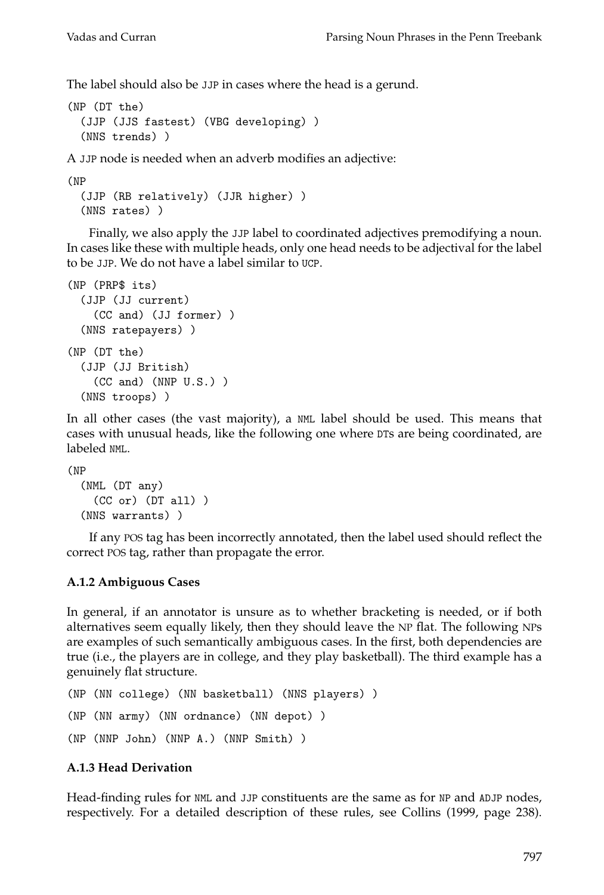The label should also be JJP in cases where the head is a gerund.

```
(NP (DT the)
  (JJP (JJS fastest) (VBG developing) )
  (NNS trends) )
```

A JJP node is needed when an adverb modifies an adjective:

```
(NP
  (JJP (RB relatively) (JJR higher) )
  (NNS rates) )
```

Finally, we also apply the JJP label to coordinated adjectives premodifying a noun. In cases like these with multiple heads, only one head needs to be adjectival for the label to be JJP. We do not have a label similar to UCP.

```
(NP (PRP$ its)
  (JJP (JJ current)
    (CC and) (JJ former) )
  (NNS ratepayers) )
(NP (DT the)
  (JJP (JJ British)
    (CC and) (NNP U.S.) )
  (NNS troops) )
```

In all other cases (the vast majority), a NML label should be used. This means that cases with unusual heads, like the following one where DTs are being coordinated, are labeled NML.

```
(NP
  (NML (DT any)
    (CC or) (DT all) )
  (NNS warrants) )
```

If any POS tag has been incorrectly annotated, then the label used should reflect the correct POS tag, rather than propagate the error.

### A.1.2 Ambiguous Cases

In general, if an annotator is unsure as to whether bracketing is needed, or if both alternatives seem equally likely, then they should leave the NP flat. The following NPs are examples of such semantically ambiguous cases. In the first, both dependencies are true (i.e., the players are in college, and they play basketball). The third example has a genuinely flat structure.

```
(NP (NN college) (NN basketball) (NNS players) )
(NP (NN army) (NN ordnance) (NN depot) )
(NP (NNP John) (NNP A.) (NNP Smith) )
```

### A.1.3 Head Derivation

Head-finding rules for NML and JJP constituents are the same as for NP and ADJP nodes, respectively. For a detailed description of these rules, see Collins (1999, page 238).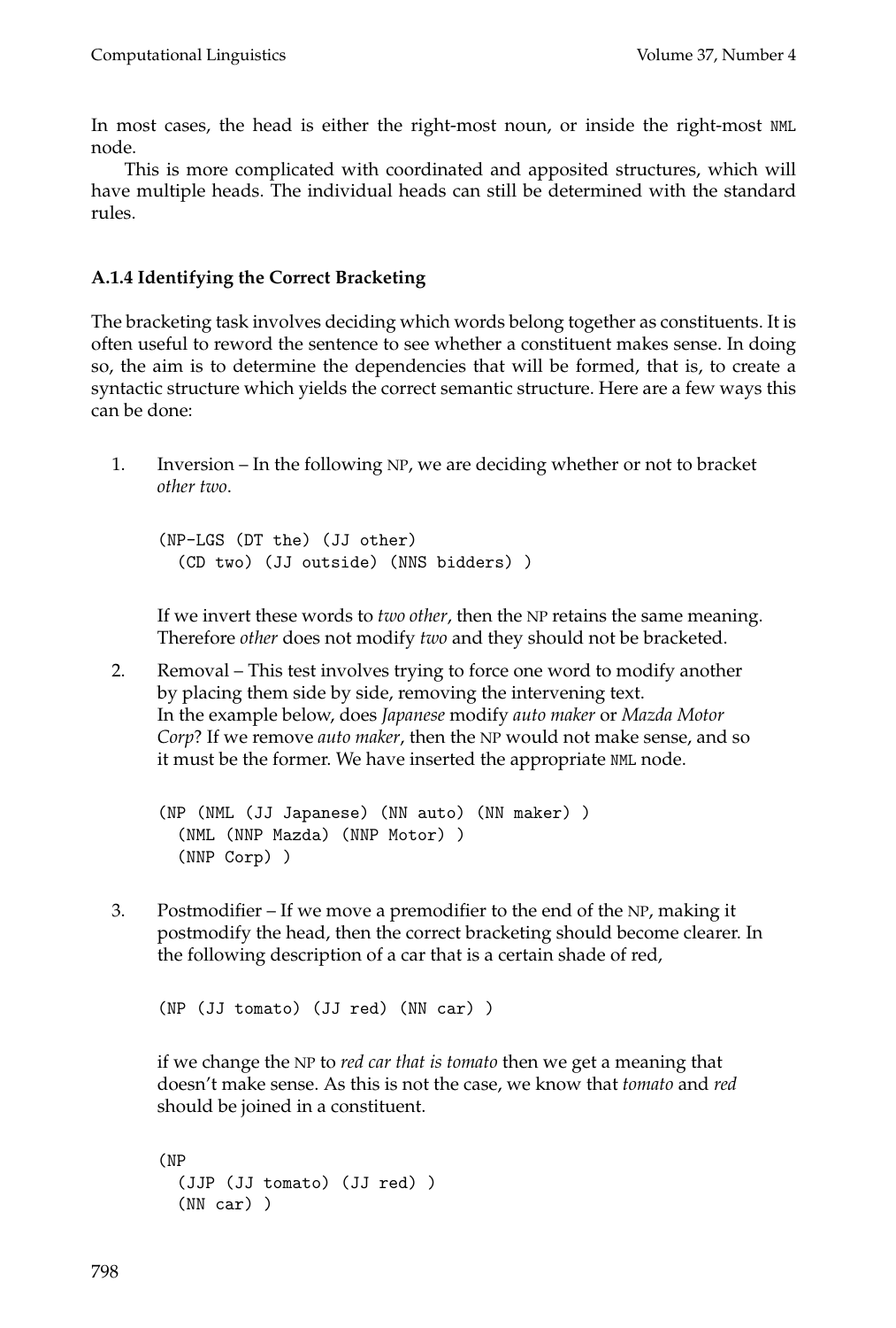In most cases, the head is either the right-most noun, or inside the right-most NML node.

This is more complicated with coordinated and apposited structures, which will have multiple heads. The individual heads can still be determined with the standard rules.

### A.1.4 Identifying the Correct Bracketing

The bracketing task involves deciding which words belong together as constituents. It is often useful to reword the sentence to see whether a constituent makes sense. In doing so, the aim is to determine the dependencies that will be formed, that is, to create a syntactic structure which yields the correct semantic structure. Here are a few ways this can be done:

1. Inversion – In the following NP, we are deciding whether or not to bracket *other two*.

   ```
   (NP-LGS (DT the) (JJ other)
     (CD two) (JJ outside) (NNS bidders) )
   ```

   If we invert these words to *two other*, then the NP retains the same meaning. Therefore *other* does not modify *two* and they should not be bracketed.

2. Removal – This test involves trying to force one word to modify another by placing them side by side, removing the intervening text. In the example below, does *Japanese* modify *auto maker* or *Mazda Motor Corp*? If we remove *auto maker*, then the NP would not make sense, and so it must be the former. We have inserted the appropriate NML node.

   ```
   (NP (NML (JJ Japanese) (NN auto) (NN maker) )
     (NML (NNP Mazda) (NNP Motor) )
     (NNP Corp) )
   ```

3. Postmodifier – If we move a premodifier to the end of the NP, making it postmodify the head, then the correct bracketing should become clearer. In the following description of a car that is a certain shade of red,

   ```
   (NP (JJ tomato) (JJ red) (NN car) )
   ```

   if we change the NP to *red car that is tomato* then we get a meaning that doesn't make sense. As this is not the case, we know that *tomato* and *red* should be joined in a constituent.

   ```
   (NP
     (JJP (JJ tomato) (JJ red) )
     (NN car) )
   ```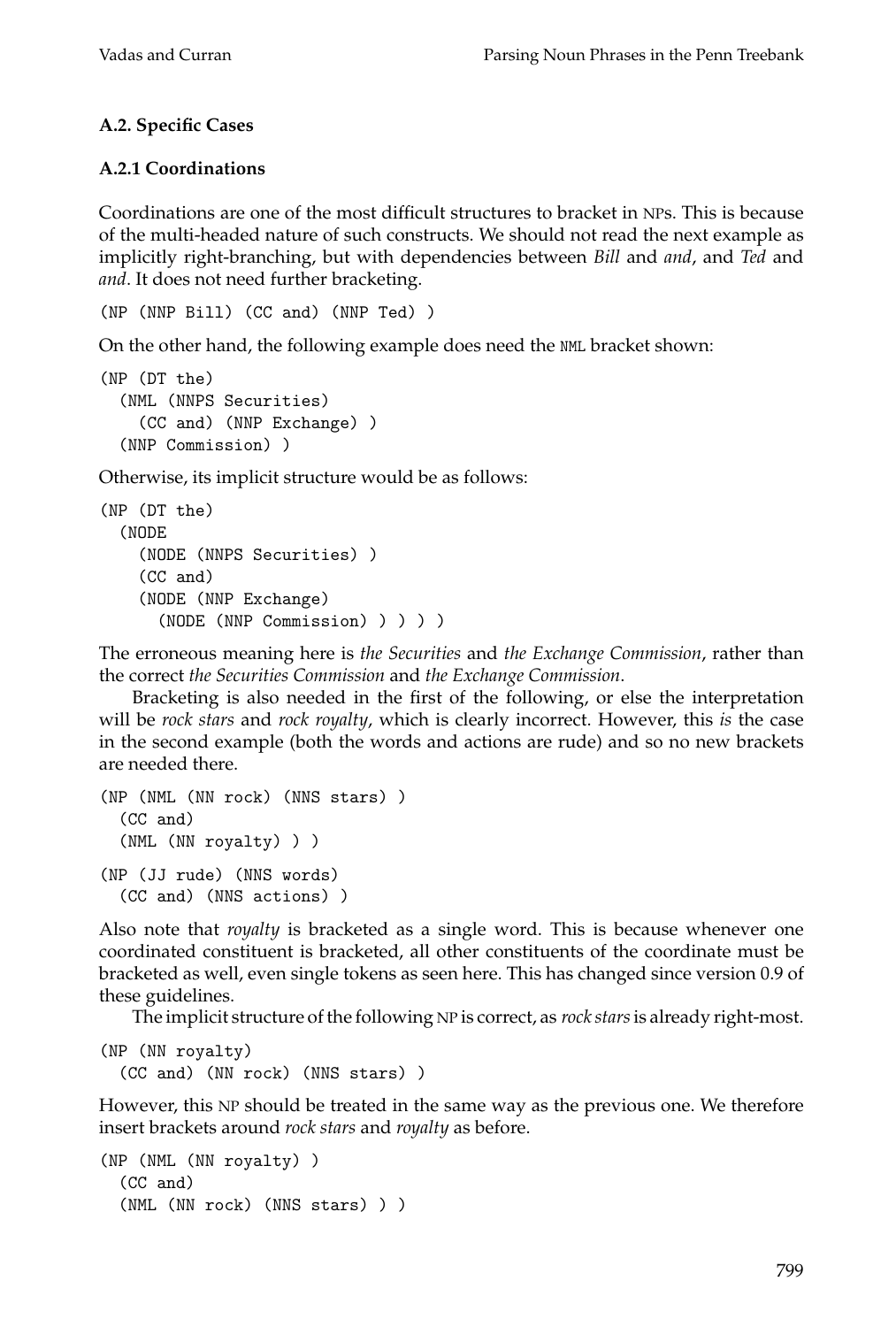### A.2. Specific Cases

#### A.2.1 Coordinations

Coordinations are one of the most difficult structures to bracket in NPs. This is because of the multi-headed nature of such constructs. We should not read the next example as implicitly right-branching, but with dependencies between *Bill* and *and*, and *Ted* and *and*. It does not need further bracketing.

```
(NP (NNP Bill) (CC and) (NNP Ted) )
```

On the other hand, the following example does need the NML bracket shown:

```
(NP (DT the)
  (NML (NNPS Securities)
    (CC and) (NNP Exchange) )
  (NNP Commission) )
```

Otherwise, its implicit structure would be as follows:

```
(NP (DT the)
  (NODE
    (NODE (NNPS Securities) )
    (CC and)
    (NODE (NNP Exchange)
      (NODE (NNP Commission) ) ) ) )
```

The erroneous meaning here is *the Securities* and *the Exchange Commission*, rather than the correct *the Securities Commission* and *the Exchange Commission*.

Bracketing is also needed in the first of the following, or else the interpretation will be *rock stars* and *rock royalty*, which is clearly incorrect. However, this *is* the case in the second example (both the words and actions are rude) and so no new brackets are needed there.

```
(NP (NML (NN rock) (NNS stars) )
  (CC and)
  (NML (NN royalty) ) )
(NP (JJ rude) (NNS words)
  (CC and) (NNS actions) )
```

Also note that *royalty* is bracketed as a single word. This is because whenever one coordinated constituent is bracketed, all other constituents of the coordinate must be bracketed as well, even single tokens as seen here. This has changed since version 0.9 of these guidelines.

The implicit structure of the following NP is correct, as *rock stars* is already right-most.

```
(NP (NN royalty)
  (CC and) (NN rock) (NNS stars) )
```

However, this NP should be treated in the same way as the previous one. We therefore insert brackets around *rock stars* and *royalty* as before.

```
(NP (NML (NN royalty) )
  (CC and)
  (NML (NN rock) (NNS stars) ) )
```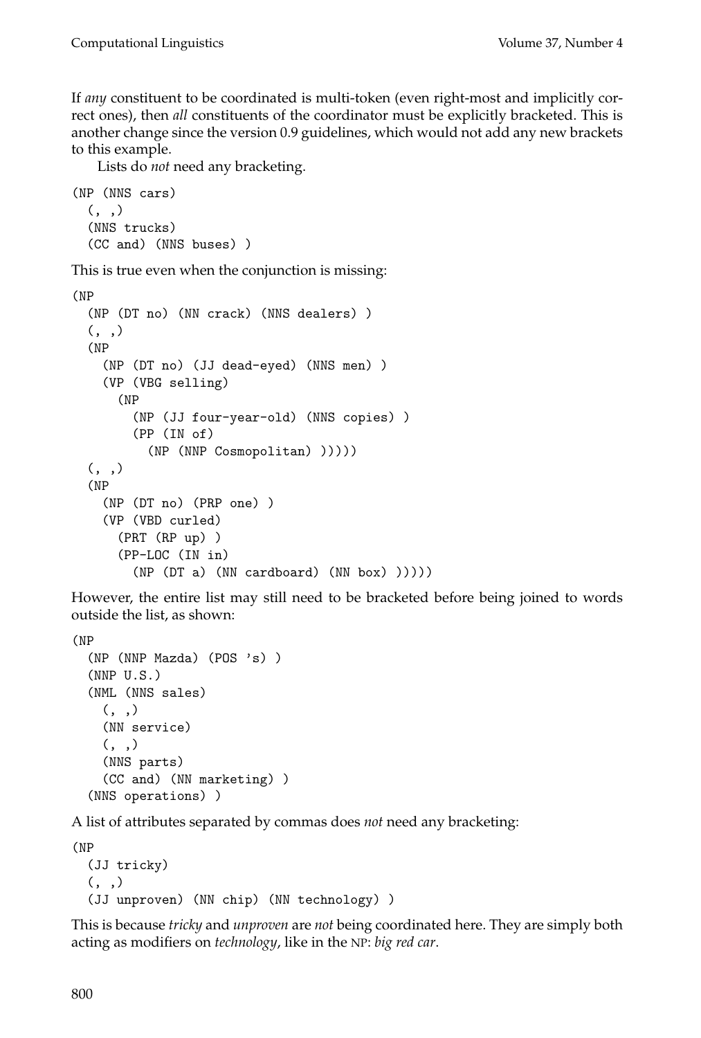If *any* constituent to be coordinated is multi-token (even right-most and implicitly correct ones), then *all* constituents of the coordinator must be explicitly bracketed. This is another change since the version 0.9 guidelines, which would not add any new brackets to this example.

Lists do *not* need any bracketing.

```
(NP (NNS cars)
  (, ,)
  (NNS trucks)
  (CC and) (NNS buses) )
```

This is true even when the conjunction is missing:

```
(NP
  (NP (DT no) (NN crack) (NNS dealers) )
  (, ,)
  (NP
    (NP (DT no) (JJ dead-eyed) (NNS men) )
    (VP (VBG selling)
      (NP
        (NP (JJ four-year-old) (NNS copies) )
        (PP (IN of)
          (NP (NNP Cosmopolitan) )))))
  (, ,)
  (NP
    (NP (DT no) (PRP one) )
    (VP (VBD curled)
      (PRT (RP up) )
      (PP-LOC (IN in)
        (NP (DT a) (NN cardboard) (NN box) )))))
```

However, the entire list may still need to be bracketed before being joined to words outside the list, as shown:

```
(NP
  (NP (NNP Mazda) (POS 's) )
  (NNP U.S.)
  (NML (NNS sales)
    (, ,)
    (NN service)
    (, ,)
    (NNS parts)
    (CC and) (NN marketing) )
  (NNS operations) )
```

A list of attributes separated by commas does *not* need any bracketing:

```
(NP
  (JJ tricky)
  (, ,)
  (JJ unproven) (NN chip) (NN technology) )
```

This is because *tricky* and *unproven* are *not* being coordinated here. They are simply both acting as modifiers on *technology*, like in the NP: *big red car*.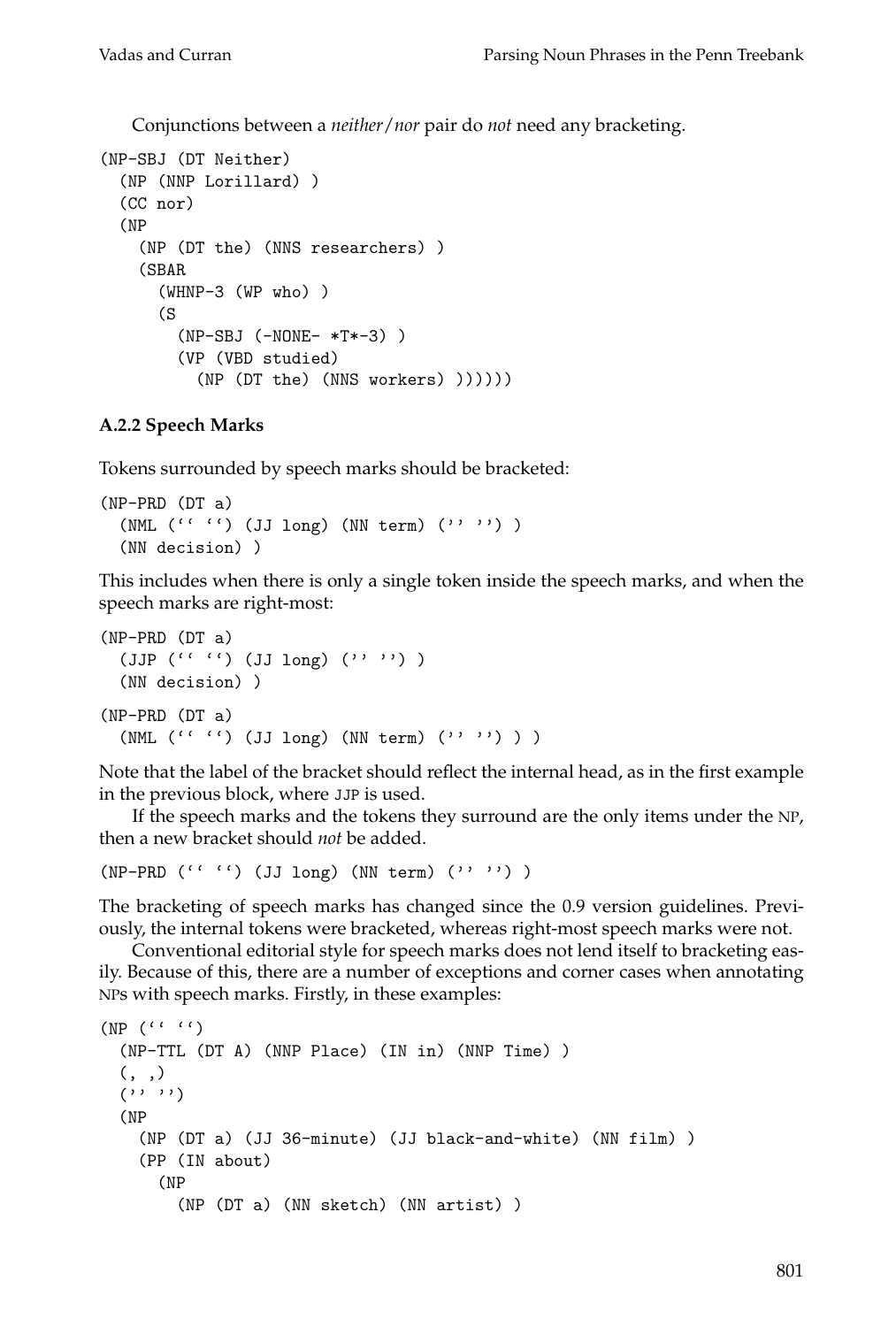Conjunctions between a *neither/nor* pair do *not* need any bracketing.

```
(NP-SBJ (DT Neither)
  (NP (NNP Lorillard) )
  (CC nor)
  (NP
    (NP (DT the) (NNS researchers) )
    (SBAR
      (WHNP-3 (WP who) )
      (S
        (NP-SBJ (-NONE- *T*-3) )
        (VP (VBD studied)
          (NP (DT the) (NNS workers) ))))))
```

### A.2.2 Speech Marks

Tokens surrounded by speech marks should be bracketed:

```
(NP-PRD (DT a)
  (NML (`` ``) (JJ long) (NN term) ('' '') )
  (NN decision) )
```

This includes when there is only a single token inside the speech marks, and when the speech marks are right-most:

```
(NP-PRD (DT a)
  (JJP (`` ``) (JJ long) ('' '') )
  (NN decision) )

(NP-PRD (DT a)
  (NML (`` ``) (JJ long) (NN term) ('' '') ) )
```

Note that the label of the bracket should reflect the internal head, as in the first example in the previous block, where JJP is used.

If the speech marks and the tokens they surround are the only items under the NP, then a new bracket should *not* be added.

```
(NP-PRD (`` ``) (JJ long) (NN term) ('' '') )
```

The bracketing of speech marks has changed since the 0.9 version guidelines. Previously, the internal tokens were bracketed, whereas right-most speech marks were not.

Conventional editorial style for speech marks does not lend itself to bracketing easily. Because of this, there are a number of exceptions and corner cases when annotating NPs with speech marks. Firstly, in these examples:

```
(NP (`` ``)
  (NP-TTL (DT A) (NNP Place) (IN in) (NNP Time) )
  (, ,)
  ('' '')
  (NP
    (NP (DT a) (JJ 36-minute) (JJ black-and-white) (NN film) )
    (PP (IN about)
      (NP
        (NP (DT a) (NN sketch) (NN artist) )
```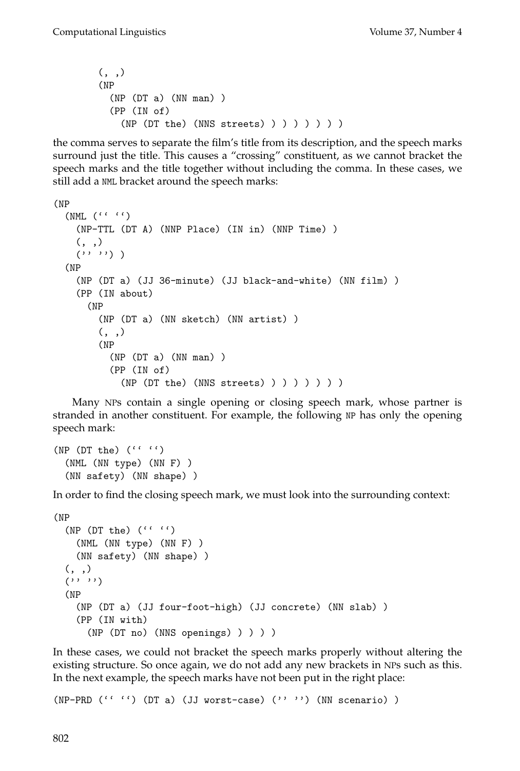```
        (, ,)
        (NP
          (NP (DT a) (NN man) )
          (PP (IN of)
            (NP (DT the) (NNS streets) ) ) ) ) ) ) )
```

the comma serves to separate the film's title from its description, and the speech marks surround just the title. This causes a "crossing" constituent, as we cannot bracket the speech marks and the title together without including the comma. In these cases, we still add a NML bracket around the speech marks:

```
(NP
  (NML (`` ``)
    (NP-TTL (DT A) (NNP Place) (IN in) (NNP Time) )
    (, ,)
    ('' '') )
  (NP
    (NP (DT a) (JJ 36-minute) (JJ black-and-white) (NN film) )
    (PP (IN about)
      (NP
        (NP (DT a) (NN sketch) (NN artist) )
        (, ,)
        (NP
          (NP (DT a) (NN man) )
          (PP (IN of)
            (NP (DT the) (NNS streets) ) ) ) ) ) ) )
```

Many NPs contain a single opening or closing speech mark, whose partner is stranded in another constituent. For example, the following NP has only the opening speech mark:

```
(NP (DT the) (`` ``)
  (NML (NN type) (NN F) )
  (NN safety) (NN shape) )
```

In order to find the closing speech mark, we must look into the surrounding context:

```
(NP
  (NP (DT the) (`` ``)
    (NML (NN type) (NN F) )
    (NN safety) (NN shape) )
  (, ,)
  ('' '')
  (NP
    (NP (DT a) (JJ four-foot-high) (JJ concrete) (NN slab) )
    (PP (IN with)
      (NP (DT no) (NNS openings) ) ) ) )
```

In these cases, we could not bracket the speech marks properly without altering the existing structure. So once again, we do not add any new brackets in NPs such as this. In the next example, the speech marks have not been put in the right place:

```
(NP-PRD (`` ``) (DT a) (JJ worst-case) ('' '') (NN scenario) )
```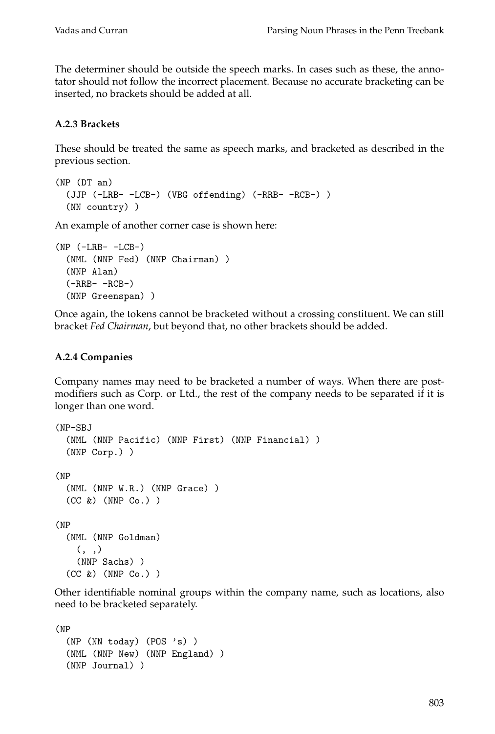The determiner should be outside the speech marks. In cases such as these, the annotator should not follow the incorrect placement. Because no accurate bracketing can be inserted, no brackets should be added at all.

### A.2.3 Brackets

These should be treated the same as speech marks, and bracketed as described in the previous section.

```
(NP (DT an)
  (JJP (-LRB- -LCB-) (VBG offending) (-RRB- -RCB-) )
  (NN country) )
```

An example of another corner case is shown here:

```
(NP (-LRB- -LCB-)
  (NML (NNP Fed) (NNP Chairman) )
  (NNP Alan)
  (-RRB- -RCB-)
  (NNP Greenspan) )
```

Once again, the tokens cannot be bracketed without a crossing constituent. We can still bracket *Fed Chairman*, but beyond that, no other brackets should be added.

### A.2.4 Companies

Company names may need to be bracketed a number of ways. When there are post-modifiers such as Corp. or Ltd., the rest of the company needs to be separated if it is longer than one word.

```
(NP-SBJ
  (NML (NNP Pacific) (NNP First) (NNP Financial) )
  (NNP Corp.) )

(NP
  (NML (NNP W.R.) (NNP Grace) )
  (CC &) (NNP Co.) )

(NP
  (NML (NNP Goldman)
    (, ,)
    (NNP Sachs) )
  (CC &) (NNP Co.) )
```

Other identifiable nominal groups within the company name, such as locations, also need to be bracketed separately.

```
(NP
  (NP (NN today) (POS 's) )
  (NML (NNP New) (NNP England) )
  (NNP Journal) )
```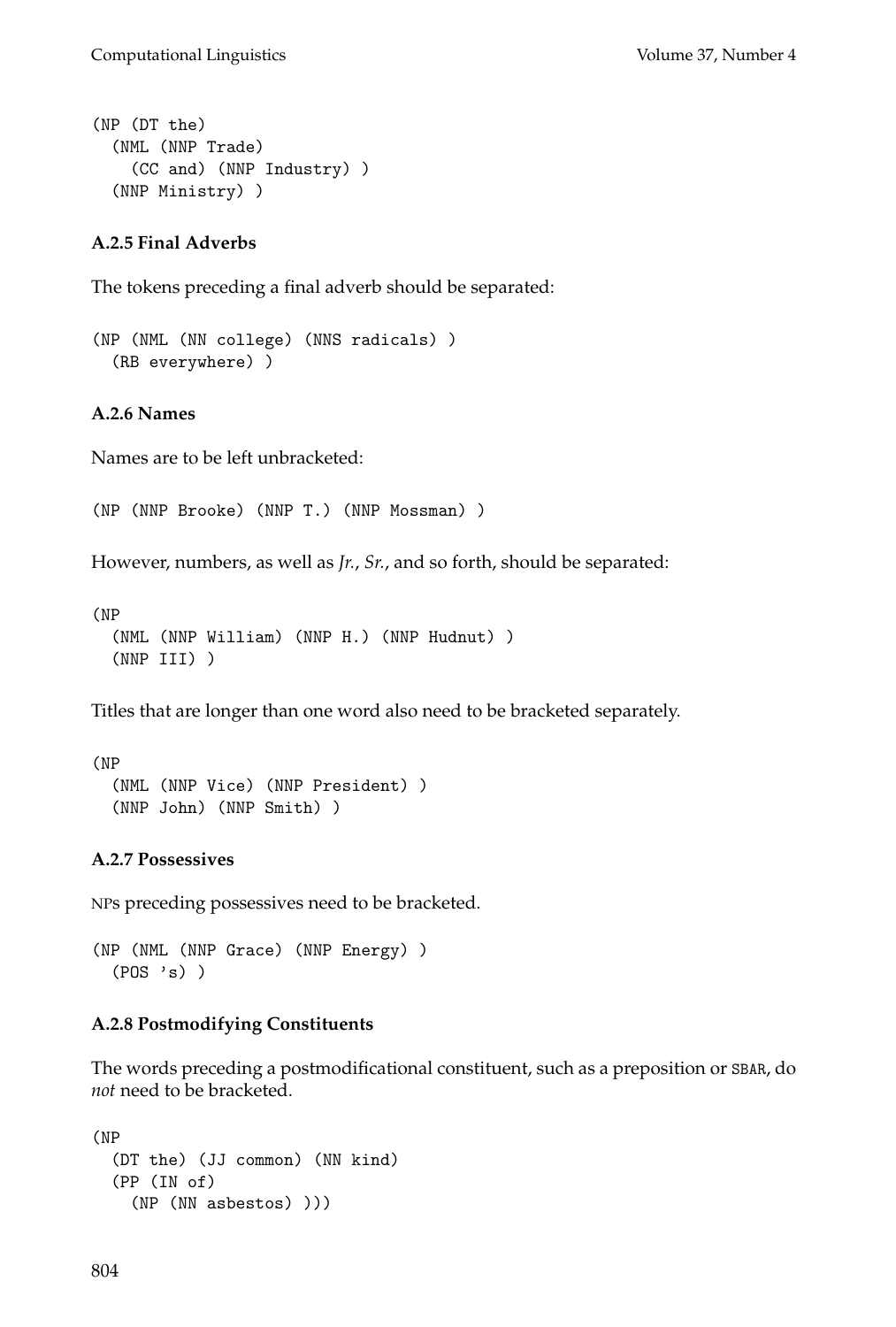```
(NP (DT the)
  (NML (NNP Trade)
    (CC and) (NNP Industry) )
  (NNP Ministry) )
```

#### A.2.5 Final Adverbs

The tokens preceding a final adverb should be separated:

```
(NP (NML (NN college) (NNS radicals) )
  (RB everywhere) )
```

#### A.2.6 Names

Names are to be left unbracketed:

```
(NP (NNP Brooke) (NNP T.) (NNP Mossman) )
```

However, numbers, as well as *Jr.*, *Sr.*, and so forth, should be separated:

```
(NP
  (NML (NNP William) (NNP H.) (NNP Hudnut) )
  (NNP III) )
```

Titles that are longer than one word also need to be bracketed separately.

```
(NP
  (NML (NNP Vice) (NNP President) )
  (NNP John) (NNP Smith) )
```

#### A.2.7 Possessives

NPs preceding possessives need to be bracketed.

```
(NP (NML (NNP Grace) (NNP Energy) )
  (POS 's) )
```

#### A.2.8 Postmodifying Constituents

The words preceding a postmodificational constituent, such as a preposition or SBAR, do *not* need to be bracketed.

```
(NP
  (DT the) (JJ common) (NN kind)
  (PP (IN of)
    (NP (NN asbestos) )))
```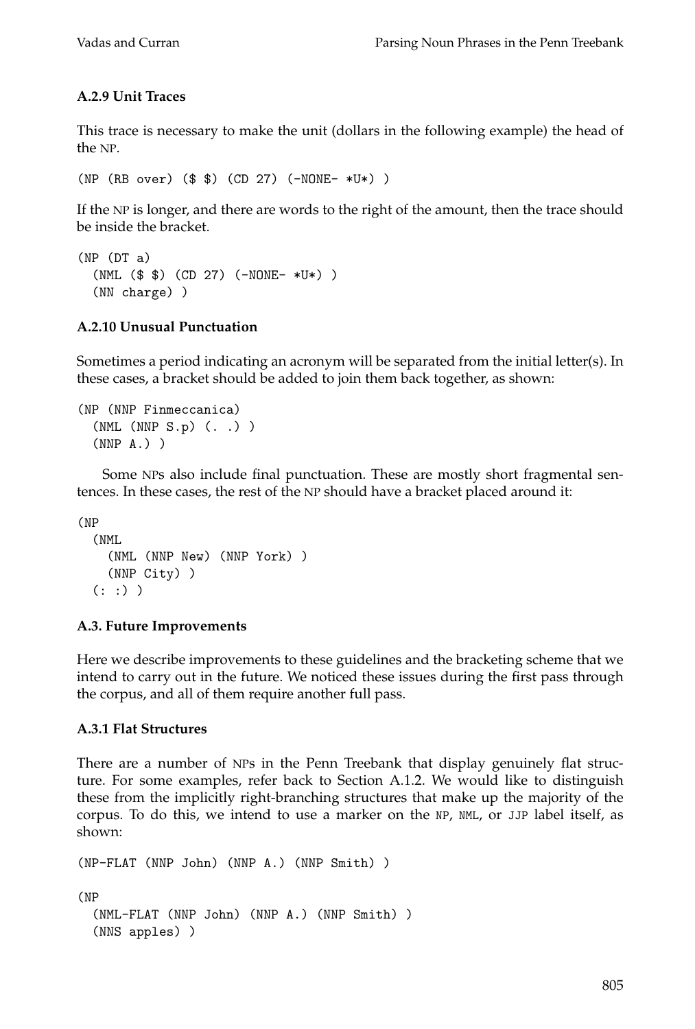### A.2.9 Unit Traces

This trace is necessary to make the unit (dollars in the following example) the head of the NP.

```
(NP (RB over) ($ $) (CD 27) (-NONE- *U*) )
```

If the NP is longer, and there are words to the right of the amount, then the trace should be inside the bracket.

```
(NP (DT a)
  (NML ($ $) (CD 27) (-NONE- *U*) )
  (NN charge) )
```

### A.2.10 Unusual Punctuation

Sometimes a period indicating an acronym will be separated from the initial letter(s). In these cases, a bracket should be added to join them back together, as shown:

```
(NP (NNP Finmeccanica)
  (NML (NNP S.p) (. .) )
  (NNP A.) )
```

Some NPs also include final punctuation. These are mostly short fragmental sentences. In these cases, the rest of the NP should have a bracket placed around it:

```
(NP
  (NML
    (NML (NNP New) (NNP York) )
    (NNP City) )
  (: :) )
```

### A.3. Future Improvements

Here we describe improvements to these guidelines and the bracketing scheme that we intend to carry out in the future. We noticed these issues during the first pass through the corpus, and all of them require another full pass.

### A.3.1 Flat Structures

There are a number of NPs in the Penn Treebank that display genuinely flat structure. For some examples, refer back to Section A.1.2. We would like to distinguish these from the implicitly right-branching structures that make up the majority of the corpus. To do this, we intend to use a marker on the NP, NML, or JJP label itself, as shown:

```
(NP-FLAT (NNP John) (NNP A.) (NNP Smith) )

(NP
  (NML-FLAT (NNP John) (NNP A.) (NNP Smith) )
  (NNS apples) )
```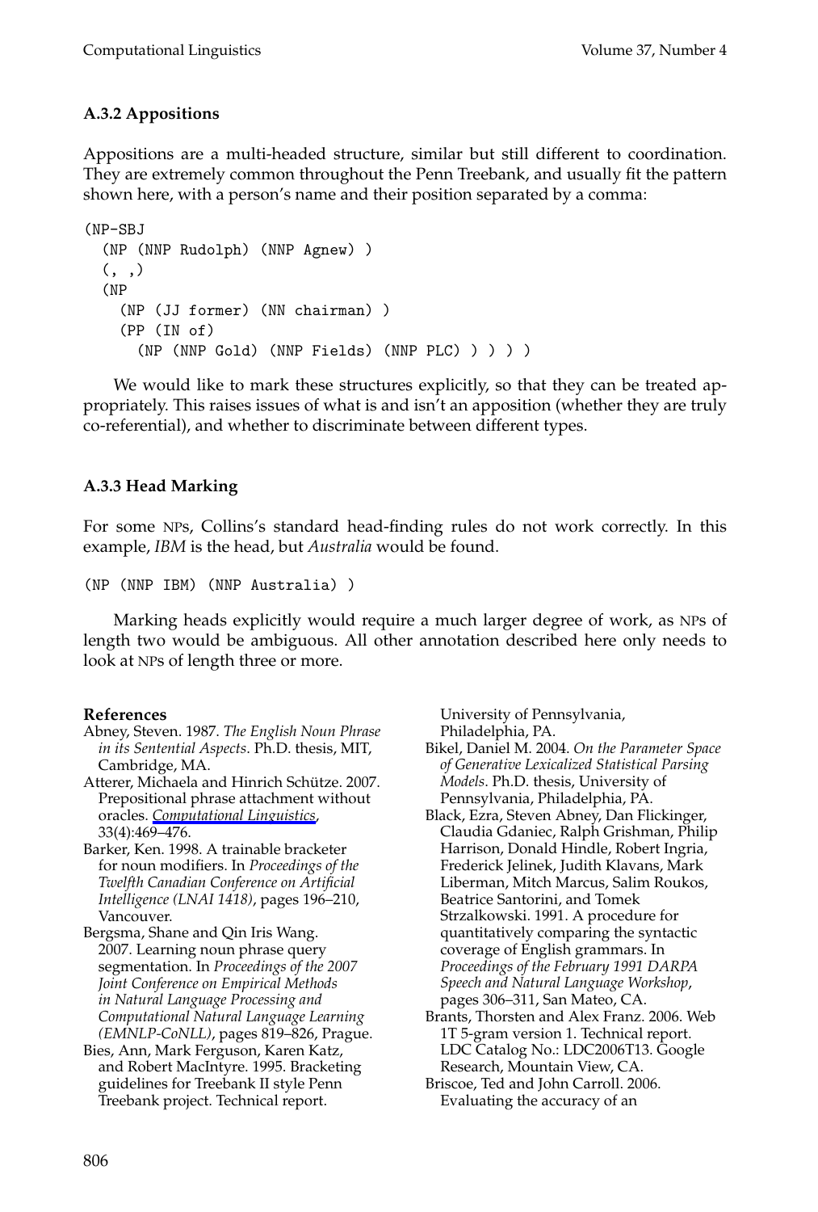### A.3.2 Appositions

Appositions are a multi-headed structure, similar but still different to coordination. They are extremely common throughout the Penn Treebank, and usually fit the pattern shown here, with a person's name and their position separated by a comma:

```
(NP-SBJ
  (NP (NNP Rudolph) (NNP Agnew) )
  (, ,)
  (NP
    (NP (JJ former) (NN chairman) )
    (PP (IN of)
      (NP (NNP Gold) (NNP Fields) (NNP PLC) ) ) ) )
```

We would like to mark these structures explicitly, so that they can be treated appropriately. This raises issues of what is and isn't an apposition (whether they are truly co-referential), and whether to discriminate between different types.

### A.3.3 Head Marking

For some NPs, Collins's standard head-finding rules do not work correctly. In this example, *IBM* is the head, but *Australia* would be found.

```
(NP (NNP IBM) (NNP Australia) )
```

Marking heads explicitly would require a much larger degree of work, as NPs of length two would be ambiguous. All other annotation described here only needs to look at NPs of length three or more.

**References**

Abney, Steven. 1987. *The English Noun Phrase in its Sentential Aspects*. Ph.D. thesis, MIT, Cambridge, MA.

Atterer, Michaela and Hinrich Schütze. 2007. Prepositional phrase attachment without oracles. *Computational Linguistics*, 33(4):469–476.

Barker, Ken. 1998. A trainable bracketer for noun modifiers. In *Proceedings of the Twelfth Canadian Conference on Artificial Intelligence (LNAI 1418)*, pages 196–210, Vancouver.

Bergsma, Shane and Qin Iris Wang. 2007. Learning noun phrase query segmentation. In *Proceedings of the 2007 Joint Conference on Empirical Methods in Natural Language Processing and Computational Natural Language Learning (EMNLP-CoNLL)*, pages 819–826, Prague.

Bies, Ann, Mark Ferguson, Karen Katz, and Robert MacIntyre. 1995. Bracketing guidelines for Treebank II style Penn Treebank project. Technical report. University of Pennsylvania, Philadelphia, PA.

Bikel, Daniel M. 2004. *On the Parameter Space of Generative Lexicalized Statistical Parsing Models*. Ph.D. thesis, University of Pennsylvania, Philadelphia, PA.

Black, Ezra, Steven Abney, Dan Flickinger, Claudia Gdaniec, Ralph Grishman, Philip Harrison, Donald Hindle, Robert Ingria, Frederick Jelinek, Judith Klavans, Mark Liberman, Mitch Marcus, Salim Roukos, Beatrice Santorini, and Tomek Strzalkowski. 1991. A procedure for quantitatively comparing the syntactic coverage of English grammars. In *Proceedings of the February 1991 DARPA Speech and Natural Language Workshop*, pages 306–311, San Mateo, CA.

Brants, Thorsten and Alex Franz. 2006. Web 1T 5-gram version 1. Technical report. LDC Catalog No.: LDC2006T13. Google Research, Mountain View, CA.

Briscoe, Ted and John Carroll. 2006. Evaluating the accuracy of an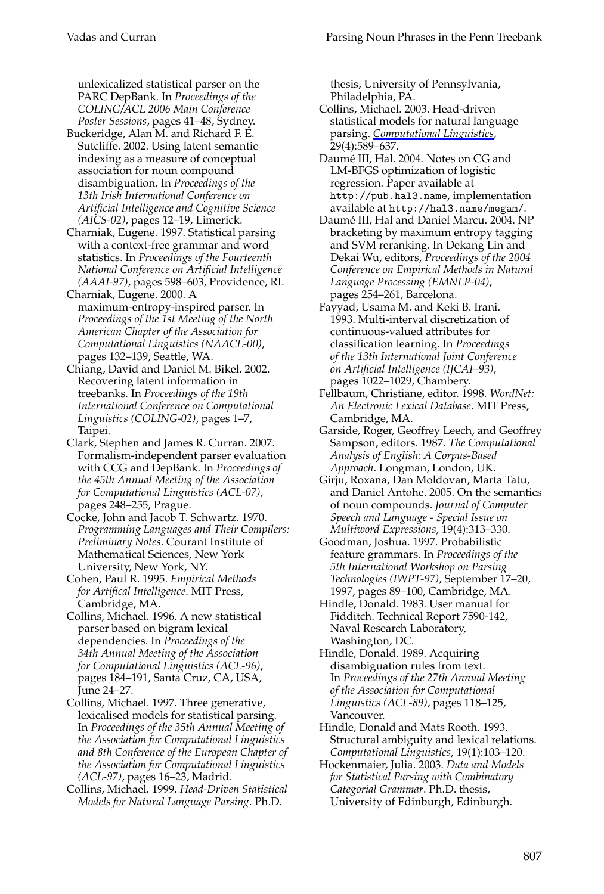unlexicalized statistical parser on the PARC DepBank. In *Proceedings of the COLING/ACL 2006 Main Conference Poster Sessions*, pages 41–48, Sydney.

Buckeridge, Alan M. and Richard F. E. Sutcliffe. 2002. Using latent semantic indexing as a measure of conceptual association for noun compound disambiguation. In *Proceedings of the 13th Irish International Conference on Artificial Intelligence and Cognitive Science (AICS-02)*, pages 12–19, Limerick.

Charniak, Eugene. 1997. Statistical parsing with a context-free grammar and word statistics. In *Proceedings of the Fourteenth National Conference on Artificial Intelligence (AAAI-97)*, pages 598–603, Providence, RI.

Charniak, Eugene. 2000. A maximum-entropy-inspired parser. In *Proceedings of the 1st Meeting of the North American Chapter of the Association for Computational Linguistics (NAACL-00)*, pages 132–139, Seattle, WA.

Chiang, David and Daniel M. Bikel. 2002. Recovering latent information in treebanks. In *Proceedings of the 19th International Conference on Computational Linguistics (COLING-02)*, pages 1–7, Taipei.

Clark, Stephen and James R. Curran. 2007. Formalism-independent parser evaluation with CCG and DepBank. In *Proceedings of the 45th Annual Meeting of the Association for Computational Linguistics (ACL-07)*, pages 248–255, Prague.

Cocke, John and Jacob T. Schwartz. 1970. *Programming Languages and Their Compilers: Preliminary Notes*. Courant Institute of Mathematical Sciences, New York University, New York, NY.

Cohen, Paul R. 1995. *Empirical Methods for Artifical Intelligence*. MIT Press, Cambridge, MA.

Collins, Michael. 1996. A new statistical parser based on bigram lexical dependencies. In *Proceedings of the 34th Annual Meeting of the Association for Computational Linguistics (ACL-96)*, pages 184–191, Santa Cruz, CA, USA, June 24–27.

Collins, Michael. 1997. Three generative, lexicalised models for statistical parsing. In *Proceedings of the 35th Annual Meeting of the Association for Computational Linguistics and 8th Conference of the European Chapter of the Association for Computational Linguistics (ACL-97)*, pages 16–23, Madrid.

Collins, Michael. 1999. *Head-Driven Statistical Models for Natural Language Parsing*. Ph.D. thesis, University of Pennsylvania, Philadelphia, PA.

Collins, Michael. 2003. Head-driven statistical models for natural language parsing. *Computational Linguistics*, 29(4):589–637.

Daumé III, Hal. 2004. Notes on CG and LM-BFGS optimization of logistic regression. Paper available at `http://pub.hal3.name`, implementation available at `http://hal3.name/megam/`.

Daumé III, Hal and Daniel Marcu. 2004. NP bracketing by maximum entropy tagging and SVM reranking. In Dekang Lin and Dekai Wu, editors, *Proceedings of the 2004 Conference on Empirical Methods in Natural Language Processing (EMNLP-04)*, pages 254–261, Barcelona.

Fayyad, Usama M. and Keki B. Irani. 1993. Multi-interval discretization of continuous-valued attributes for classification learning. In *Proceedings of the 13th International Joint Conference on Artificial Intelligence (IJCAI–93)*, pages 1022–1029, Chambery.

Fellbaum, Christiane, editor. 1998. *WordNet: An Electronic Lexical Database*. MIT Press, Cambridge, MA.

Garside, Roger, Geoffrey Leech, and Geoffrey Sampson, editors. 1987. *The Computational Analysis of English: A Corpus-Based Approach*. Longman, London, UK.

Girju, Roxana, Dan Moldovan, Marta Tatu, and Daniel Antohe. 2005. On the semantics of noun compounds. *Journal of Computer Speech and Language - Special Issue on Multiword Expressions*, 19(4):313–330.

Goodman, Joshua. 1997. Probabilistic feature grammars. In *Proceedings of the 5th International Workshop on Parsing Technologies (IWPT-97)*, September 17–20, 1997, pages 89–100, Cambridge, MA.

Hindle, Donald. 1983. User manual for Fidditch. Technical Report 7590-142, Naval Research Laboratory, Washington, DC.

Hindle, Donald. 1989. Acquiring disambiguation rules from text. In *Proceedings of the 27th Annual Meeting of the Association for Computational Linguistics (ACL-89)*, pages 118–125, Vancouver.

Hindle, Donald and Mats Rooth. 1993. Structural ambiguity and lexical relations. *Computational Linguistics*, 19(1):103–120.

Hockenmaier, Julia. 2003. *Data and Models for Statistical Parsing with Combinatory Categorial Grammar*. Ph.D. thesis, University of Edinburgh, Edinburgh.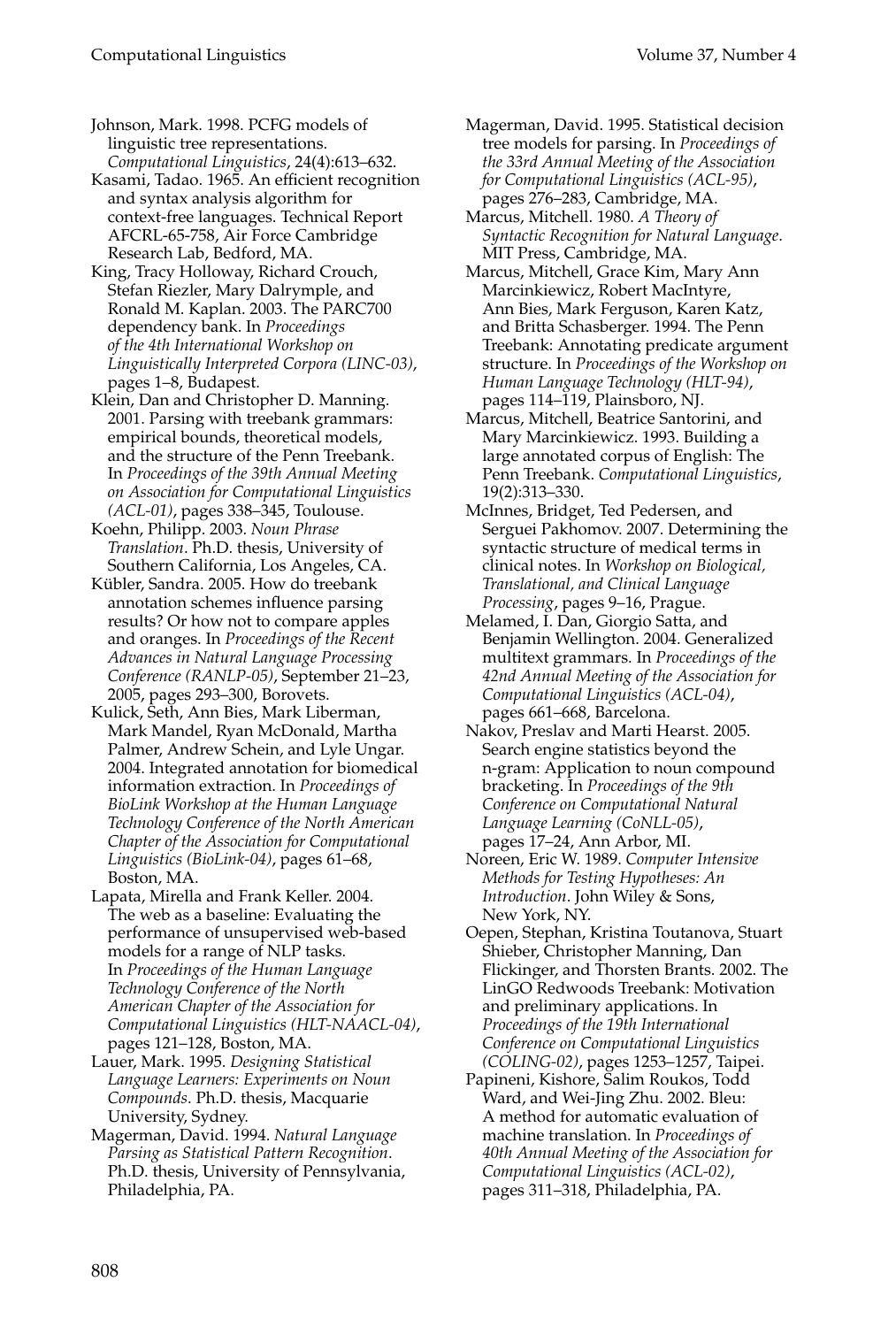Johnson, Mark. 1998. PCFG models of linguistic tree representations. *Computational Linguistics*, 24(4):613–632.

Kasami, Tadao. 1965. An efficient recognition and syntax analysis algorithm for context-free languages. Technical Report AFCRL-65-758, Air Force Cambridge Research Lab, Bedford, MA.

King, Tracy Holloway, Richard Crouch, Stefan Riezler, Mary Dalrymple, and Ronald M. Kaplan. 2003. The PARC700 dependency bank. In *Proceedings of the 4th International Workshop on Linguistically Interpreted Corpora (LINC-03)*, pages 1–8, Budapest.

Klein, Dan and Christopher D. Manning. 2001. Parsing with treebank grammars: empirical bounds, theoretical models, and the structure of the Penn Treebank. In *Proceedings of the 39th Annual Meeting on Association for Computational Linguistics (ACL-01)*, pages 338–345, Toulouse.

Koehn, Philipp. 2003. *Noun Phrase Translation*. Ph.D. thesis, University of Southern California, Los Angeles, CA.

Kübler, Sandra. 2005. How do treebank annotation schemes influence parsing results? Or how not to compare apples and oranges. In *Proceedings of the Recent Advances in Natural Language Processing Conference (RANLP-05)*, September 21–23, 2005, pages 293–300, Borovets.

Kulick, Seth, Ann Bies, Mark Liberman, Mark Mandel, Ryan McDonald, Martha Palmer, Andrew Schein, and Lyle Ungar. 2004. Integrated annotation for biomedical information extraction. In *Proceedings of BioLink Workshop at the Human Language Technology Conference of the North American Chapter of the Association for Computational Linguistics (BioLink-04)*, pages 61–68, Boston, MA.

Lapata, Mirella and Frank Keller. 2004. The web as a baseline: Evaluating the performance of unsupervised web-based models for a range of NLP tasks. In *Proceedings of the Human Language Technology Conference of the North American Chapter of the Association for Computational Linguistics (HLT-NAACL-04)*, pages 121–128, Boston, MA.

Lauer, Mark. 1995. *Designing Statistical Language Learners: Experiments on Noun Compounds*. Ph.D. thesis, Macquarie University, Sydney.

Magerman, David. 1994. *Natural Language Parsing as Statistical Pattern Recognition*. Ph.D. thesis, University of Pennsylvania, Philadelphia, PA.

Magerman, David. 1995. Statistical decision tree models for parsing. In *Proceedings of the 33rd Annual Meeting of the Association for Computational Linguistics (ACL-95)*, pages 276–283, Cambridge, MA.

Marcus, Mitchell. 1980. *A Theory of Syntactic Recognition for Natural Language*. MIT Press, Cambridge, MA.

Marcus, Mitchell, Grace Kim, Mary Ann Marcinkiewicz, Robert MacIntyre, Ann Bies, Mark Ferguson, Karen Katz, and Britta Schasberger. 1994. The Penn Treebank: Annotating predicate argument structure. In *Proceedings of the Workshop on Human Language Technology (HLT-94)*, pages 114–119, Plainsboro, NJ.

Marcus, Mitchell, Beatrice Santorini, and Mary Marcinkiewicz. 1993. Building a large annotated corpus of English: The Penn Treebank. *Computational Linguistics*, 19(2):313–330.

McInnes, Bridget, Ted Pedersen, and Serguei Pakhomov. 2007. Determining the syntactic structure of medical terms in clinical notes. In *Workshop on Biological, Translational, and Clinical Language Processing*, pages 9–16, Prague.

Melamed, I. Dan, Giorgio Satta, and Benjamin Wellington. 2004. Generalized multitext grammars. In *Proceedings of the 42nd Annual Meeting of the Association for Computational Linguistics (ACL-04)*, pages 661–668, Barcelona.

Nakov, Preslav and Marti Hearst. 2005. Search engine statistics beyond the n-gram: Application to noun compound bracketing. In *Proceedings of the 9th Conference on Computational Natural Language Learning (CoNLL-05)*, pages 17–24, Ann Arbor, MI.

Noreen, Eric W. 1989. *Computer Intensive Methods for Testing Hypotheses: An Introduction*. John Wiley & Sons, New York, NY.

Oepen, Stephan, Kristina Toutanova, Stuart Shieber, Christopher Manning, Dan Flickinger, and Thorsten Brants. 2002. The LinGO Redwoods Treebank: Motivation and preliminary applications. In *Proceedings of the 19th International Conference on Computational Linguistics (COLING-02)*, pages 1253–1257, Taipei.

Papineni, Kishore, Salim Roukos, Todd Ward, and Wei-Jing Zhu. 2002. Bleu: A method for automatic evaluation of machine translation. In *Proceedings of 40th Annual Meeting of the Association for Computational Linguistics (ACL-02)*, pages 311–318, Philadelphia, PA.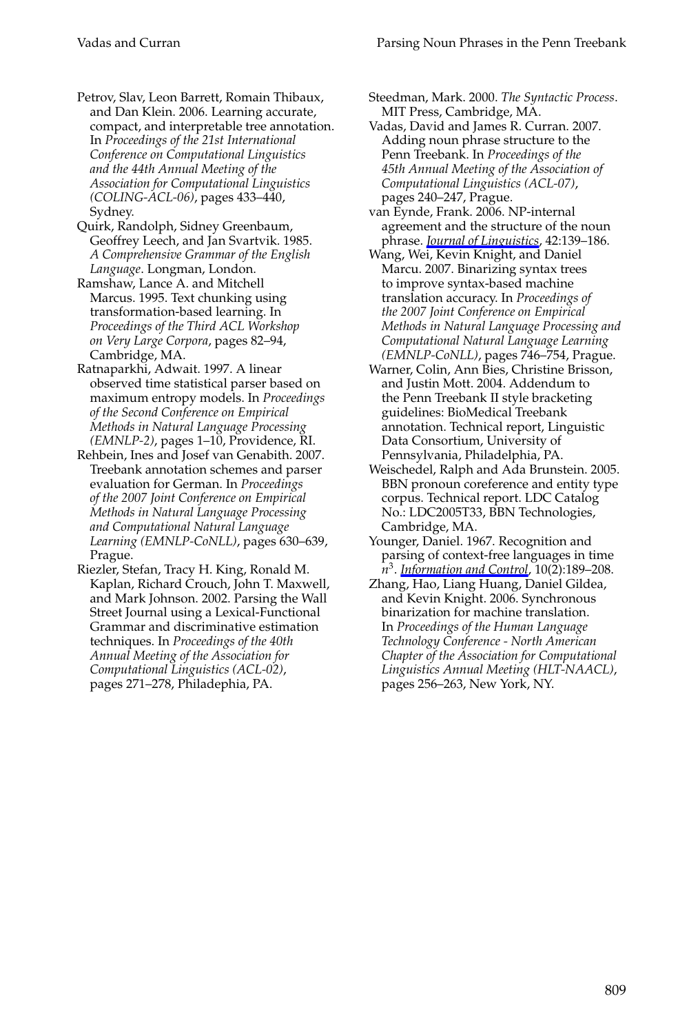Petrov, Slav, Leon Barrett, Romain Thibaux, and Dan Klein. 2006. Learning accurate, compact, and interpretable tree annotation. In *Proceedings of the 21st International Conference on Computational Linguistics and the 44th Annual Meeting of the Association for Computational Linguistics (COLING-ACL-06)*, pages 433–440, Sydney.

Quirk, Randolph, Sidney Greenbaum, Geoffrey Leech, and Jan Svartvik. 1985. *A Comprehensive Grammar of the English Language*. Longman, London.

Ramshaw, Lance A. and Mitchell Marcus. 1995. Text chunking using transformation-based learning. In *Proceedings of the Third ACL Workshop on Very Large Corpora*, pages 82–94, Cambridge, MA.

Ratnaparkhi, Adwait. 1997. A linear observed time statistical parser based on maximum entropy models. In *Proceedings of the Second Conference on Empirical Methods in Natural Language Processing (EMNLP-2)*, pages 1–10, Providence, RI.

Rehbein, Ines and Josef van Genabith. 2007. Treebank annotation schemes and parser evaluation for German. In *Proceedings of the 2007 Joint Conference on Empirical Methods in Natural Language Processing and Computational Natural Language Learning (EMNLP-CoNLL)*, pages 630–639, Prague.

Riezler, Stefan, Tracy H. King, Ronald M. Kaplan, Richard Crouch, John T. Maxwell, and Mark Johnson. 2002. Parsing the Wall Street Journal using a Lexical-Functional Grammar and discriminative estimation techniques. In *Proceedings of the 40th Annual Meeting of the Association for Computational Linguistics (ACL-02)*, pages 271–278, Philadephia, PA.

Steedman, Mark. 2000. *The Syntactic Process*. MIT Press, Cambridge, MA.

Vadas, David and James R. Curran. 2007. Adding noun phrase structure to the Penn Treebank. In *Proceedings of the 45th Annual Meeting of the Association of Computational Linguistics (ACL-07)*, pages 240–247, Prague.

van Eynde, Frank. 2006. NP-internal agreement and the structure of the noun phrase. *Journal of Linguistics*, 42:139–186.

Wang, Wei, Kevin Knight, and Daniel Marcu. 2007. Binarizing syntax trees to improve syntax-based machine translation accuracy. In *Proceedings of the 2007 Joint Conference on Empirical Methods in Natural Language Processing and Computational Natural Language Learning (EMNLP-CoNLL)*, pages 746–754, Prague.

Warner, Colin, Ann Bies, Christine Brisson, and Justin Mott. 2004. Addendum to the Penn Treebank II style bracketing guidelines: BioMedical Treebank annotation. Technical report, Linguistic Data Consortium, University of Pennsylvania, Philadelphia, PA.

Weischedel, Ralph and Ada Brunstein. 2005. BBN pronoun coreference and entity type corpus. Technical report. LDC Catalog No.: LDC2005T33, BBN Technologies, Cambridge, MA.

Younger, Daniel. 1967. Recognition and parsing of context-free languages in time $n^3$. *Information and Control*, 10(2):189–208.

Zhang, Hao, Liang Huang, Daniel Gildea, and Kevin Knight. 2006. Synchronous binarization for machine translation. In *Proceedings of the Human Language Technology Conference - North American Chapter of the Association for Computational Linguistics Annual Meeting (HLT-NAACL)*, pages 256–263, New York, NY.